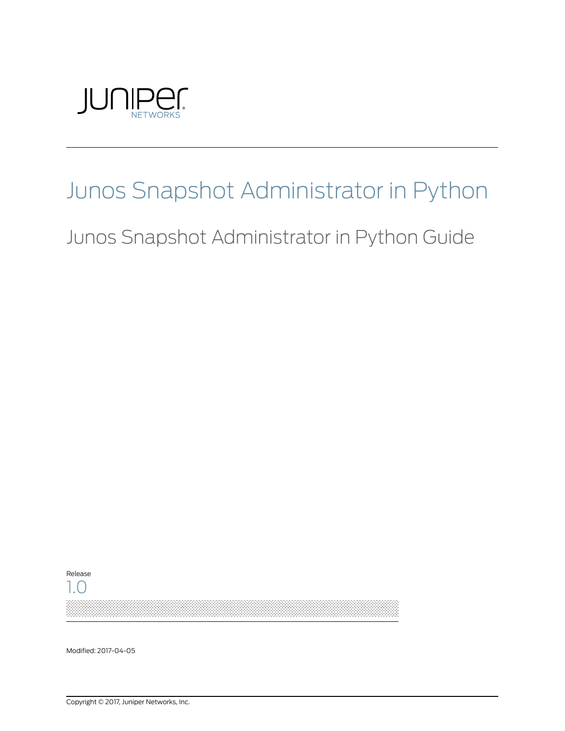# Junos Snapshot Administrator in Python

## Junos Snapshot Administrator in Python Guide

Release

1.0

Modified: 2017-04-05

Copyright © 2017, Juniper Networks, Inc.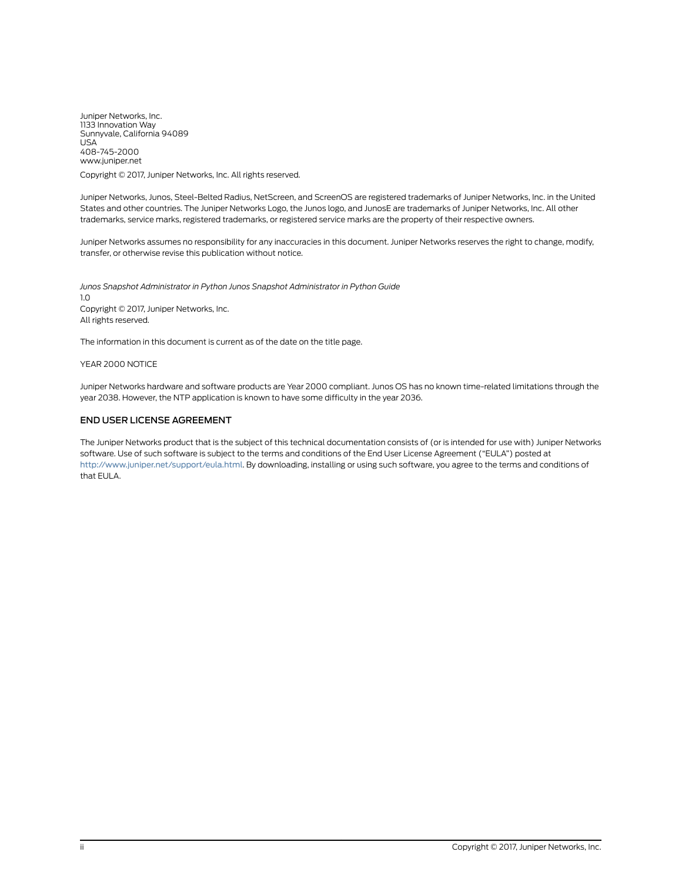Juniper Networks, Inc.
1133 Innovation Way
Sunnyvale, California 94089
USA
408-745-2000
www.juniper.net

Copyright © 2017, Juniper Networks, Inc. All rights reserved.

Juniper Networks, Junos, Steel-Belted Radius, NetScreen, and ScreenOS are registered trademarks of Juniper Networks, Inc. in the United States and other countries. The Juniper Networks Logo, the Junos logo, and JunosE are trademarks of Juniper Networks, Inc. All other trademarks, service marks, registered trademarks, or registered service marks are the property of their respective owners.

Juniper Networks assumes no responsibility for any inaccuracies in this document. Juniper Networks reserves the right to change, modify, transfer, or otherwise revise this publication without notice.

*Junos Snapshot Administrator in Python Junos Snapshot Administrator in Python Guide*
1.0
Copyright © 2017, Juniper Networks, Inc.
All rights reserved.

The information in this document is current as of the date on the title page.

YEAR 2000 NOTICE

Juniper Networks hardware and software products are Year 2000 compliant. Junos OS has no known time-related limitations through the year 2038. However, the NTP application is known to have some difficulty in the year 2036.

## END USER LICENSE AGREEMENT

The Juniper Networks product that is the subject of this technical documentation consists of (or is intended for use with) Juniper Networks software. Use of such software is subject to the terms and conditions of the End User License Agreement ("EULA") posted at http://www.juniper.net/support/eula.html. By downloading, installing or using such software, you agree to the terms and conditions of that EULA.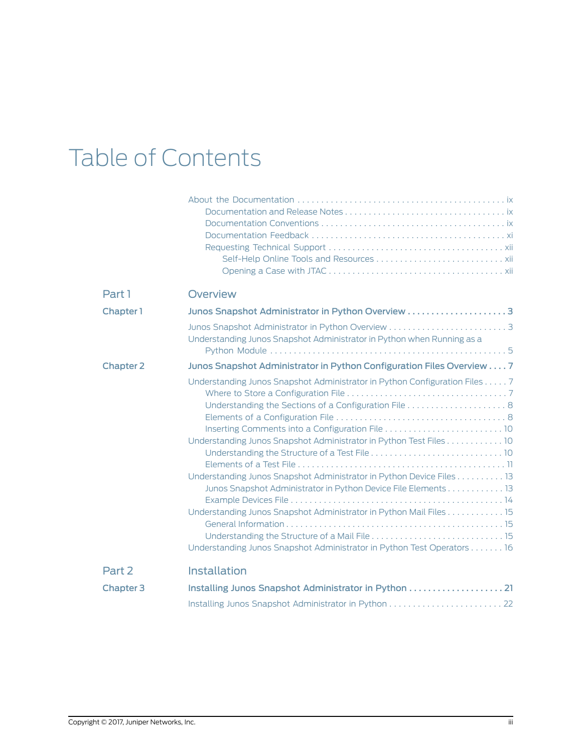# Table of Contents

- About the Documentation . . . ix
  - Documentation and Release Notes . . . ix
  - Documentation Conventions . . . ix
  - Documentation Feedback . . . xi
  - Requesting Technical Support . . . xii
    - Self-Help Online Tools and Resources . . . xii
    - Opening a Case with JTAC . . . xii

## Part 1 Overview

### Chapter 1 Junos Snapshot Administrator in Python Overview . . . 3

- Junos Snapshot Administrator in Python Overview . . . 3
- Understanding Junos Snapshot Administrator in Python when Running as a Python Module . . . 5

### Chapter 2 Junos Snapshot Administrator in Python Configuration Files Overview . . . 7

- Understanding Junos Snapshot Administrator in Python Configuration Files . . . 7
  - Where to Store a Configuration File . . . 7
  - Understanding the Sections of a Configuration File . . . 8
  - Elements of a Configuration File . . . 8
  - Inserting Comments into a Configuration File . . . 10
- Understanding Junos Snapshot Administrator in Python Test Files . . . 10
  - Understanding the Structure of a Test File . . . 10
  - Elements of a Test File . . . 11
- Understanding Junos Snapshot Administrator in Python Device Files . . . 13
  - Junos Snapshot Administrator in Python Device File Elements . . . 13
  - Example Devices File . . . 14
- Understanding Junos Snapshot Administrator in Python Mail Files . . . 15
  - General Information . . . 15
  - Understanding the Structure of a Mail File . . . 15
- Understanding Junos Snapshot Administrator in Python Test Operators . . . 16

## Part 2 Installation

### Chapter 3 Installing Junos Snapshot Administrator in Python . . . 21

- Installing Junos Snapshot Administrator in Python . . . 22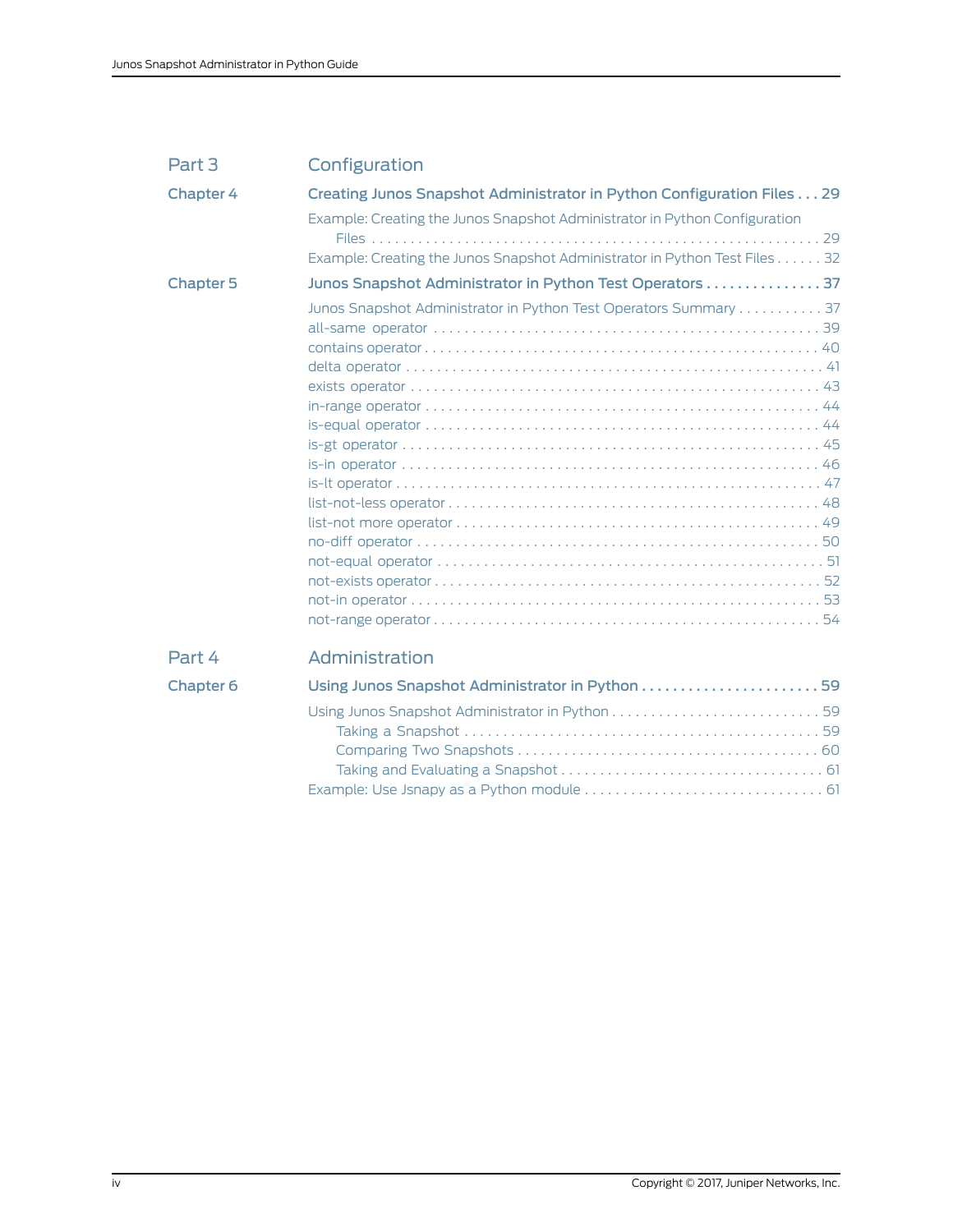**Part 3 — Configuration**

**Chapter 4 — Creating Junos Snapshot Administrator in Python Configuration Files . . . 29**

- Example: Creating the Junos Snapshot Administrator in Python Configuration Files . . . 29
- Example: Creating the Junos Snapshot Administrator in Python Test Files . . . 32

**Chapter 5 — Junos Snapshot Administrator in Python Test Operators . . . 37**

- Junos Snapshot Administrator in Python Test Operators Summary . . . 37
- all-same operator . . . 39
- contains operator . . . 40
- delta operator . . . 41
- exists operator . . . 43
- in-range operator . . . 44
- is-equal operator . . . 44
- is-gt operator . . . 45
- is-in operator . . . 46
- is-lt operator . . . 47
- list-not-less operator . . . 48
- list-not more operator . . . 49
- no-diff operator . . . 50
- not-equal operator . . . 51
- not-exists operator . . . 52
- not-in operator . . . 53
- not-range operator . . . 54

**Part 4 — Administration**

**Chapter 6 — Using Junos Snapshot Administrator in Python . . . 59**

- Using Junos Snapshot Administrator in Python . . . 59
  - Taking a Snapshot . . . 59
  - Comparing Two Snapshots . . . 60
  - Taking and Evaluating a Snapshot . . . 61
- Example: Use Jsnapy as a Python module . . . 61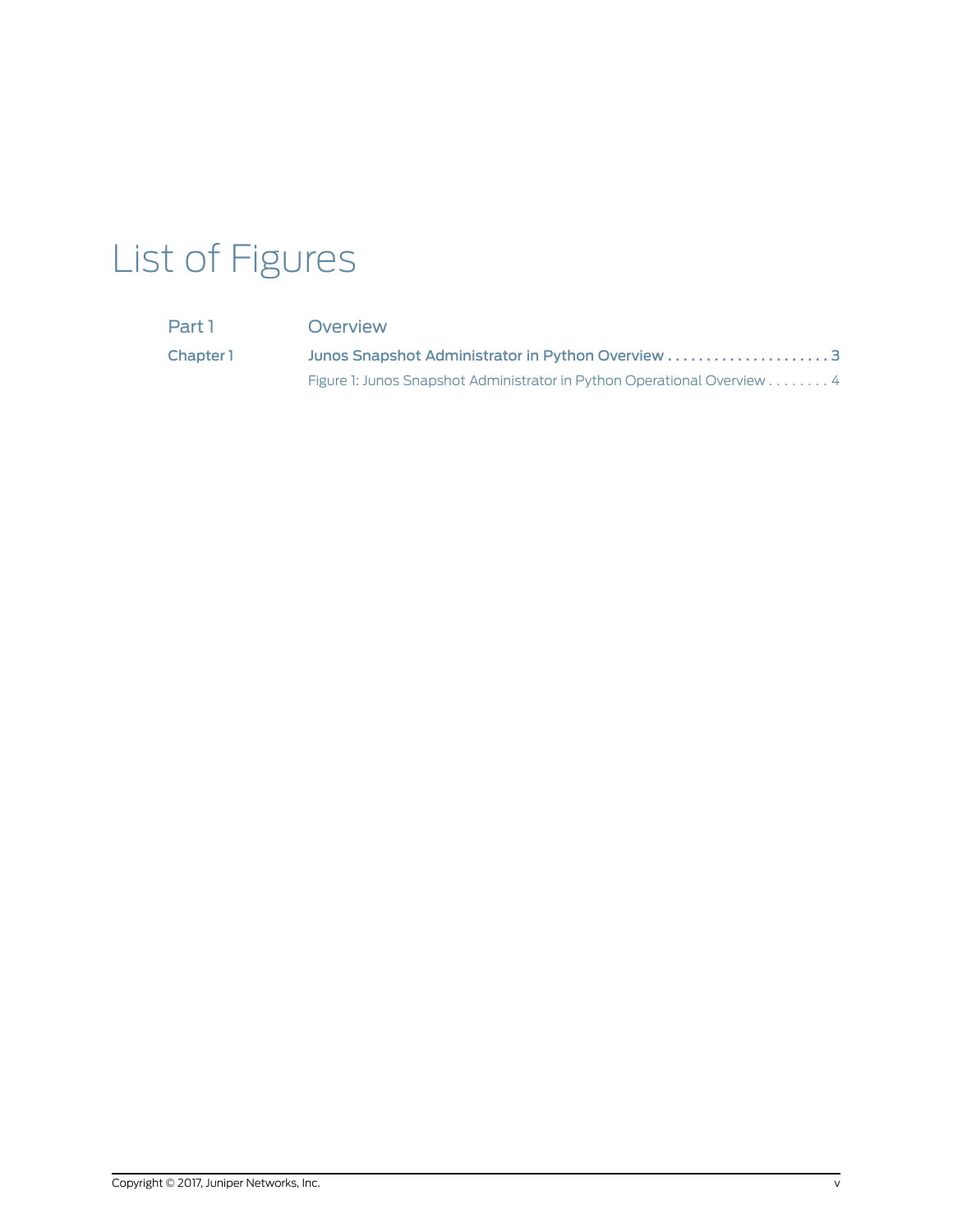# List of Figures

Part 1 Overview

Chapter 1 Junos Snapshot Administrator in Python Overview . . . . . . . . . . . . . . . . . . . . . 3

Figure 1: Junos Snapshot Administrator in Python Operational Overview . . . . . . . . 4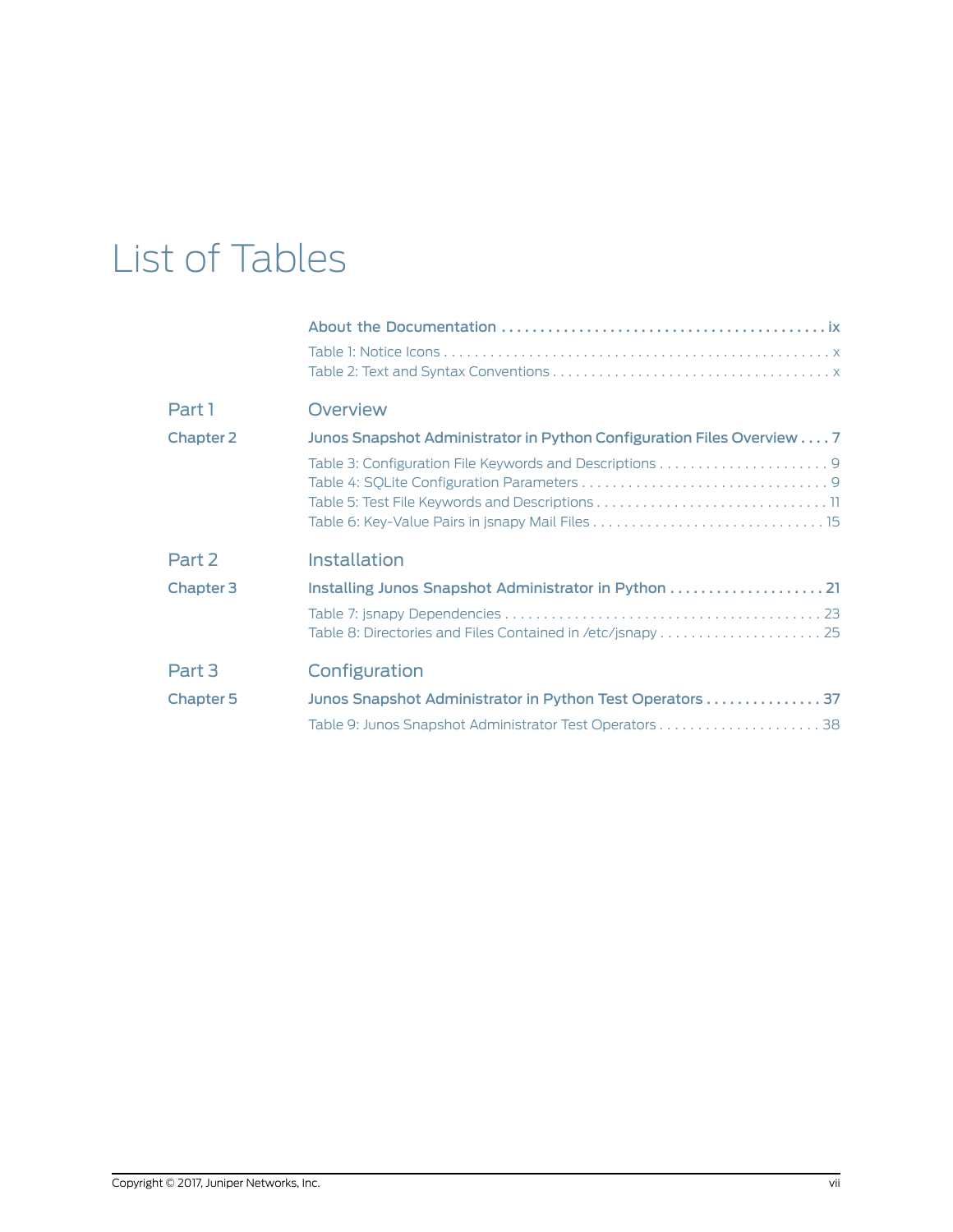# List of Tables

**About the Documentation . . . . . . . . . . . . . . . . . . . . . . . . . . . . . . . . . . . . . . . . . ix**

Table 1: Notice Icons . . . . . . . . . . . . . . . . . . . . . . . . . . . . . . . . . . . . . . . . . . . . . . . . . x
Table 2: Text and Syntax Conventions . . . . . . . . . . . . . . . . . . . . . . . . . . . . . . . . . . . x

## Part 1 Overview

**Chapter 2 Junos Snapshot Administrator in Python Configuration Files Overview . . . . 7**

Table 3: Configuration File Keywords and Descriptions . . . . . . . . . . . . . . . . . . . . . . 9
Table 4: SQLite Configuration Parameters . . . . . . . . . . . . . . . . . . . . . . . . . . . . . . . . 9
Table 5: Test File Keywords and Descriptions . . . . . . . . . . . . . . . . . . . . . . . . . . . . . . 11
Table 6: Key-Value Pairs in jsnapy Mail Files . . . . . . . . . . . . . . . . . . . . . . . . . . . . . . 15

## Part 2 Installation

**Chapter 3 Installing Junos Snapshot Administrator in Python . . . . . . . . . . . . . . . . . . . . 21**

Table 7: jsnapy Dependencies . . . . . . . . . . . . . . . . . . . . . . . . . . . . . . . . . . . . . . . . . 23
Table 8: Directories and Files Contained in /etc/jsnapy . . . . . . . . . . . . . . . . . . . . . 25

## Part 3 Configuration

**Chapter 5 Junos Snapshot Administrator in Python Test Operators . . . . . . . . . . . . . . . 37**

Table 9: Junos Snapshot Administrator Test Operators . . . . . . . . . . . . . . . . . . . . . 38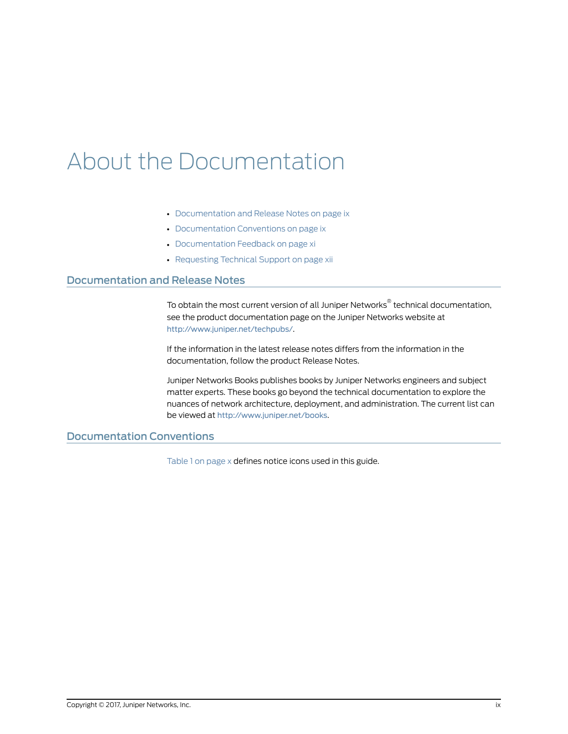# About the Documentation

- Documentation and Release Notes on page ix
- Documentation Conventions on page ix
- Documentation Feedback on page xi
- Requesting Technical Support on page xii

## Documentation and Release Notes

To obtain the most current version of all Juniper Networks® technical documentation, see the product documentation page on the Juniper Networks website at http://www.juniper.net/techpubs/.

If the information in the latest release notes differs from the information in the documentation, follow the product Release Notes.

Juniper Networks Books publishes books by Juniper Networks engineers and subject matter experts. These books go beyond the technical documentation to explore the nuances of network architecture, deployment, and administration. The current list can be viewed at http://www.juniper.net/books.

## Documentation Conventions

Table 1 on page x defines notice icons used in this guide.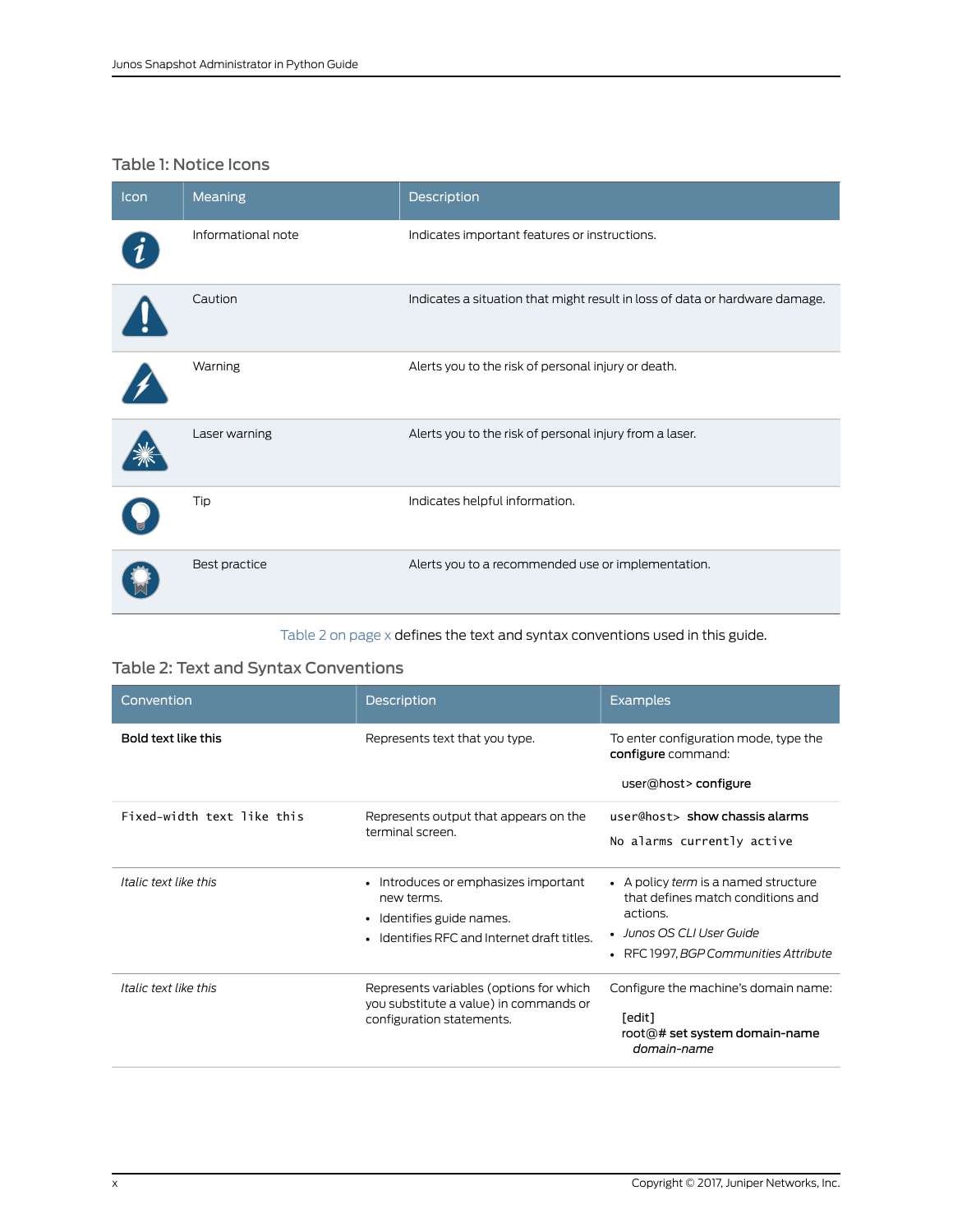### Table 1: Notice Icons

| Icon | Meaning | Description |
| --- | --- | --- |
| | Informational note | Indicates important features or instructions. |
| | Caution | Indicates a situation that might result in loss of data or hardware damage. |
| | Warning | Alerts you to the risk of personal injury or death. |
| | Laser warning | Alerts you to the risk of personal injury from a laser. |
| | Tip | Indicates helpful information. |
| | Best practice | Alerts you to a recommended use or implementation. |

Table 2 on page x defines the text and syntax conventions used in this guide.

### Table 2: Text and Syntax Conventions

| Convention | Description | Examples |
| --- | --- | --- |
| **Bold text like this** | Represents text that you type. | To enter configuration mode, type the **configure** command:<br><br>user@host> **configure** |
| `Fixed-width text like this` | Represents output that appears on the terminal screen. | `user@host>` **show chassis alarms**<br><br>`No alarms currently active` |
| *Italic text like this* | • Introduces or emphasizes important new terms.<br>• Identifies guide names.<br>• Identifies RFC and Internet draft titles. | • A policy *term* is a named structure that defines match conditions and actions.<br>• *Junos OS CLI User Guide*<br>• RFC 1997, *BGP Communities Attribute* |
| *Italic text like this* | Represents variables (options for which you substitute a value) in commands or configuration statements. | Configure the machine's domain name:<br><br>[edit]<br>root@# **set system domain-name** *domain-name* |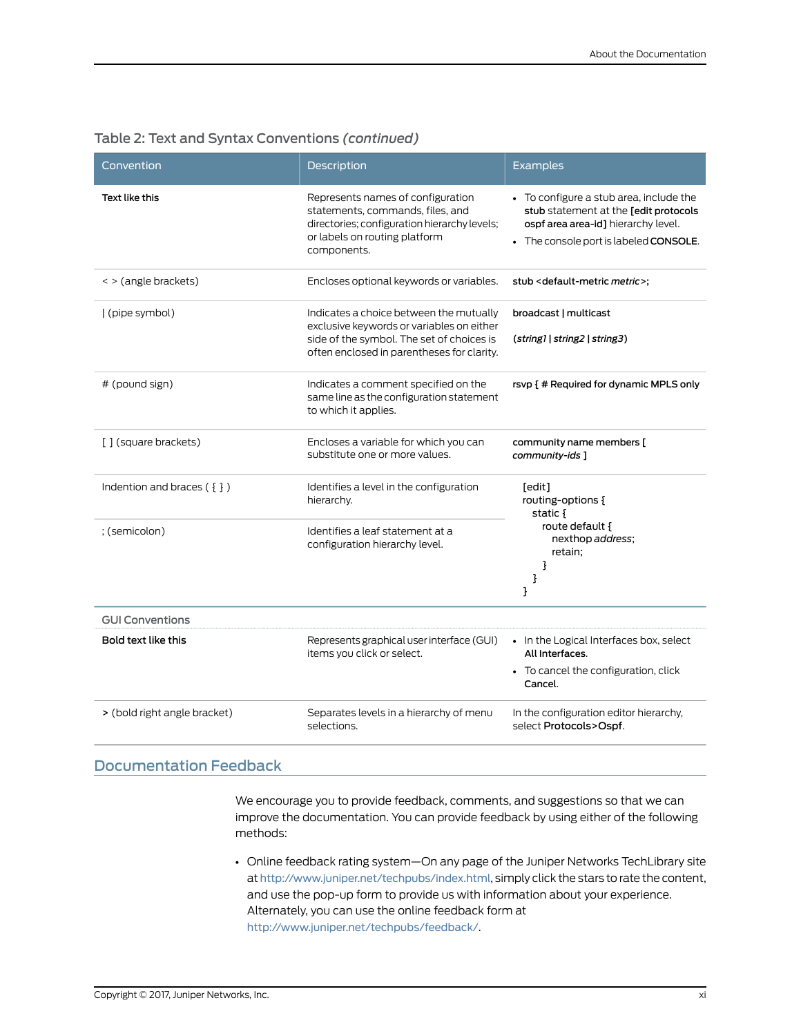Table 2: Text and Syntax Conventions *(continued)*

| Convention | Description | Examples |
|---|---|---|
| **Text like this** | Represents names of configuration statements, commands, files, and directories; configuration hierarchy levels; or labels on routing platform components. | • To configure a stub area, include the **stub** statement at the **[edit protocols ospf area area-id]** hierarchy level. <br> • The console port is labeled **CONSOLE**. |
| < > (angle brackets) | Encloses optional keywords or variables. | **stub <default-metric *metric*>;** |
| \| (pipe symbol) | Indicates a choice between the mutually exclusive keywords or variables on either side of the symbol. The set of choices is often enclosed in parentheses for clarity. | **broadcast \| multicast** <br><br> **(*string1* \| *string2* \| *string3*)** |
| # (pound sign) | Indicates a comment specified on the same line as the configuration statement to which it applies. | **rsvp { # Required for dynamic MPLS only** |
| [ ] (square brackets) | Encloses a variable for which you can substitute one or more values. | **community name members [ *community-ids* ]** |
| Indention and braces ( { } ) | Identifies a level in the configuration hierarchy. | [edit]<br>routing-options {<br>&nbsp;&nbsp;static {<br>&nbsp;&nbsp;&nbsp;&nbsp;route default {<br>&nbsp;&nbsp;&nbsp;&nbsp;&nbsp;&nbsp;nexthop *address*;<br>&nbsp;&nbsp;&nbsp;&nbsp;&nbsp;&nbsp;retain;<br>&nbsp;&nbsp;&nbsp;&nbsp;}<br>&nbsp;&nbsp;}<br>} |
| ; (semicolon) | Identifies a leaf statement at a configuration hierarchy level. | |
| **GUI Conventions** | | |
| **Bold text like this** | Represents graphical user interface (GUI) items you click or select. | • In the Logical Interfaces box, select **All Interfaces**. <br> • To cancel the configuration, click **Cancel**. |
| **>** (bold right angle bracket) | Separates levels in a hierarchy of menu selections. | In the configuration editor hierarchy, select **Protocols>Ospf**. |

## Documentation Feedback

We encourage you to provide feedback, comments, and suggestions so that we can improve the documentation. You can provide feedback by using either of the following methods:

- Online feedback rating system—On any page of the Juniper Networks TechLibrary site at http://www.juniper.net/techpubs/index.html, simply click the stars to rate the content, and use the pop-up form to provide us with information about your experience. Alternately, you can use the online feedback form at http://www.juniper.net/techpubs/feedback/.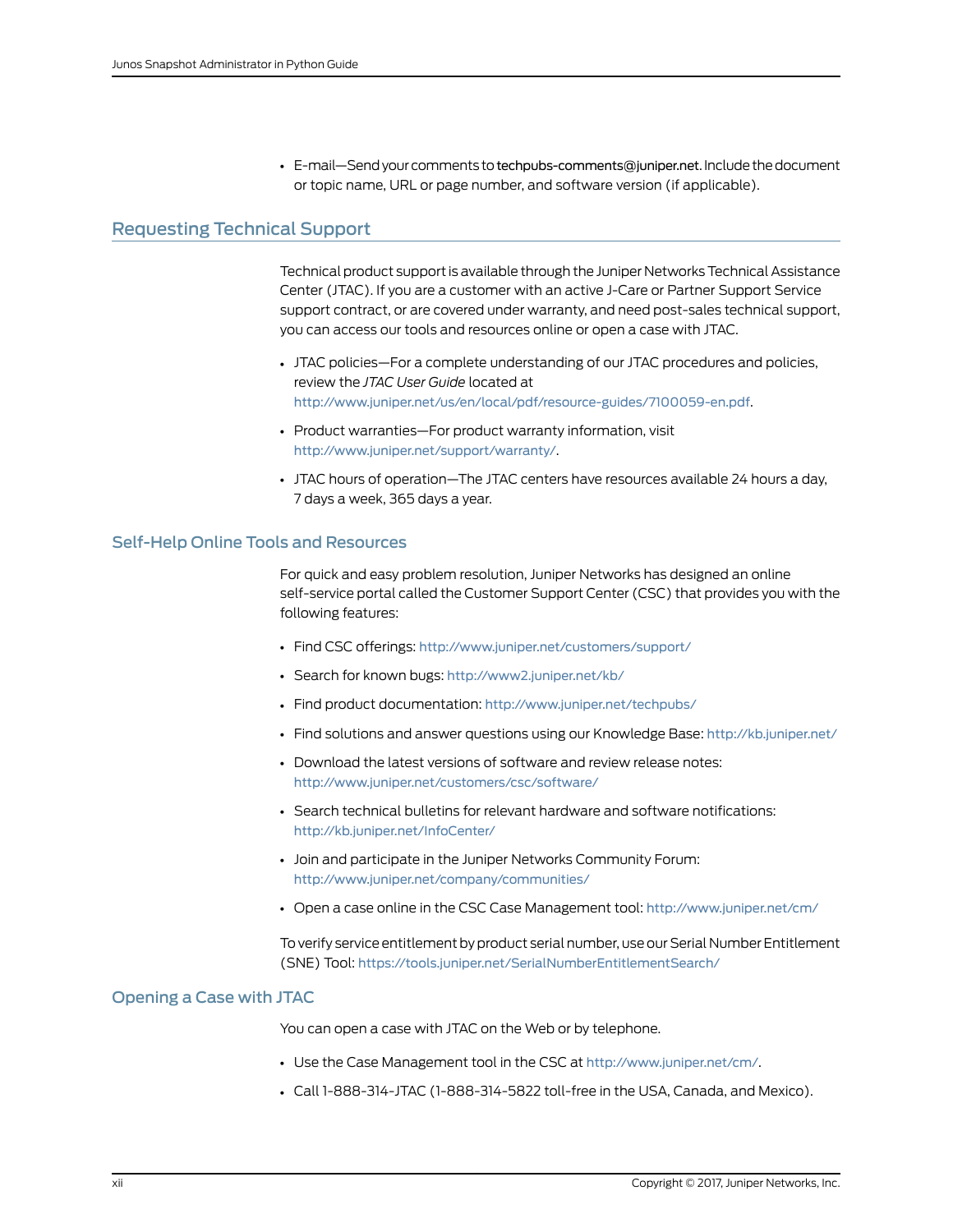- E-mail—Send your comments to techpubs-comments@juniper.net. Include the document or topic name, URL or page number, and software version (if applicable).

## Requesting Technical Support

Technical product support is available through the Juniper Networks Technical Assistance Center (JTAC). If you are a customer with an active J-Care or Partner Support Service support contract, or are covered under warranty, and need post-sales technical support, you can access our tools and resources online or open a case with JTAC.

- JTAC policies—For a complete understanding of our JTAC procedures and policies, review the *JTAC User Guide* located at http://www.juniper.net/us/en/local/pdf/resource-guides/7100059-en.pdf.
- Product warranties—For product warranty information, visit http://www.juniper.net/support/warranty/.
- JTAC hours of operation—The JTAC centers have resources available 24 hours a day, 7 days a week, 365 days a year.

### Self-Help Online Tools and Resources

For quick and easy problem resolution, Juniper Networks has designed an online self-service portal called the Customer Support Center (CSC) that provides you with the following features:

- Find CSC offerings: http://www.juniper.net/customers/support/
- Search for known bugs: http://www2.juniper.net/kb/
- Find product documentation: http://www.juniper.net/techpubs/
- Find solutions and answer questions using our Knowledge Base: http://kb.juniper.net/
- Download the latest versions of software and review release notes: http://www.juniper.net/customers/csc/software/
- Search technical bulletins for relevant hardware and software notifications: http://kb.juniper.net/InfoCenter/
- Join and participate in the Juniper Networks Community Forum: http://www.juniper.net/company/communities/
- Open a case online in the CSC Case Management tool: http://www.juniper.net/cm/

To verify service entitlement by product serial number, use our Serial Number Entitlement (SNE) Tool: https://tools.juniper.net/SerialNumberEntitlementSearch/

### Opening a Case with JTAC

You can open a case with JTAC on the Web or by telephone.

- Use the Case Management tool in the CSC at http://www.juniper.net/cm/.
- Call 1-888-314-JTAC (1-888-314-5822 toll-free in the USA, Canada, and Mexico).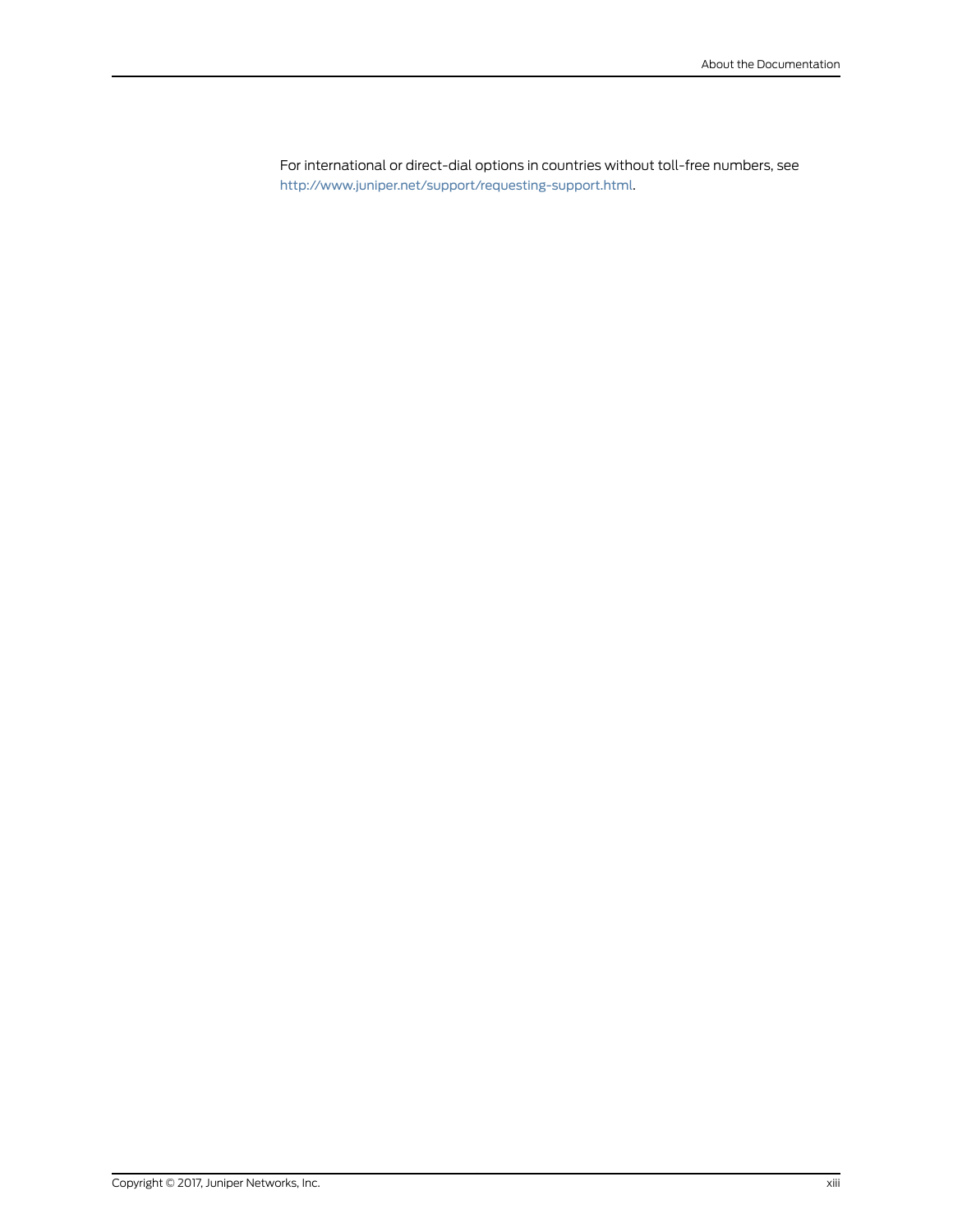For international or direct-dial options in countries without toll-free numbers, see http://www.juniper.net/support/requesting-support.html.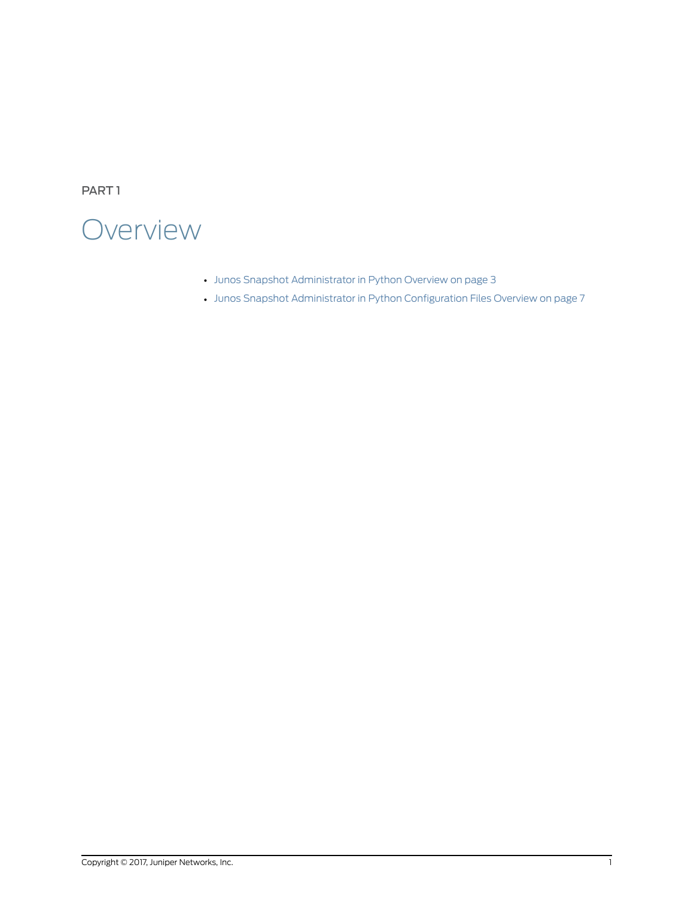PART 1

# Overview

- Junos Snapshot Administrator in Python Overview on page 3
- Junos Snapshot Administrator in Python Configuration Files Overview on page 7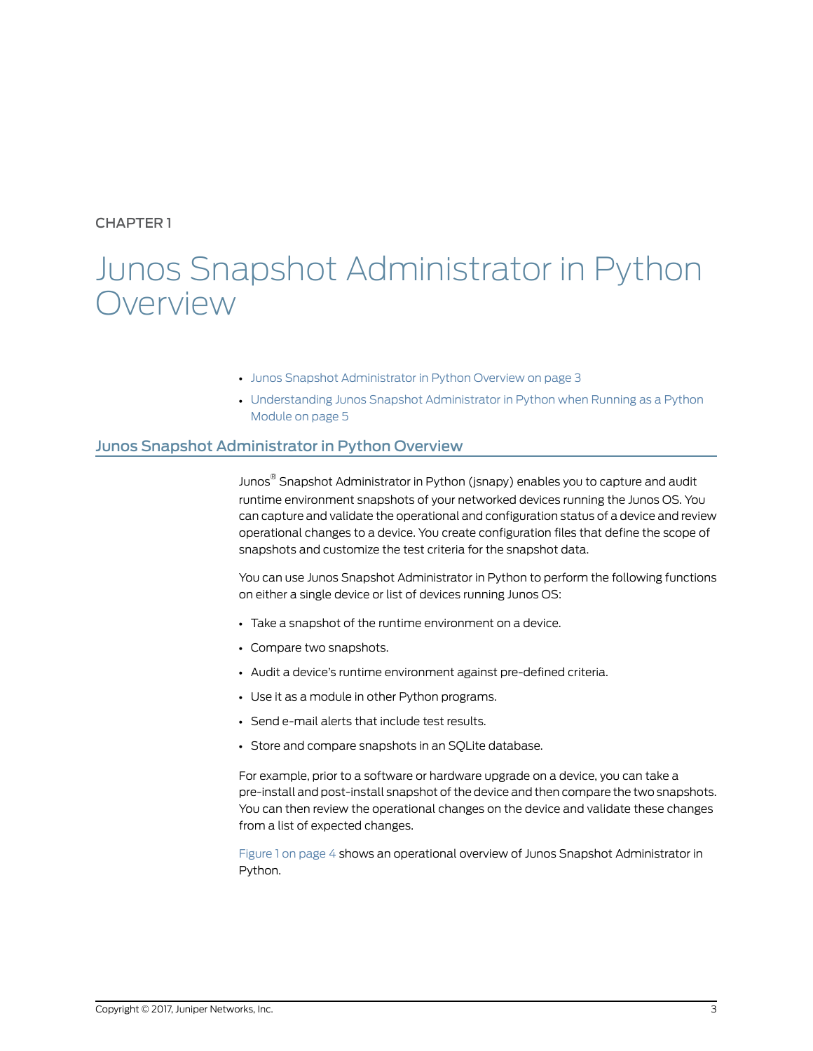CHAPTER 1

# Junos Snapshot Administrator in Python Overview

- Junos Snapshot Administrator in Python Overview on page 3
- Understanding Junos Snapshot Administrator in Python when Running as a Python Module on page 5

## Junos Snapshot Administrator in Python Overview

Junos® Snapshot Administrator in Python (jsnapy) enables you to capture and audit runtime environment snapshots of your networked devices running the Junos OS. You can capture and validate the operational and configuration status of a device and review operational changes to a device. You create configuration files that define the scope of snapshots and customize the test criteria for the snapshot data.

You can use Junos Snapshot Administrator in Python to perform the following functions on either a single device or list of devices running Junos OS:

- Take a snapshot of the runtime environment on a device.
- Compare two snapshots.
- Audit a device's runtime environment against pre-defined criteria.
- Use it as a module in other Python programs.
- Send e-mail alerts that include test results.
- Store and compare snapshots in an SQLite database.

For example, prior to a software or hardware upgrade on a device, you can take a pre-install and post-install snapshot of the device and then compare the two snapshots. You can then review the operational changes on the device and validate these changes from a list of expected changes.

Figure 1 on page 4 shows an operational overview of Junos Snapshot Administrator in Python.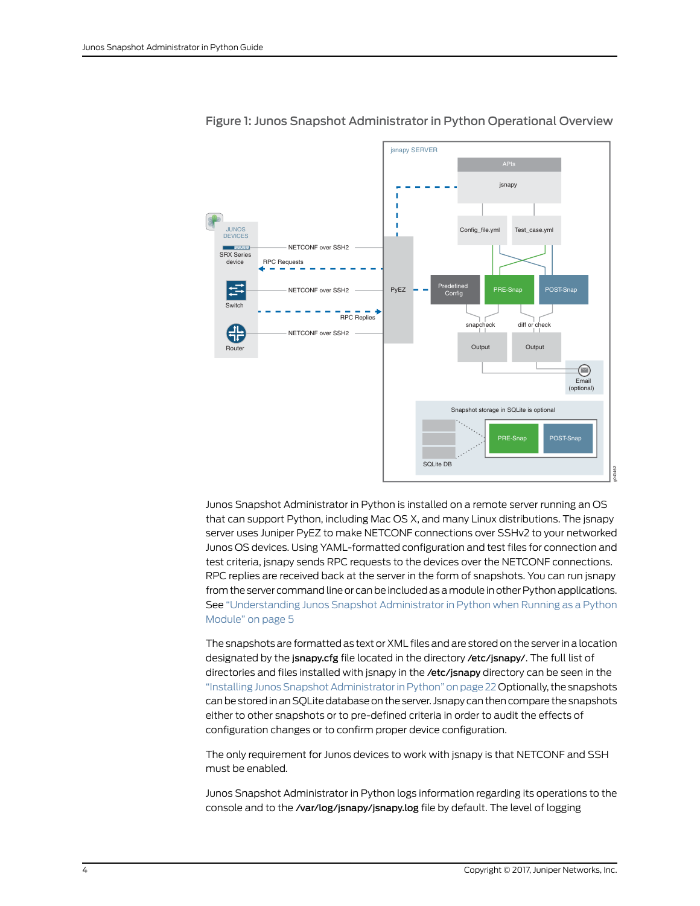Figure 1: Junos Snapshot Administrator in Python Operational Overview

Junos Snapshot Administrator in Python is installed on a remote server running an OS that can support Python, including Mac OS X, and many Linux distributions. The jsnapy server uses Juniper PyEZ to make NETCONF connections over SSHv2 to your networked Junos OS devices. Using YAML-formatted configuration and test files for connection and test criteria, jsnapy sends RPC requests to the devices over the NETCONF connections. RPC replies are received back at the server in the form of snapshots. You can run jsnapy from the server command line or can be included as a module in other Python applications. See "Understanding Junos Snapshot Administrator in Python when Running as a Python Module" on page 5

The snapshots are formatted as text or XML files and are stored on the server in a location designated by the **jsnapy.cfg** file located in the directory **/etc/jsnapy/**. The full list of directories and files installed with jsnapy in the **/etc/jsnapy** directory can be seen in the "Installing Junos Snapshot Administrator in Python" on page 22 Optionally, the snapshots can be stored in an SQLite database on the server. Jsnapy can then compare the snapshots either to other snapshots or to pre-defined criteria in order to audit the effects of configuration changes or to confirm proper device configuration.

The only requirement for Junos devices to work with jsnapy is that NETCONF and SSH must be enabled.

Junos Snapshot Administrator in Python logs information regarding its operations to the console and to the **/var/log/jsnapy/jsnapy.log** file by default. The level of logging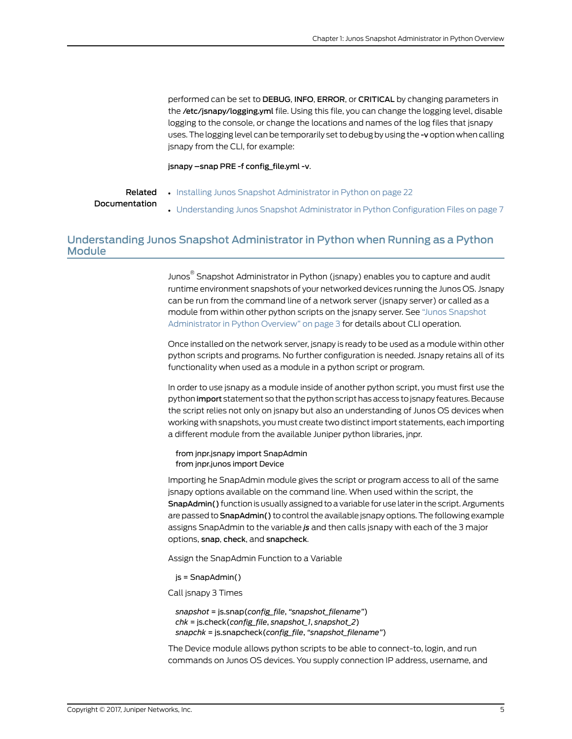performed can be set to **DEBUG**, **INFO**, **ERROR**, or **CRITICAL** by changing parameters in the **/etc/jsnapy/logging.yml** file. Using this file, you can change the logging level, disable logging to the console, or change the locations and names of the log files that jsnapy uses. The logging level can be temporarily set to debug by using the **-v** option when calling jsnapy from the CLI, for example:

**jsnapy –snap PRE -f config_file.yml -v**.

**Related Documentation**

- Installing Junos Snapshot Administrator in Python on page 22
- Understanding Junos Snapshot Administrator in Python Configuration Files on page 7

## Understanding Junos Snapshot Administrator in Python when Running as a Python Module

Junos® Snapshot Administrator in Python (jsnapy) enables you to capture and audit runtime environment snapshots of your networked devices running the Junos OS. Jsnapy can be run from the command line of a network server (jsnapy server) or called as a module from within other python scripts on the jsnapy server. See "Junos Snapshot Administrator in Python Overview" on page 3 for details about CLI operation.

Once installed on the network server, jsnapy is ready to be used as a module within other python scripts and programs. No further configuration is needed. Jsnapy retains all of its functionality when used as a module in a python script or program.

In order to use jsnapy as a module inside of another python script, you must first use the python **import** statement so that the python script has access to jsnapy features. Because the script relies not only on jsnapy but also an understanding of Junos OS devices when working with snapshots, you must create two distinct import statements, each importing a different module from the available Juniper python libraries, jnpr.

```
from jnpr.jsnapy import SnapAdmin
from jnpr.junos import Device
```

Importing he SnapAdmin module gives the script or program access to all of the same jsnapy options available on the command line. When used within the script, the **SnapAdmin()** function is usually assigned to a variable for use later in the script. Arguments are passed to **SnapAdmin()** to control the available jsnapy options. The following example assigns SnapAdmin to the variable ***js*** and then calls jsnapy with each of the 3 major options, **snap**, **check**, and **snapcheck**.

Assign the SnapAdmin Function to a Variable

```
js = SnapAdmin()
```

Call jsnapy 3 Times

```
snapshot = js.snap(config_file, "snapshot_filename")
chk = js.check(config_file, snapshot_1, snapshot_2)
snapchk = js.snapcheck(config_file, "snapshot_filename")
```

The Device module allows python scripts to be able to connect-to, login, and run commands on Junos OS devices. You supply connection IP address, username, and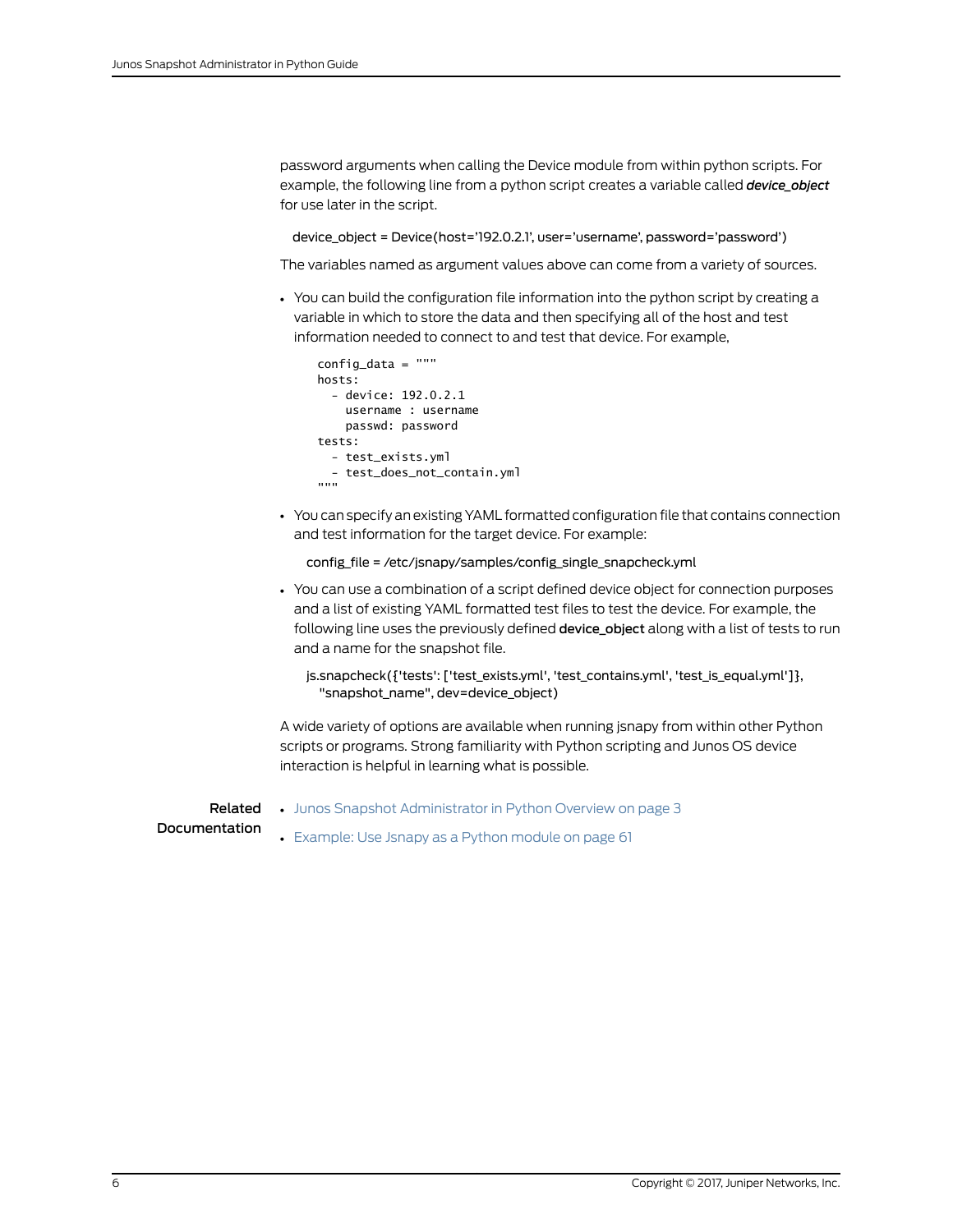password arguments when calling the Device module from within python scripts. For example, the following line from a python script creates a variable called ***device_object*** for use later in the script.

```
device_object = Device(host='192.0.2.1', user='username', password='password')
```

The variables named as argument values above can come from a variety of sources.

- You can build the configuration file information into the python script by creating a variable in which to store the data and then specifying all of the host and test information needed to connect to and test that device. For example,

```
config_data = """
hosts:
  - device: 192.0.2.1
    username : username
    passwd: password
tests:
  - test_exists.yml
  - test_does_not_contain.yml
"""
```

- You can specify an existing YAML formatted configuration file that contains connection and test information for the target device. For example:

```
config_file = /etc/jsnapy/samples/config_single_snapcheck.yml
```

- You can use a combination of a script defined device object for connection purposes and a list of existing YAML formatted test files to test the device. For example, the following line uses the previously defined **device_object** along with a list of tests to run and a name for the snapshot file.

```
js.snapcheck({'tests': ['test_exists.yml', 'test_contains.yml', 'test_is_equal.yml']},
  "snapshot_name", dev=device_object)
```

A wide variety of options are available when running jsnapy from within other Python scripts or programs. Strong familiarity with Python scripting and Junos OS device interaction is helpful in learning what is possible.

**Related Documentation**

- Junos Snapshot Administrator in Python Overview on page 3
- Example: Use Jsnapy as a Python module on page 61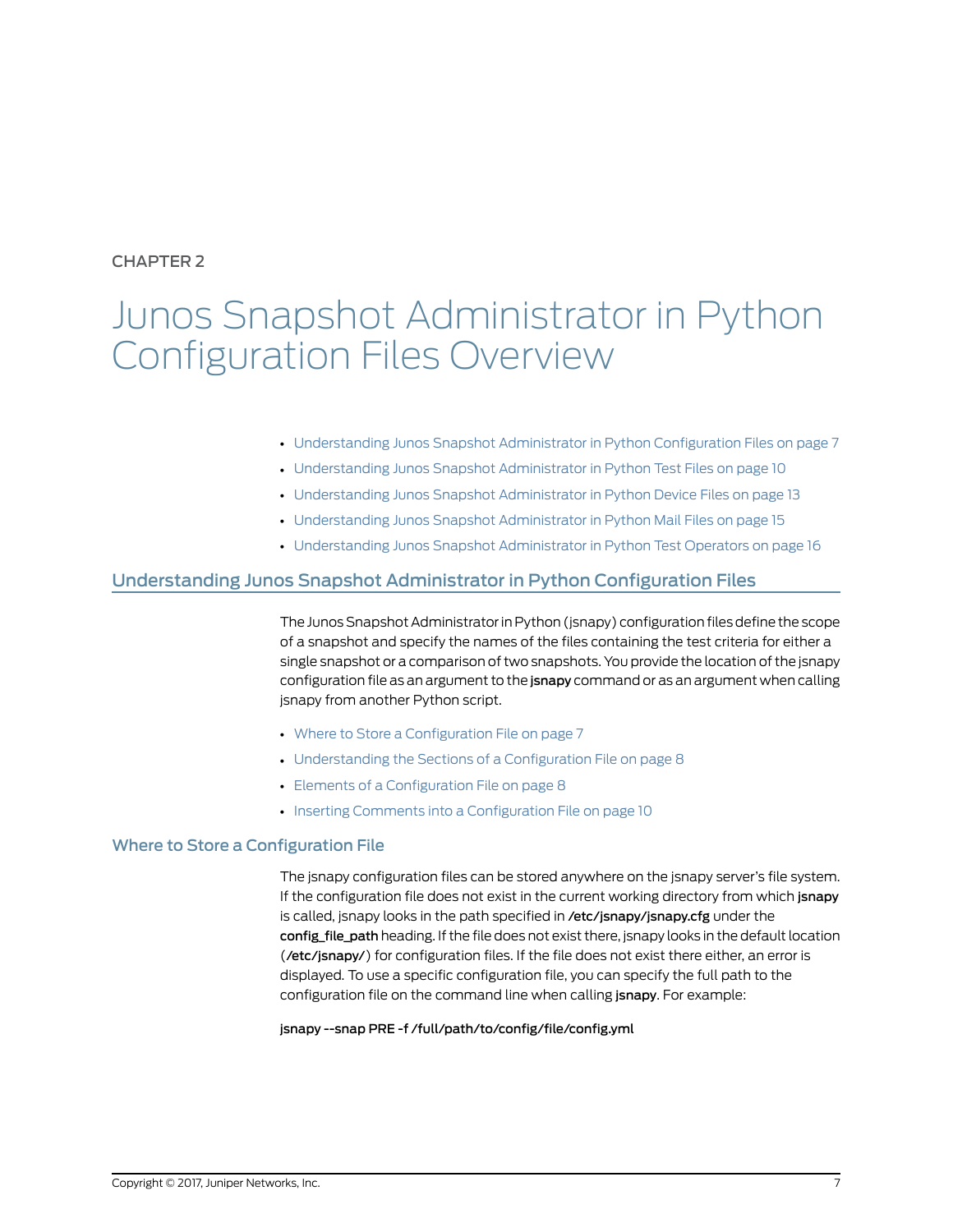CHAPTER 2

# Junos Snapshot Administrator in Python Configuration Files Overview

- Understanding Junos Snapshot Administrator in Python Configuration Files on page 7
- Understanding Junos Snapshot Administrator in Python Test Files on page 10
- Understanding Junos Snapshot Administrator in Python Device Files on page 13
- Understanding Junos Snapshot Administrator in Python Mail Files on page 15
- Understanding Junos Snapshot Administrator in Python Test Operators on page 16

## Understanding Junos Snapshot Administrator in Python Configuration Files

The Junos Snapshot Administrator in Python (jsnapy) configuration files define the scope of a snapshot and specify the names of the files containing the test criteria for either a single snapshot or a comparison of two snapshots. You provide the location of the jsnapy configuration file as an argument to the **jsnapy** command or as an argument when calling jsnapy from another Python script.

- Where to Store a Configuration File on page 7
- Understanding the Sections of a Configuration File on page 8
- Elements of a Configuration File on page 8
- Inserting Comments into a Configuration File on page 10

### Where to Store a Configuration File

The jsnapy configuration files can be stored anywhere on the jsnapy server's file system. If the configuration file does not exist in the current working directory from which **jsnapy** is called, jsnapy looks in the path specified in **/etc/jsnapy/jsnapy.cfg** under the **config_file_path** heading. If the file does not exist there, jsnapy looks in the default location (**/etc/jsnapy/**) for configuration files. If the file does not exist there either, an error is displayed. To use a specific configuration file, you can specify the full path to the configuration file on the command line when calling **jsnapy**. For example:

```
jsnapy --snap PRE -f /full/path/to/config/file/config.yml
```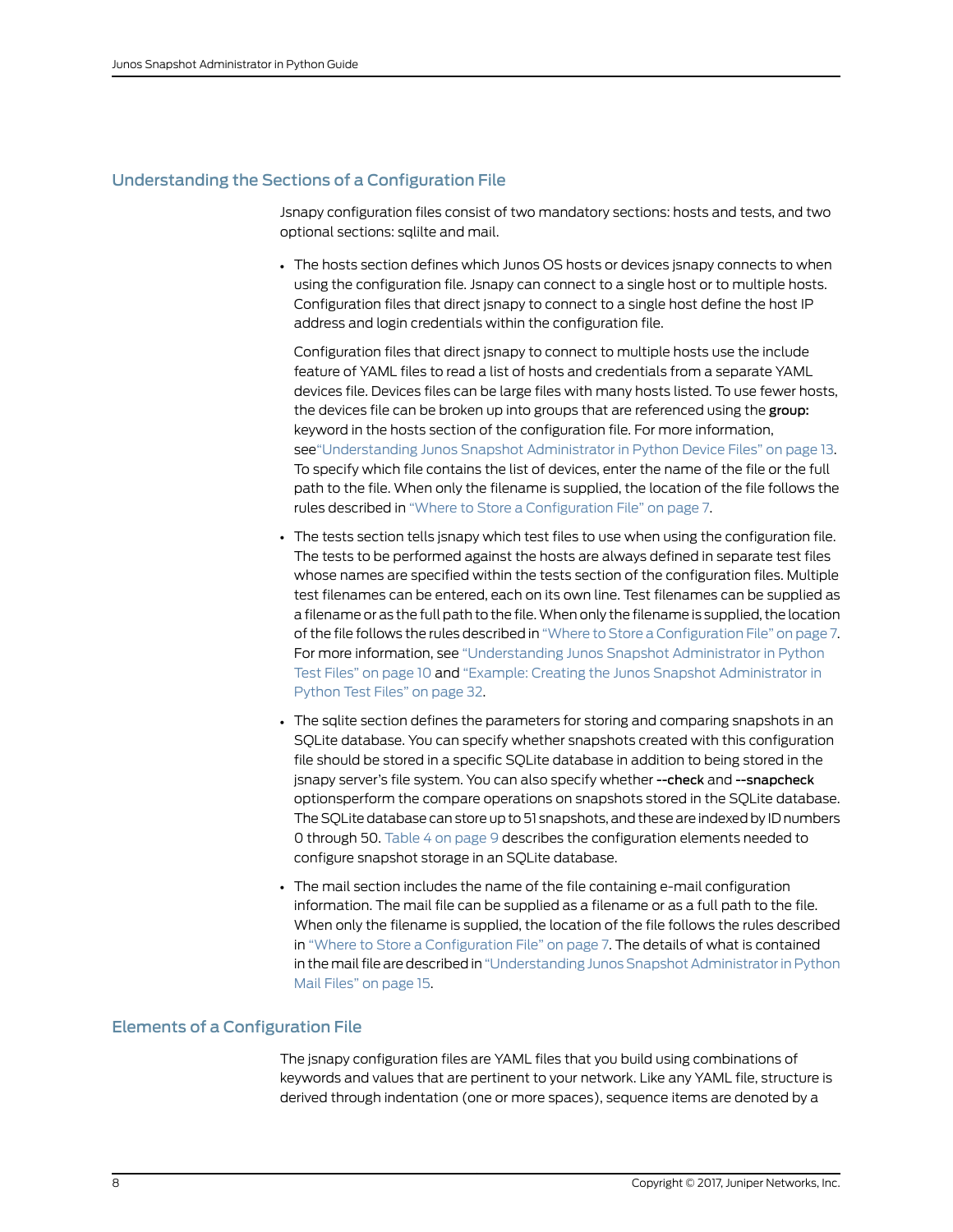## Understanding the Sections of a Configuration File

Jsnapy configuration files consist of two mandatory sections: hosts and tests, and two optional sections: sqlilte and mail.

- The hosts section defines which Junos OS hosts or devices jsnapy connects to when using the configuration file. Jsnapy can connect to a single host or to multiple hosts. Configuration files that direct jsnapy to connect to a single host define the host IP address and login credentials within the configuration file.

  Configuration files that direct jsnapy to connect to multiple hosts use the include feature of YAML files to read a list of hosts and credentials from a separate YAML devices file. Devices files can be large files with many hosts listed. To use fewer hosts, the devices file can be broken up into groups that are referenced using the **group:** keyword in the hosts section of the configuration file. For more information, see"Understanding Junos Snapshot Administrator in Python Device Files" on page 13. To specify which file contains the list of devices, enter the name of the file or the full path to the file. When only the filename is supplied, the location of the file follows the rules described in "Where to Store a Configuration File" on page 7.

- The tests section tells jsnapy which test files to use when using the configuration file. The tests to be performed against the hosts are always defined in separate test files whose names are specified within the tests section of the configuration files. Multiple test filenames can be entered, each on its own line. Test filenames can be supplied as a filename or as the full path to the file. When only the filename is supplied, the location of the file follows the rules described in "Where to Store a Configuration File" on page 7. For more information, see "Understanding Junos Snapshot Administrator in Python Test Files" on page 10 and "Example: Creating the Junos Snapshot Administrator in Python Test Files" on page 32.

- The sqlite section defines the parameters for storing and comparing snapshots in an SQLite database. You can specify whether snapshots created with this configuration file should be stored in a specific SQLite database in addition to being stored in the jsnapy server's file system. You can also specify whether **--check** and **--snapcheck** optionsperform the compare operations on snapshots stored in the SQLite database. The SQLite database can store up to 51 snapshots, and these are indexed by ID numbers 0 through 50. Table 4 on page 9 describes the configuration elements needed to configure snapshot storage in an SQLite database.

- The mail section includes the name of the file containing e-mail configuration information. The mail file can be supplied as a filename or as a full path to the file. When only the filename is supplied, the location of the file follows the rules described in "Where to Store a Configuration File" on page 7. The details of what is contained in the mail file are described in "Understanding Junos Snapshot Administrator in Python Mail Files" on page 15.

## Elements of a Configuration File

The jsnapy configuration files are YAML files that you build using combinations of keywords and values that are pertinent to your network. Like any YAML file, structure is derived through indentation (one or more spaces), sequence items are denoted by a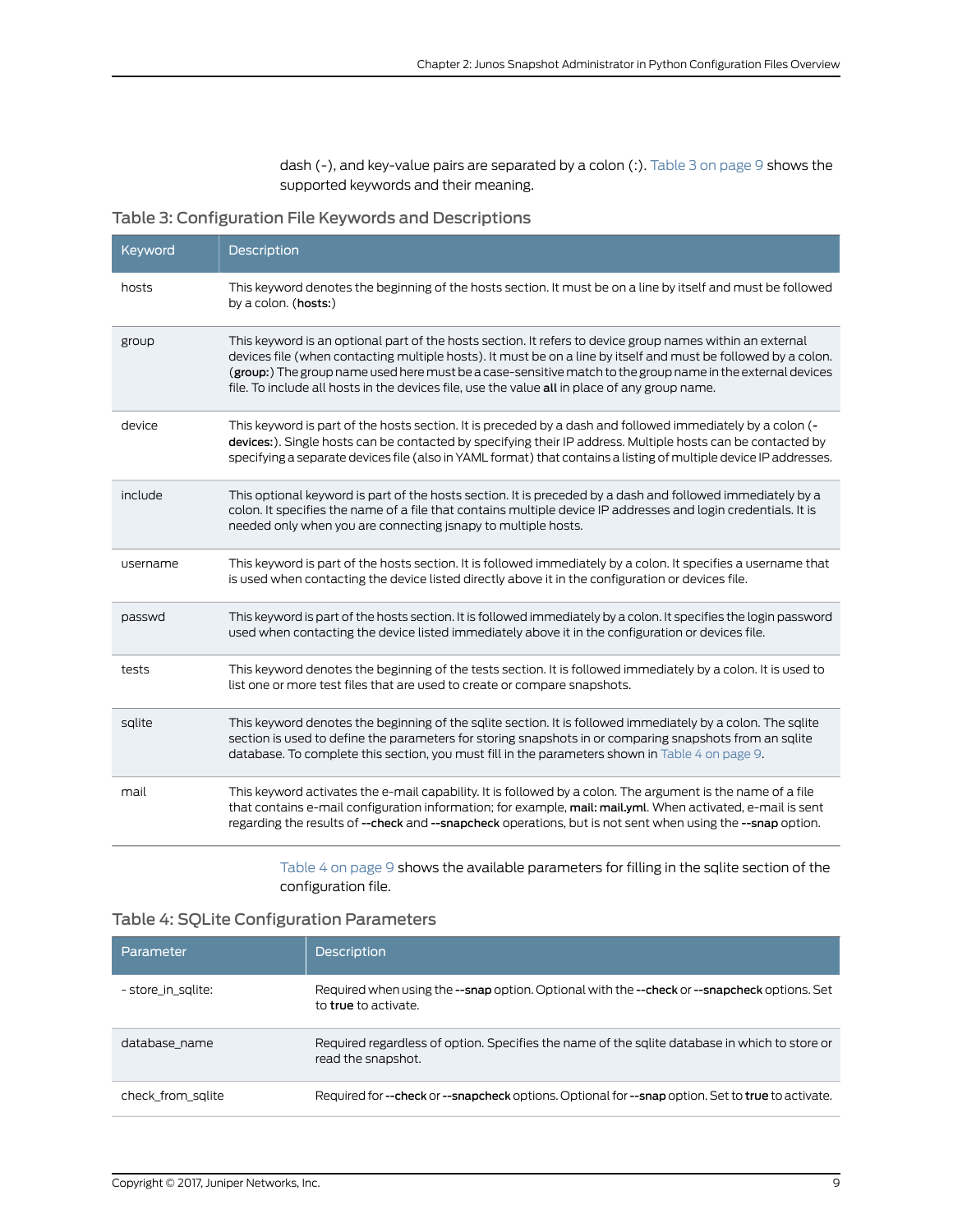dash (-), and key-value pairs are separated by a colon (:). Table 3 on page 9 shows the supported keywords and their meaning.

### Table 3: Configuration File Keywords and Descriptions

| Keyword | Description |
|---|---|
| hosts | This keyword denotes the beginning of the hosts section. It must be on a line by itself and must be followed by a colon. (**hosts:**) |
| group | This keyword is an optional part of the hosts section. It refers to device group names within an external devices file (when contacting multiple hosts). It must be on a line by itself and must be followed by a colon. (**group:**) The group name used here must be a case-sensitive match to the group name in the external devices file. To include all hosts in the devices file, use the value **all** in place of any group name. |
| device | This keyword is part of the hosts section. It is preceded by a dash and followed immediately by a colon (**- devices:**). Single hosts can be contacted by specifying their IP address. Multiple hosts can be contacted by specifying a separate devices file (also in YAML format) that contains a listing of multiple device IP addresses. |
| include | This optional keyword is part of the hosts section. It is preceded by a dash and followed immediately by a colon. It specifies the name of a file that contains multiple device IP addresses and login credentials. It is needed only when you are connecting jsnapy to multiple hosts. |
| username | This keyword is part of the hosts section. It is followed immediately by a colon. It specifies a username that is used when contacting the device listed directly above it in the configuration or devices file. |
| passwd | This keyword is part of the hosts section. It is followed immediately by a colon. It specifies the login password used when contacting the device listed immediately above it in the configuration or devices file. |
| tests | This keyword denotes the beginning of the tests section. It is followed immediately by a colon. It is used to list one or more test files that are used to create or compare snapshots. |
| sqlite | This keyword denotes the beginning of the sqlite section. It is followed immediately by a colon. The sqlite section is used to define the parameters for storing snapshots in or comparing snapshots from an sqlite database. To complete this section, you must fill in the parameters shown in Table 4 on page 9. |
| mail | This keyword activates the e-mail capability. It is followed by a colon. The argument is the name of a file that contains e-mail configuration information; for example, **mail: mail.yml**. When activated, e-mail is sent regarding the results of **--check** and **--snapcheck** operations, but is not sent when using the **--snap** option. |

Table 4 on page 9 shows the available parameters for filling in the sqlite section of the configuration file.

### Table 4: SQLite Configuration Parameters

| Parameter | Description |
|---|---|
| - store_in_sqlite: | Required when using the **--snap** option. Optional with the **--check** or **--snapcheck** options. Set to **true** to activate. |
| database_name | Required regardless of option. Specifies the name of the sqlite database in which to store or read the snapshot. |
| check_from_sqlite | Required for **--check** or **--snapcheck** options. Optional for **--snap** option. Set to **true** to activate. |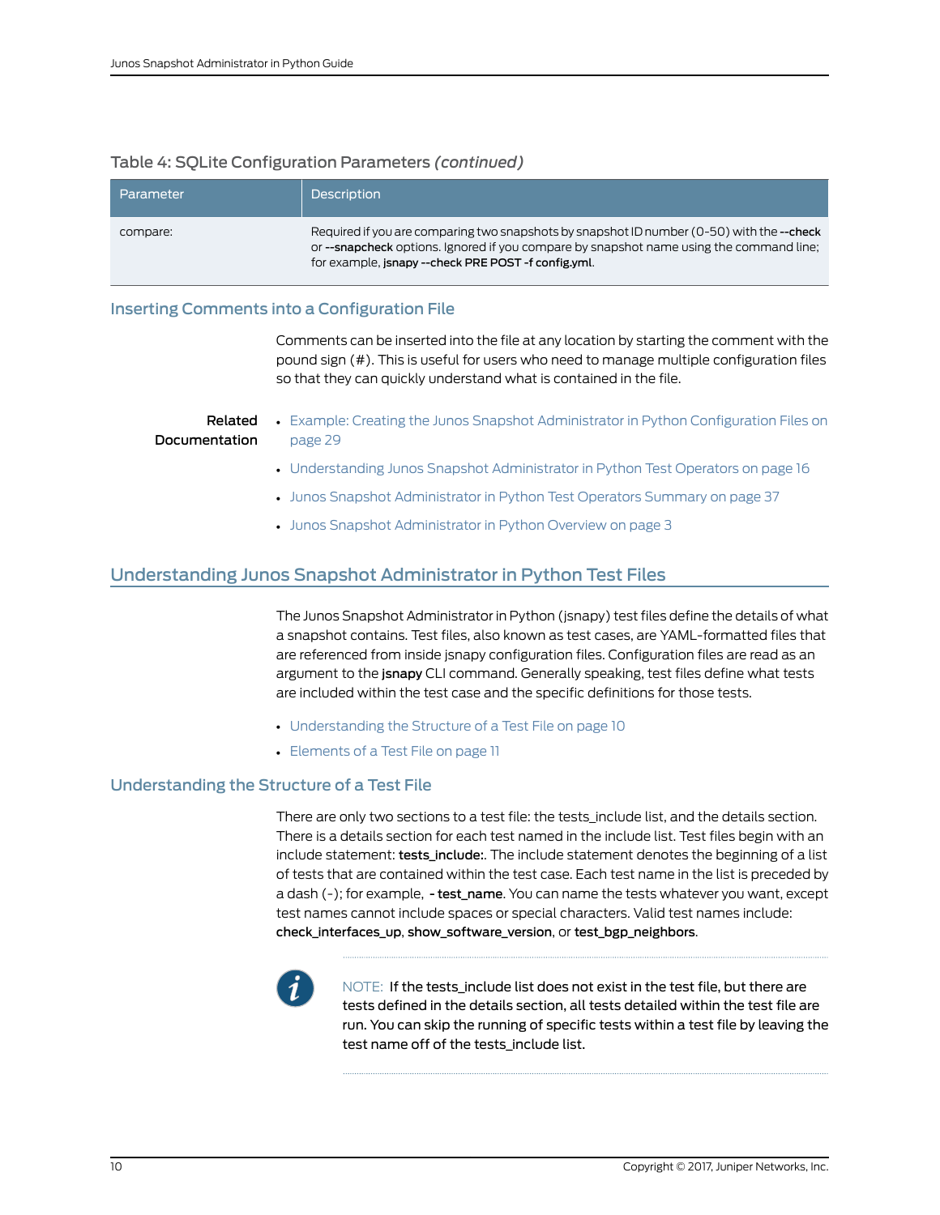Table 4: SQLite Configuration Parameters *(continued)*

| Parameter | Description |
|---|---|
| compare: | Required if you are comparing two snapshots by snapshot ID number (0-50) with the **--check** or **--snapcheck** options. Ignored if you compare by snapshot name using the command line; for example, **jsnapy --check PRE POST -f config.yml**. |

### Inserting Comments into a Configuration File

Comments can be inserted into the file at any location by starting the comment with the pound sign (#). This is useful for users who need to manage multiple configuration files so that they can quickly understand what is contained in the file.

**Related Documentation**

- Example: Creating the Junos Snapshot Administrator in Python Configuration Files on page 29
- Understanding Junos Snapshot Administrator in Python Test Operators on page 16
- Junos Snapshot Administrator in Python Test Operators Summary on page 37
- Junos Snapshot Administrator in Python Overview on page 3

## Understanding Junos Snapshot Administrator in Python Test Files

The Junos Snapshot Administrator in Python (jsnapy) test files define the details of what a snapshot contains. Test files, also known as test cases, are YAML-formatted files that are referenced from inside jsnapy configuration files. Configuration files are read as an argument to the **jsnapy** CLI command. Generally speaking, test files define what tests are included within the test case and the specific definitions for those tests.

- Understanding the Structure of a Test File on page 10
- Elements of a Test File on page 11

### Understanding the Structure of a Test File

There are only two sections to a test file: the tests_include list, and the details section. There is a details section for each test named in the include list. Test files begin with an include statement: **tests_include:**. The include statement denotes the beginning of a list of tests that are contained within the test case. Each test name in the list is preceded by a dash (-); for example, **- test_name**. You can name the tests whatever you want, except test names cannot include spaces or special characters. Valid test names include: **check_interfaces_up**, **show_software_version**, or **test_bgp_neighbors**.

> NOTE: If the tests_include list does not exist in the test file, but there are tests defined in the details section, all tests detailed within the test file are run. You can skip the running of specific tests within a test file by leaving the test name off of the tests_include list.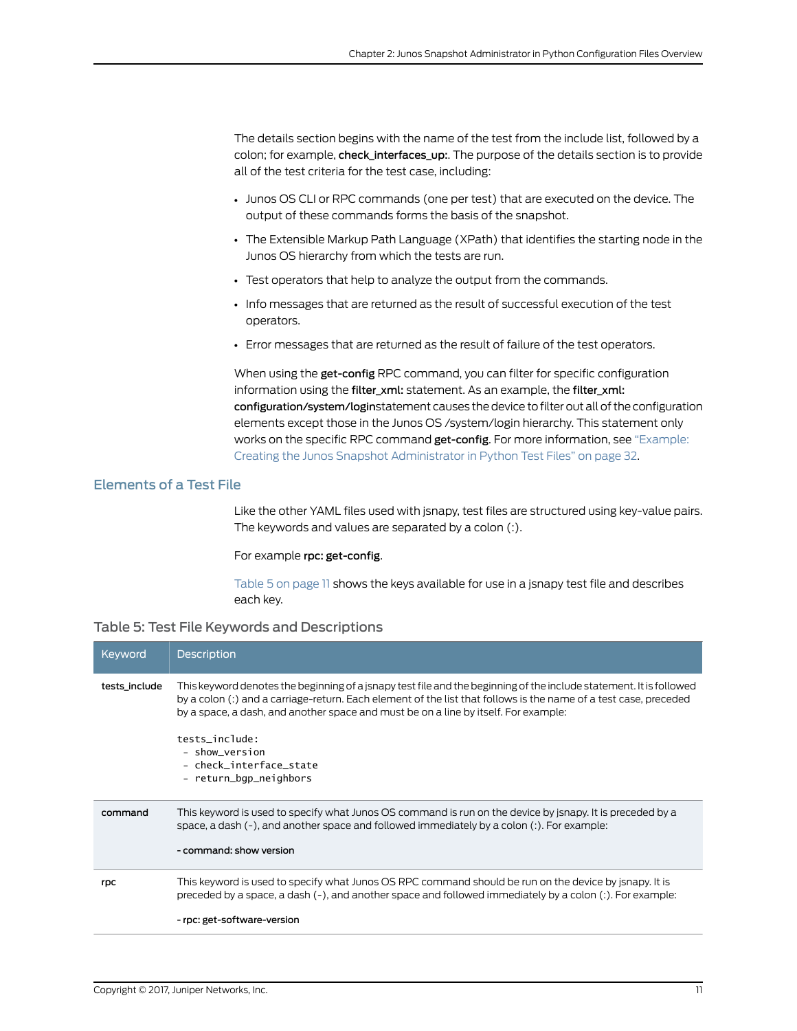The details section begins with the name of the test from the include list, followed by a colon; for example, **check_interfaces_up:**. The purpose of the details section is to provide all of the test criteria for the test case, including:

- Junos OS CLI or RPC commands (one per test) that are executed on the device. The output of these commands forms the basis of the snapshot.
- The Extensible Markup Path Language (XPath) that identifies the starting node in the Junos OS hierarchy from which the tests are run.
- Test operators that help to analyze the output from the commands.
- Info messages that are returned as the result of successful execution of the test operators.
- Error messages that are returned as the result of failure of the test operators.

When using the **get-config** RPC command, you can filter for specific configuration information using the **filter_xml:** statement. As an example, the **filter_xml: configuration/system/login**statement causes the device to filter out all of the configuration elements except those in the Junos OS /system/login hierarchy. This statement only works on the specific RPC command **get-config**. For more information, see "Example: Creating the Junos Snapshot Administrator in Python Test Files" on page 32.

## Elements of a Test File

Like the other YAML files used with jsnapy, test files are structured using key-value pairs. The keywords and values are separated by a colon (:).

For example **rpc: get-config**.

Table 5 on page 11 shows the keys available for use in a jsnapy test file and describes each key.

### Table 5: Test File Keywords and Descriptions

| Keyword | Description |
| --- | --- |
| **tests_include** | This keyword denotes the beginning of a jsnapy test file and the beginning of the include statement. It is followed by a colon (:) and a carriage-return. Each element of the list that follows is the name of a test case, preceded by a space, a dash, and another space and must be on a line by itself. For example:<br><br>`tests_include:`<br>`  - show_version`<br>`  - check_interface_state`<br>`  - return_bgp_neighbors` |
| **command** | This keyword is used to specify what Junos OS command is run on the device by jsnapy. It is preceded by a space, a dash (-), and another space and followed immediately by a colon (:). For example:<br><br>**- command: show version** |
| **rpc** | This keyword is used to specify what Junos OS RPC command should be run on the device by jsnapy. It is preceded by a space, a dash (-), and another space and followed immediately by a colon (:). For example:<br><br>**- rpc: get-software-version** |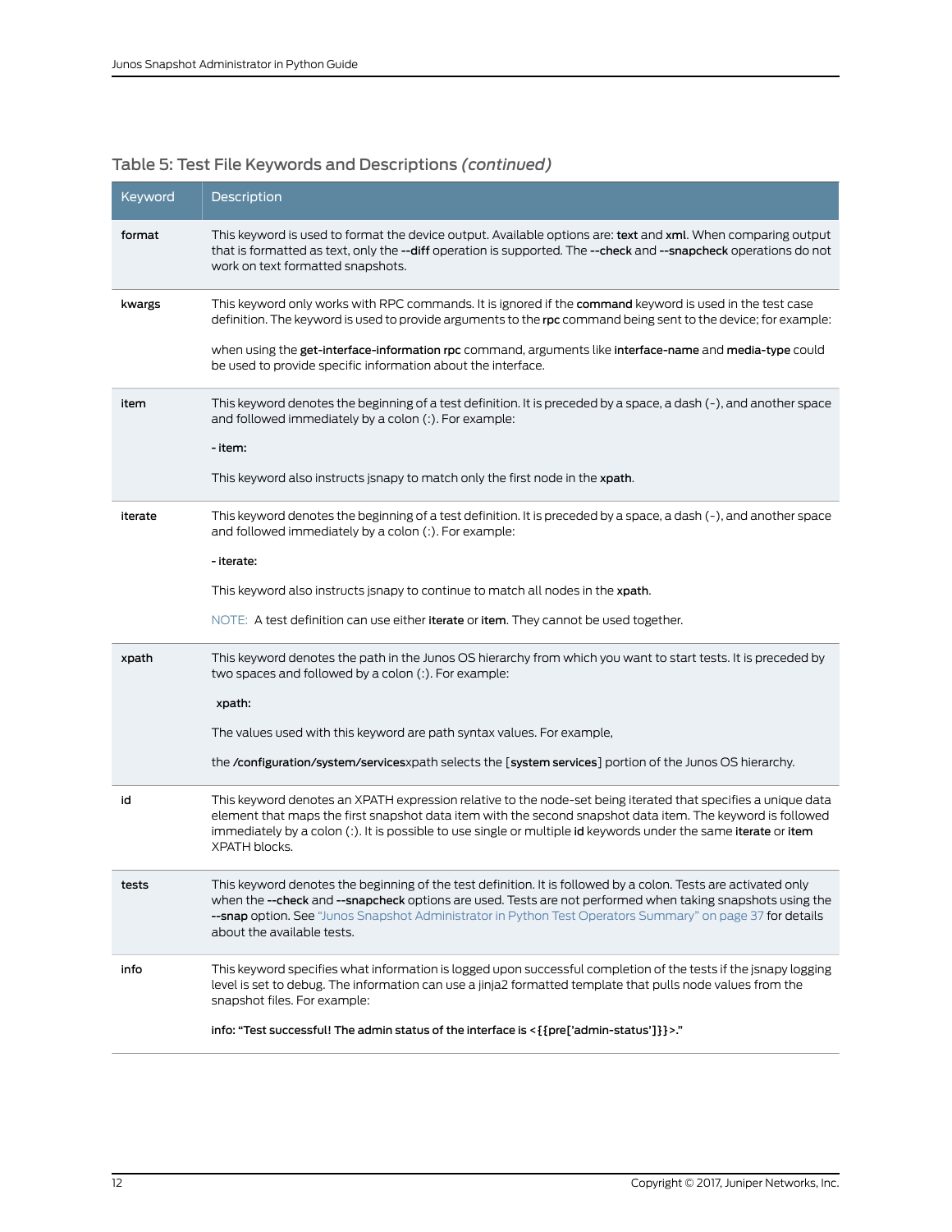### Table 5: Test File Keywords and Descriptions *(continued)*

| Keyword | Description |
|---|---|
| **format** | This keyword is used to format the device output. Available options are: **text** and **xml**. When comparing output that is formatted as text, only the **--diff** operation is supported. The **--check** and **--snapcheck** operations do not work on text formatted snapshots. |
| **kwargs** | This keyword only works with RPC commands. It is ignored if the **command** keyword is used in the test case definition. The keyword is used to provide arguments to the **rpc** command being sent to the device; for example:<br><br>when using the **get-interface-information rpc** command, arguments like **interface-name** and **media-type** could be used to provide specific information about the interface. |
| **item** | This keyword denotes the beginning of a test definition. It is preceded by a space, a dash (-), and another space and followed immediately by a colon (:). For example:<br><br>**- item:**<br><br>This keyword also instructs jsnapy to match only the first node in the **xpath**. |
| **iterate** | This keyword denotes the beginning of a test definition. It is preceded by a space, a dash (-), and another space and followed immediately by a colon (:). For example:<br><br>**- iterate:**<br><br>This keyword also instructs jsnapy to continue to match all nodes in the **xpath**.<br><br>NOTE: A test definition can use either **iterate** or **item**. They cannot be used together. |
| **xpath** | This keyword denotes the path in the Junos OS hierarchy from which you want to start tests. It is preceded by two spaces and followed by a colon (:). For example:<br><br>**xpath:**<br><br>The values used with this keyword are path syntax values. For example,<br><br>the **/configuration/system/services**xpath selects the [**system services**] portion of the Junos OS hierarchy. |
| **id** | This keyword denotes an XPATH expression relative to the node-set being iterated that specifies a unique data element that maps the first snapshot data item with the second snapshot data item. The keyword is followed immediately by a colon (:). It is possible to use single or multiple **id** keywords under the same **iterate** or **item** XPATH blocks. |
| **tests** | This keyword denotes the beginning of the test definition. It is followed by a colon. Tests are activated only when the **--check** and **--snapcheck** options are used. Tests are not performed when taking snapshots using the **--snap** option. See "Junos Snapshot Administrator in Python Test Operators Summary" on page 37 for details about the available tests. |
| **info** | This keyword specifies what information is logged upon successful completion of the tests if the jsnapy logging level is set to debug. The information can use a jinja2 formatted template that pulls node values from the snapshot files. For example:<br><br>**info: "Test successful! The admin status of the interface is <{{pre['admin-status']}}>."** |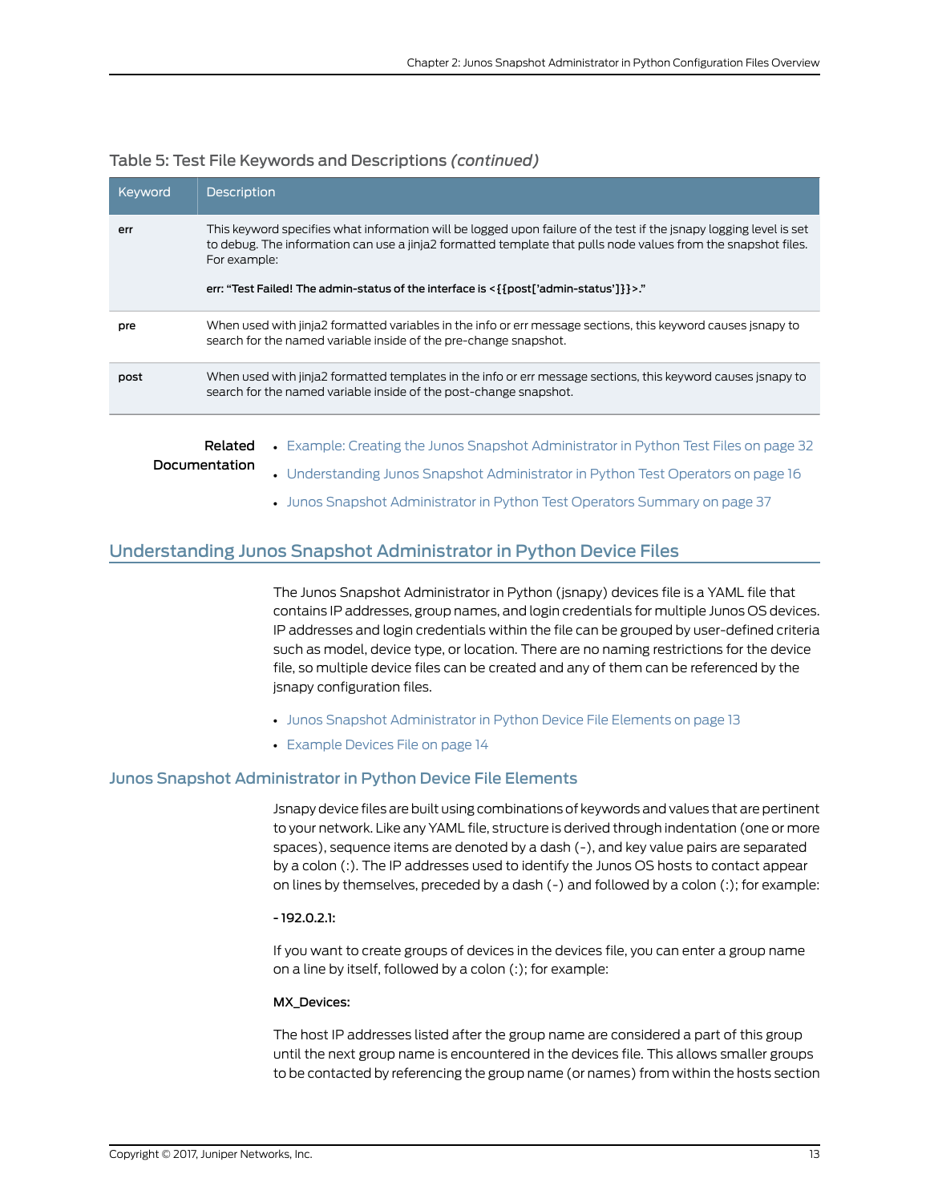Table 5: Test File Keywords and Descriptions *(continued)*

| Keyword | Description |
|---|---|
| err | This keyword specifies what information will be logged upon failure of the test if the jsnapy logging level is set to debug. The information can use a jinja2 formatted template that pulls node values from the snapshot files. For example:<br><br>**err: "Test Failed! The admin-status of the interface is <{{post['admin-status']}}>."** |
| pre | When used with jinja2 formatted variables in the info or err message sections, this keyword causes jsnapy to search for the named variable inside of the pre-change snapshot. |
| post | When used with jinja2 formatted templates in the info or err message sections, this keyword causes jsnapy to search for the named variable inside of the post-change snapshot. |

**Related Documentation**

- Example: Creating the Junos Snapshot Administrator in Python Test Files on page 32
- Understanding Junos Snapshot Administrator in Python Test Operators on page 16
- Junos Snapshot Administrator in Python Test Operators Summary on page 37

## Understanding Junos Snapshot Administrator in Python Device Files

The Junos Snapshot Administrator in Python (jsnapy) devices file is a YAML file that contains IP addresses, group names, and login credentials for multiple Junos OS devices. IP addresses and login credentials within the file can be grouped by user-defined criteria such as model, device type, or location. There are no naming restrictions for the device file, so multiple device files can be created and any of them can be referenced by the jsnapy configuration files.

- Junos Snapshot Administrator in Python Device File Elements on page 13
- Example Devices File on page 14

### Junos Snapshot Administrator in Python Device File Elements

Jsnapy device files are built using combinations of keywords and values that are pertinent to your network. Like any YAML file, structure is derived through indentation (one or more spaces), sequence items are denoted by a dash (-), and key value pairs are separated by a colon (:). The IP addresses used to identify the Junos OS hosts to contact appear on lines by themselves, preceded by a dash (-) and followed by a colon (:); for example:

**- 192.0.2.1:**

If you want to create groups of devices in the devices file, you can enter a group name on a line by itself, followed by a colon (:); for example:

**MX_Devices:**

The host IP addresses listed after the group name are considered a part of this group until the next group name is encountered in the devices file. This allows smaller groups to be contacted by referencing the group name (or names) from within the hosts section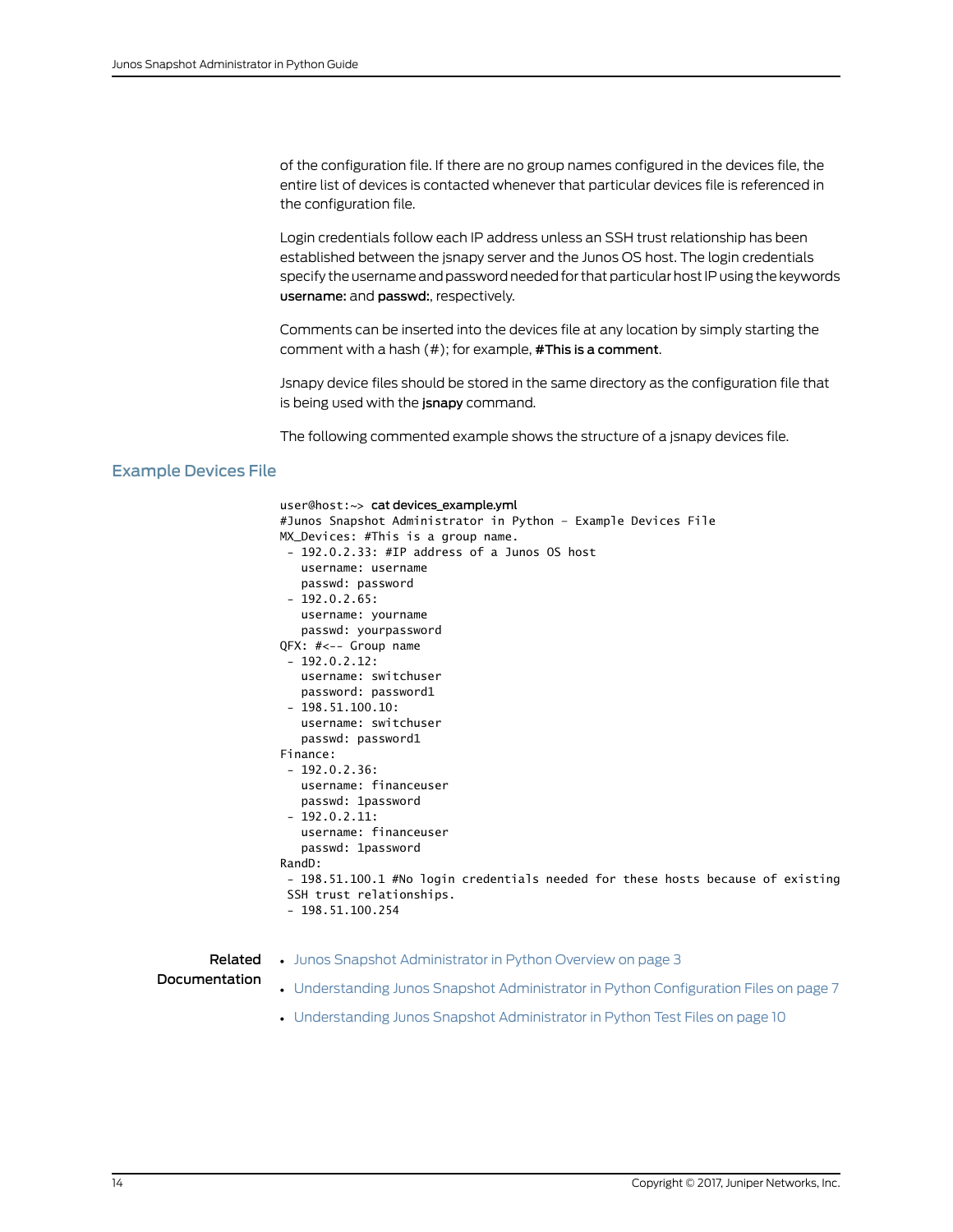of the configuration file. If there are no group names configured in the devices file, the entire list of devices is contacted whenever that particular devices file is referenced in the configuration file.

Login credentials follow each IP address unless an SSH trust relationship has been established between the jsnapy server and the Junos OS host. The login credentials specify the username and password needed for that particular host IP using the keywords **username:** and **passwd:**, respectively.

Comments can be inserted into the devices file at any location by simply starting the comment with a hash (#); for example, **#This is a comment**.

Jsnapy device files should be stored in the same directory as the configuration file that is being used with the **jsnapy** command.

The following commented example shows the structure of a jsnapy devices file.

## Example Devices File

```
user@host:~> cat devices_example.yml
#Junos Snapshot Administrator in Python - Example Devices File
MX_Devices: #This is a group name.
 - 192.0.2.33: #IP address of a Junos OS host
   username: username
   passwd: password
 - 192.0.2.65:
   username: yourname
   passwd: yourpassword
QFX: #<-- Group name
 - 192.0.2.12:
   username: switchuser
   password: password1
 - 198.51.100.10:
   username: switchuser
   passwd: password1
Finance:
 - 192.0.2.36:
   username: financeuser
   passwd: 1password
 - 192.0.2.11:
   username: financeuser
   passwd: 1password
RandD:
 - 198.51.100.1 #No login credentials needed for these hosts because of existing
 SSH trust relationships.
 - 198.51.100.254
```

**Related Documentation**

- Junos Snapshot Administrator in Python Overview on page 3
- Understanding Junos Snapshot Administrator in Python Configuration Files on page 7
- Understanding Junos Snapshot Administrator in Python Test Files on page 10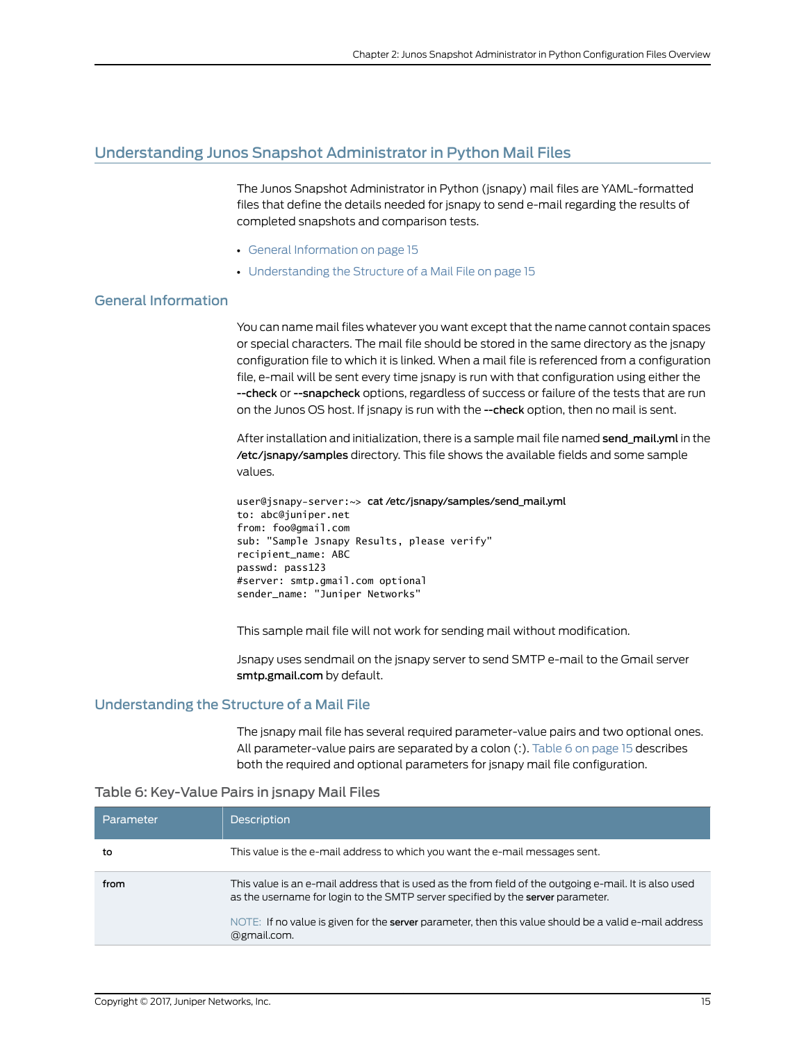## Understanding Junos Snapshot Administrator in Python Mail Files

The Junos Snapshot Administrator in Python (jsnapy) mail files are YAML-formatted files that define the details needed for jsnapy to send e-mail regarding the results of completed snapshots and comparison tests.

- General Information on page 15
- Understanding the Structure of a Mail File on page 15

### General Information

You can name mail files whatever you want except that the name cannot contain spaces or special characters. The mail file should be stored in the same directory as the jsnapy configuration file to which it is linked. When a mail file is referenced from a configuration file, e-mail will be sent every time jsnapy is run with that configuration using either the **--check** or **--snapcheck** options, regardless of success or failure of the tests that are run on the Junos OS host. If jsnapy is run with the **--check** option, then no mail is sent.

After installation and initialization, there is a sample mail file named **send_mail.yml** in the **/etc/jsnapy/samples** directory. This file shows the available fields and some sample values.

```
user@jsnapy-server:~> cat /etc/jsnapy/samples/send_mail.yml
to: abc@juniper.net
from: foo@gmail.com
sub: "Sample Jsnapy Results, please verify"
recipient_name: ABC
passwd: pass123
#server: smtp.gmail.com optional
sender_name: "Juniper Networks"
```

This sample mail file will not work for sending mail without modification.

Jsnapy uses sendmail on the jsnapy server to send SMTP e-mail to the Gmail server **smtp.gmail.com** by default.

### Understanding the Structure of a Mail File

The jsnapy mail file has several required parameter-value pairs and two optional ones. All parameter-value pairs are separated by a colon (:). Table 6 on page 15 describes both the required and optional parameters for jsnapy mail file configuration.

Table 6: Key-Value Pairs in jsnapy Mail Files

| Parameter | Description |
|---|---|
| **to** | This value is the e-mail address to which you want the e-mail messages sent. |
| **from** | This value is an e-mail address that is used as the from field of the outgoing e-mail. It is also used as the username for login to the SMTP server specified by the **server** parameter.<br><br>NOTE: If no value is given for the **server** parameter, then this value should be a valid e-mail address @gmail.com. |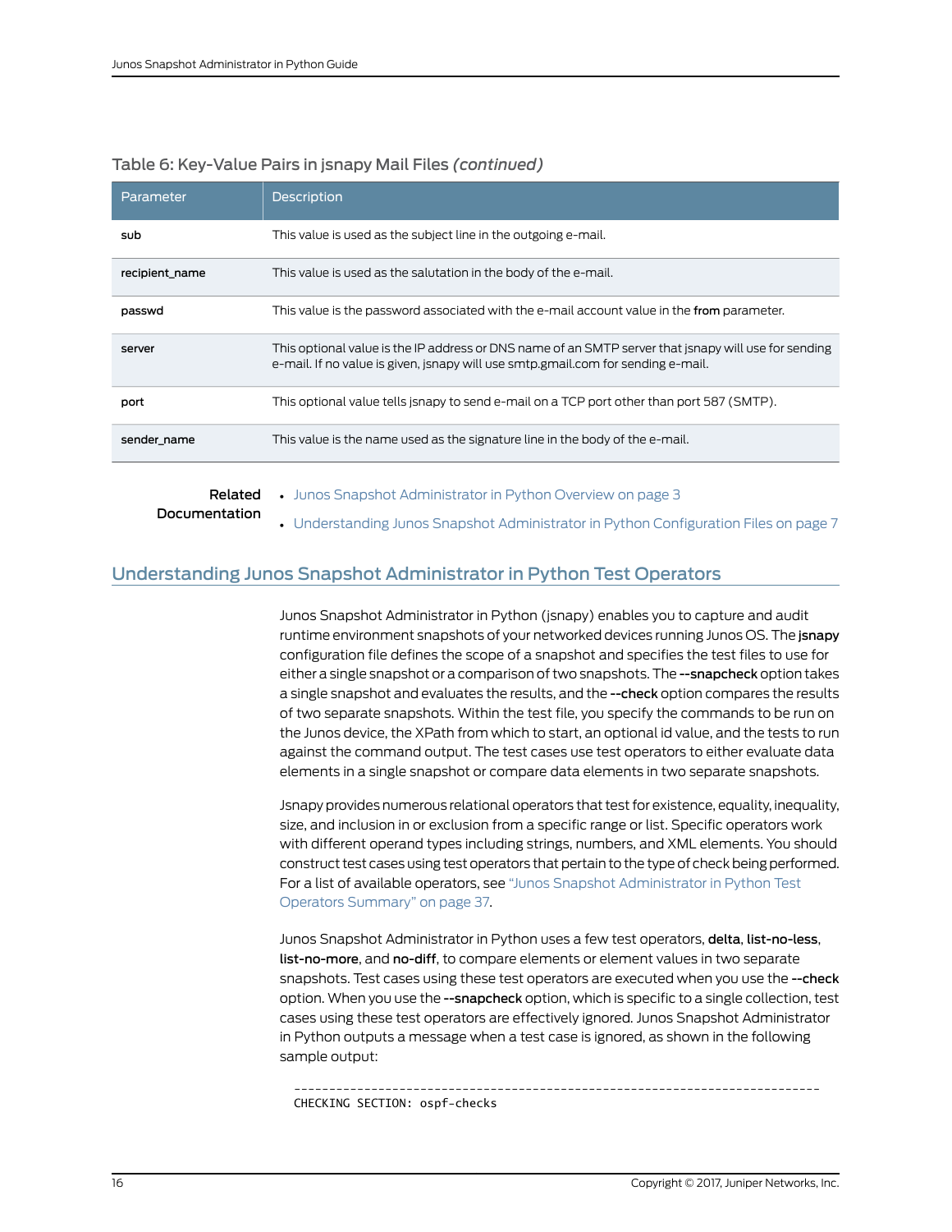Table 6: Key-Value Pairs in jsnapy Mail Files *(continued)*

| Parameter | Description |
| --- | --- |
| **sub** | This value is used as the subject line in the outgoing e-mail. |
| **recipient_name** | This value is used as the salutation in the body of the e-mail. |
| **passwd** | This value is the password associated with the e-mail account value in the **from** parameter. |
| **server** | This optional value is the IP address or DNS name of an SMTP server that jsnapy will use for sending e-mail. If no value is given, jsnapy will use smtp.gmail.com for sending e-mail. |
| **port** | This optional value tells jsnapy to send e-mail on a TCP port other than port 587 (SMTP). |
| **sender_name** | This value is the name used as the signature line in the body of the e-mail. |

**Related Documentation**

- Junos Snapshot Administrator in Python Overview on page 3
- Understanding Junos Snapshot Administrator in Python Configuration Files on page 7

## Understanding Junos Snapshot Administrator in Python Test Operators

Junos Snapshot Administrator in Python (jsnapy) enables you to capture and audit runtime environment snapshots of your networked devices running Junos OS. The **jsnapy** configuration file defines the scope of a snapshot and specifies the test files to use for either a single snapshot or a comparison of two snapshots. The **--snapcheck** option takes a single snapshot and evaluates the results, and the **--check** option compares the results of two separate snapshots. Within the test file, you specify the commands to be run on the Junos device, the XPath from which to start, an optional id value, and the tests to run against the command output. The test cases use test operators to either evaluate data elements in a single snapshot or compare data elements in two separate snapshots.

Jsnapy provides numerous relational operators that test for existence, equality, inequality, size, and inclusion in or exclusion from a specific range or list. Specific operators work with different operand types including strings, numbers, and XML elements. You should construct test cases using test operators that pertain to the type of check being performed. For a list of available operators, see "Junos Snapshot Administrator in Python Test Operators Summary" on page 37.

Junos Snapshot Administrator in Python uses a few test operators, **delta**, **list-no-less**, **list-no-more**, and **no-diff**, to compare elements or element values in two separate snapshots. Test cases using these test operators are executed when you use the **--check** option. When you use the **--snapcheck** option, which is specific to a single collection, test cases using these test operators are effectively ignored. Junos Snapshot Administrator in Python outputs a message when a test case is ignored, as shown in the following sample output:

```
--------------------------------------------------------------------------
CHECKING SECTION: ospf-checks
```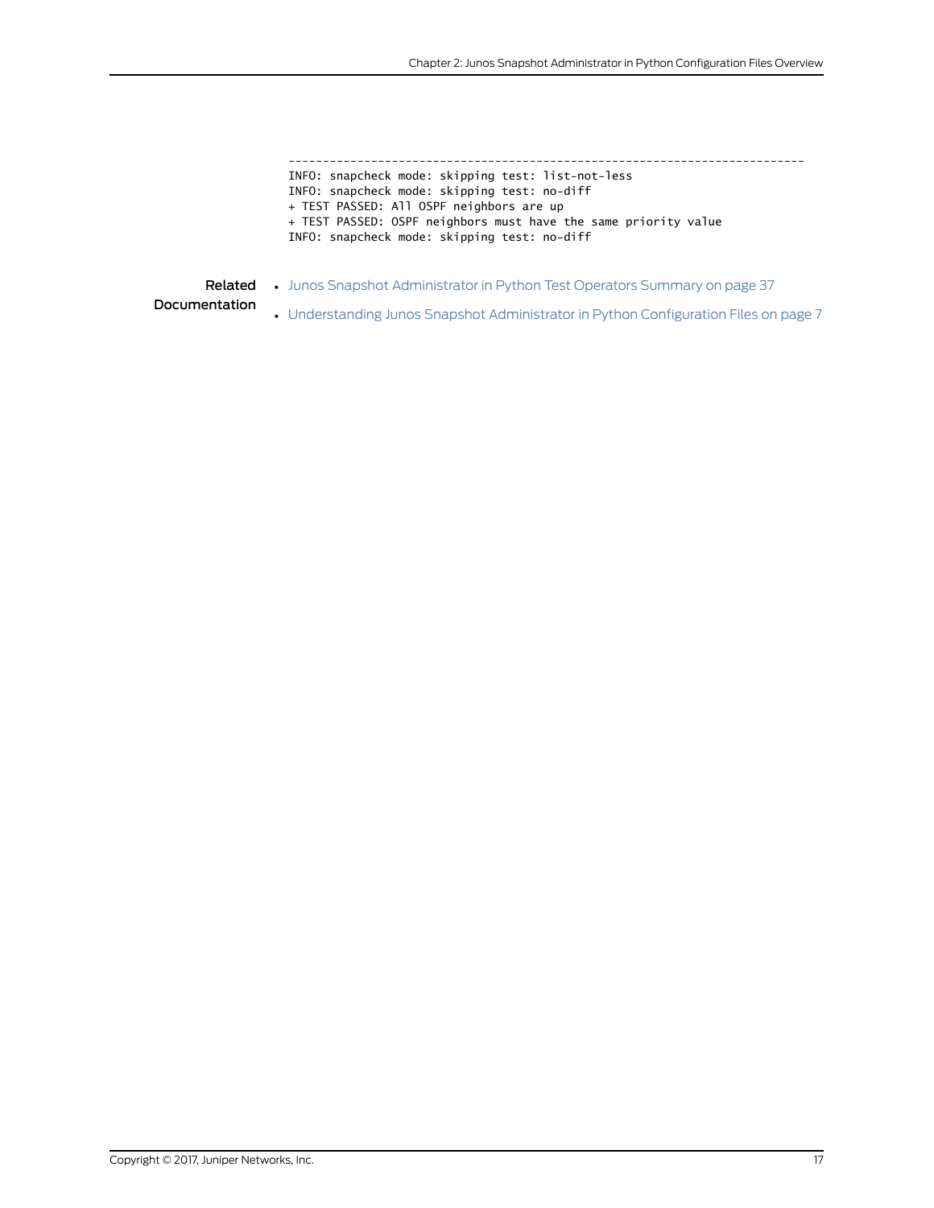```
--------------------------------------------------------------------------
INFO: snapcheck mode: skipping test: list-not-less
INFO: snapcheck mode: skipping test: no-diff
+ TEST PASSED: All OSPF neighbors are up
+ TEST PASSED: OSPF neighbors must have the same priority value
INFO: snapcheck mode: skipping test: no-diff
```

**Related Documentation**

- Junos Snapshot Administrator in Python Test Operators Summary on page 37
- Understanding Junos Snapshot Administrator in Python Configuration Files on page 7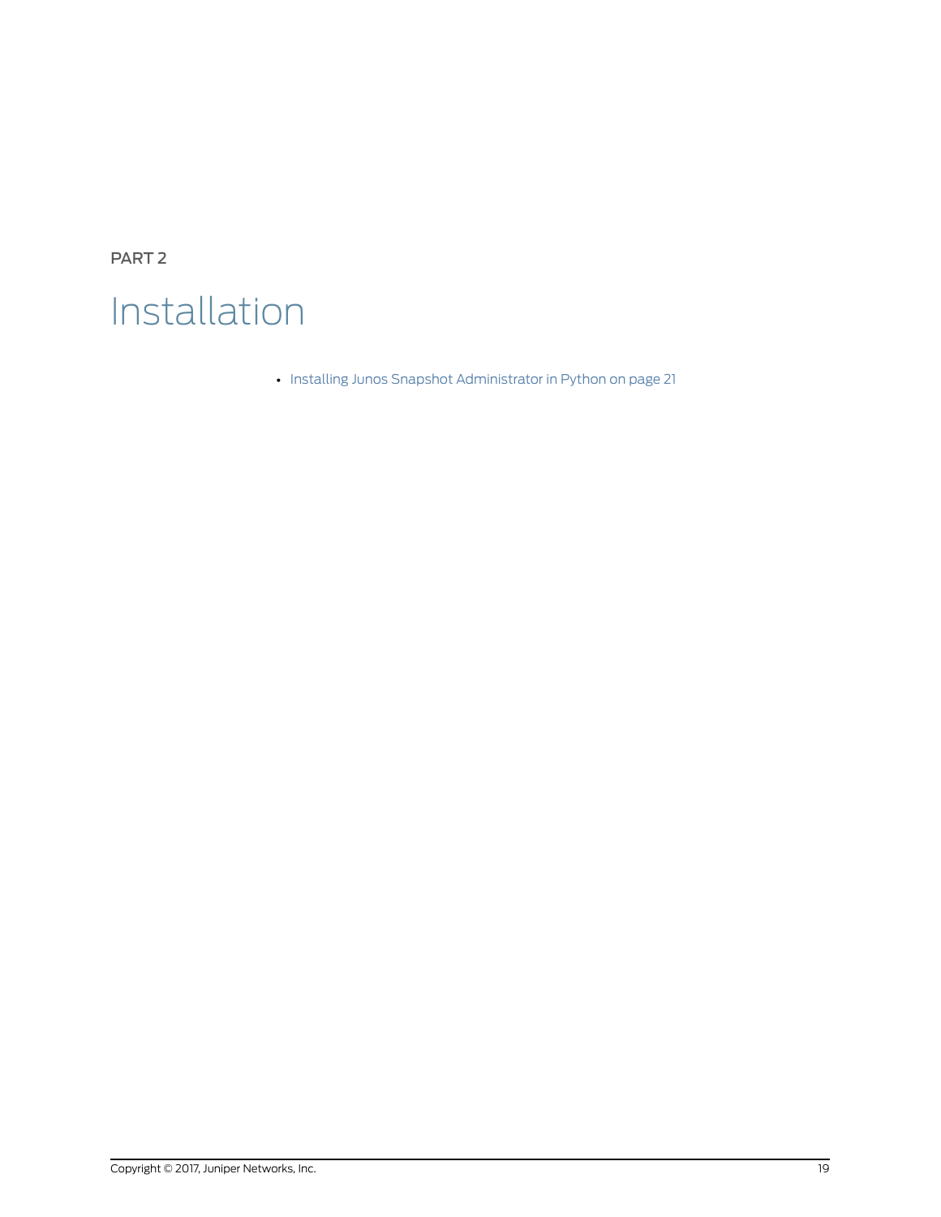PART 2

# Installation

- Installing Junos Snapshot Administrator in Python on page 21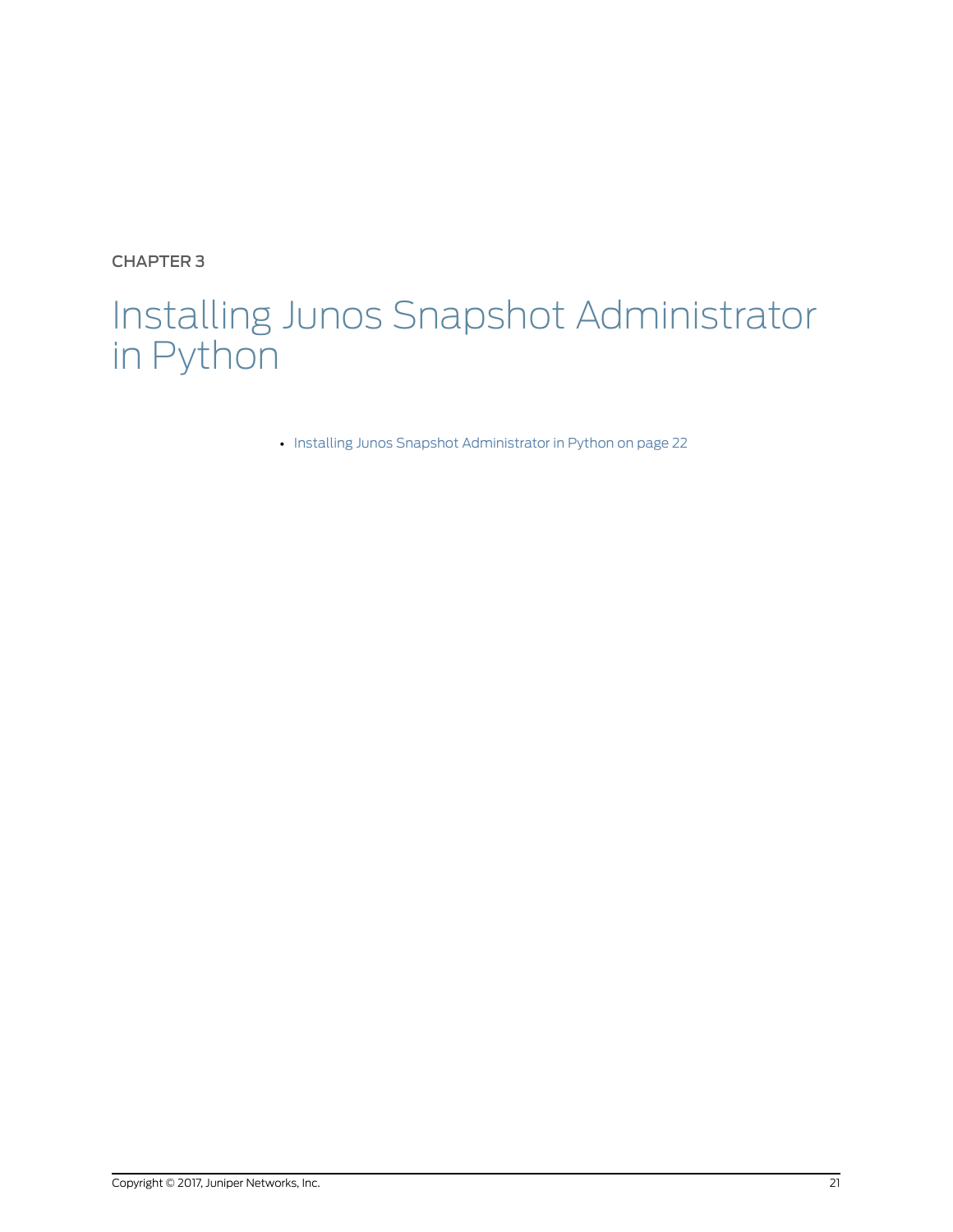CHAPTER 3

# Installing Junos Snapshot Administrator in Python

- Installing Junos Snapshot Administrator in Python on page 22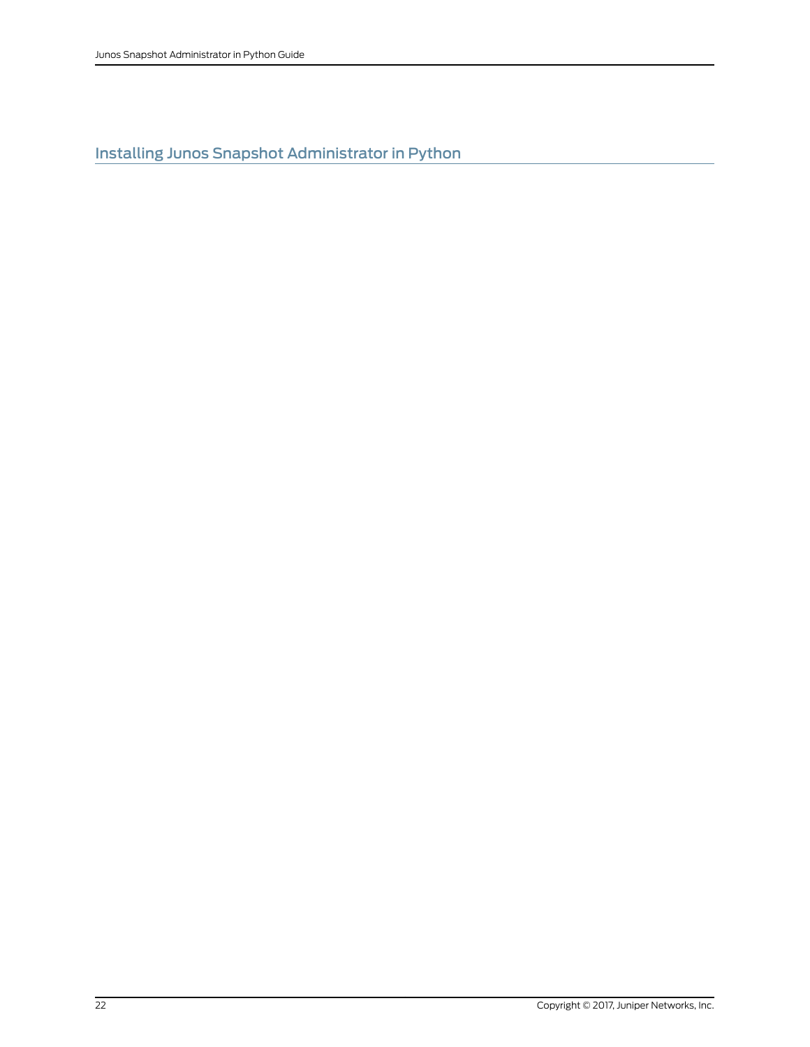## Installing Junos Snapshot Administrator in Python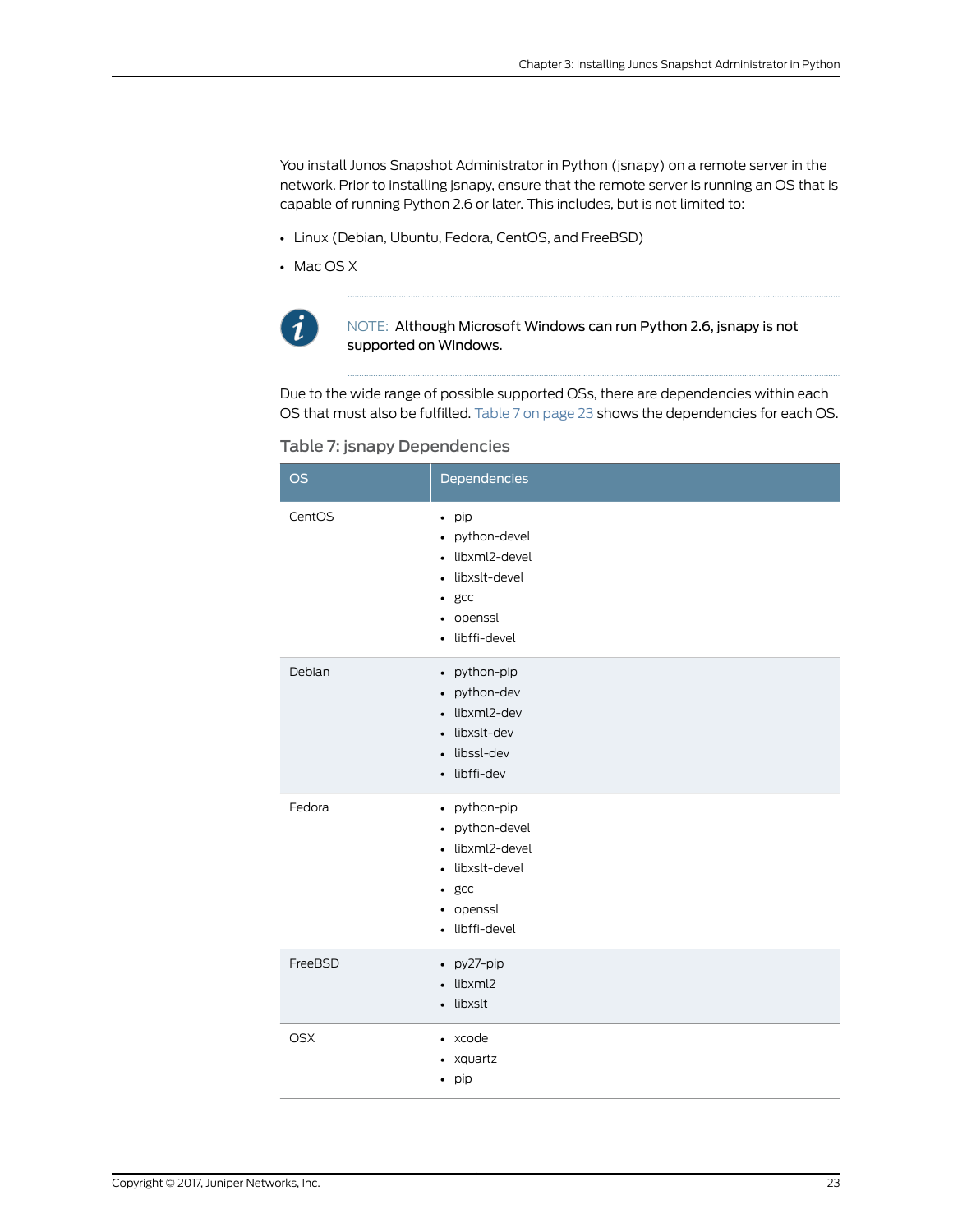You install Junos Snapshot Administrator in Python (jsnapy) on a remote server in the network. Prior to installing jsnapy, ensure that the remote server is running an OS that is capable of running Python 2.6 or later. This includes, but is not limited to:

- Linux (Debian, Ubuntu, Fedora, CentOS, and FreeBSD)
- Mac OS X

NOTE: Although Microsoft Windows can run Python 2.6, jsnapy is not supported on Windows.

Due to the wide range of possible supported OSs, there are dependencies within each OS that must also be fulfilled. Table 7 on page 23 shows the dependencies for each OS.

### Table 7: jsnapy Dependencies

| OS | Dependencies |
| --- | --- |
| CentOS | • pip<br>• python-devel<br>• libxml2-devel<br>• libxslt-devel<br>• gcc<br>• openssl<br>• libffi-devel |
| Debian | • python-pip<br>• python-dev<br>• libxml2-dev<br>• libxslt-dev<br>• libssl-dev<br>• libffi-dev |
| Fedora | • python-pip<br>• python-devel<br>• libxml2-devel<br>• libxslt-devel<br>• gcc<br>• openssl<br>• libffi-devel |
| FreeBSD | • py27-pip<br>• libxml2<br>• libxslt |
| OSX | • xcode<br>• xquartz<br>• pip |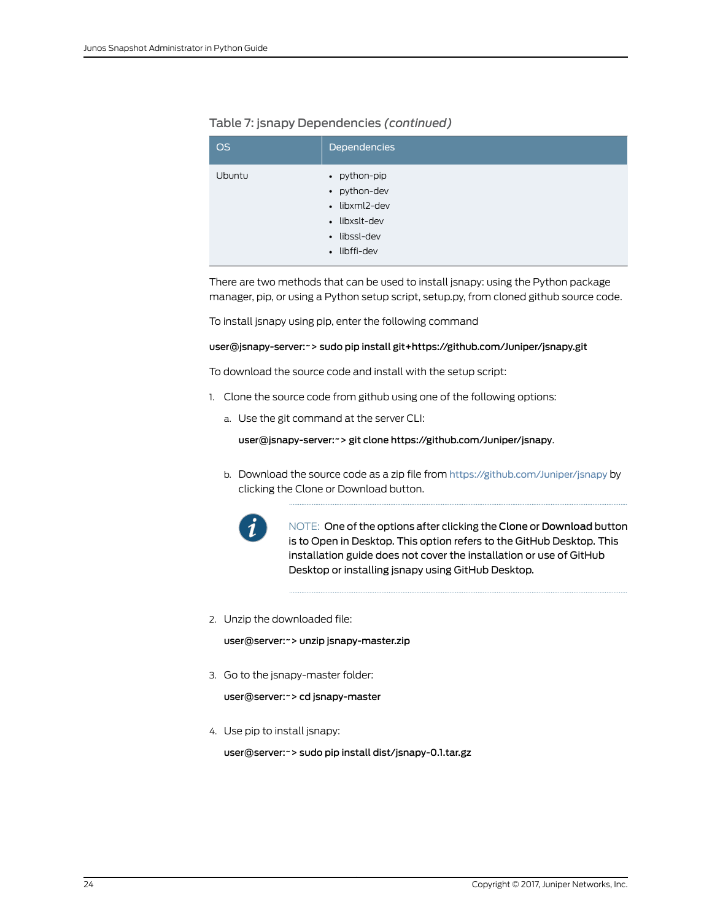Table 7: jsnapy Dependencies *(continued)*

| OS | Dependencies |
| --- | --- |
| Ubuntu | • python-pip<br>• python-dev<br>• libxml2-dev<br>• libxslt-dev<br>• libssl-dev<br>• libffi-dev |

There are two methods that can be used to install jsnapy: using the Python package manager, pip, or using a Python setup script, setup.py, from cloned github source code.

To install jsnapy using pip, enter the following command

**user@jsnapy-server:~> sudo pip install git+https://github.com/Juniper/jsnapy.git**

To download the source code and install with the setup script:

1. Clone the source code from github using one of the following options:

   a. Use the git command at the server CLI:

      **user@jsnapy-server:~> git clone https://github.com/Juniper/jsnapy**.

   b. Download the source code as a zip file from https://github.com/Juniper/jsnapy by clicking the Clone or Download button.

      NOTE: One of the options after clicking the **Clone** or **Download** button is to Open in Desktop. This option refers to the GitHub Desktop. This installation guide does not cover the installation or use of GitHub Desktop or installing jsnapy using GitHub Desktop.

2. Unzip the downloaded file:

   **user@server:~> unzip jsnapy-master.zip**

3. Go to the jsnapy-master folder:

   **user@server:~> cd jsnapy-master**

4. Use pip to install jsnapy:

   **user@server:~> sudo pip install dist/jsnapy-0.1.tar.gz**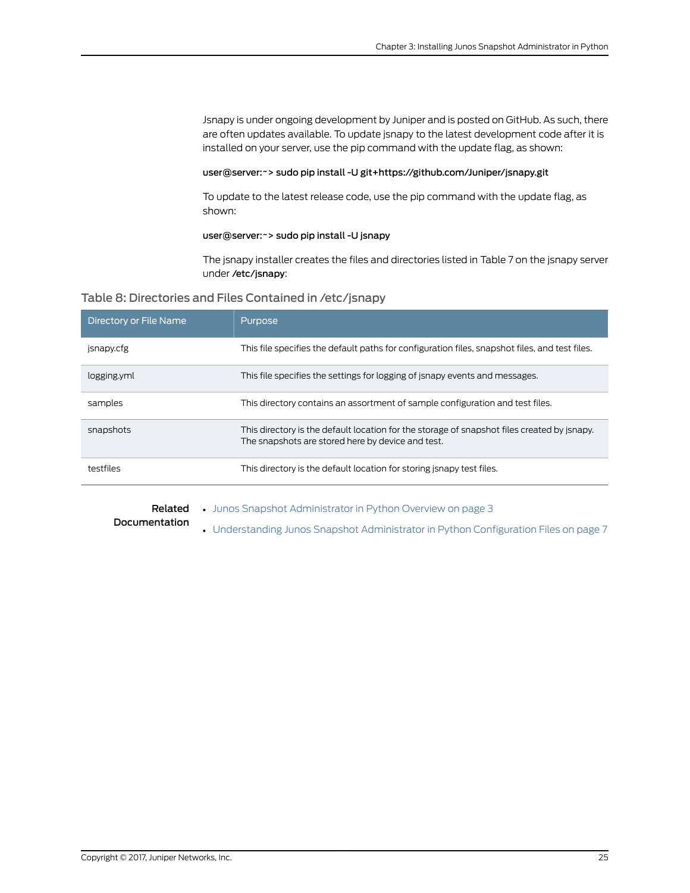Jsnapy is under ongoing development by Juniper and is posted on GitHub. As such, there are often updates available. To update jsnapy to the latest development code after it is installed on your server, use the pip command with the update flag, as shown:

```
user@server:~> sudo pip install -U git+https://github.com/Juniper/jsnapy.git
```

To update to the latest release code, use the pip command with the update flag, as shown:

```
user@server:~> sudo pip install -U jsnapy
```

The jsnapy installer creates the files and directories listed in Table 7 on the jsnapy server under **/etc/jsnapy**:

### Table 8: Directories and Files Contained in /etc/jsnapy

| Directory or File Name | Purpose |
| --- | --- |
| jsnapy.cfg | This file specifies the default paths for configuration files, snapshot files, and test files. |
| logging.yml | This file specifies the settings for logging of jsnapy events and messages. |
| samples | This directory contains an assortment of sample configuration and test files. |
| snapshots | This directory is the default location for the storage of snapshot files created by jsnapy. The snapshots are stored here by device and test. |
| testfiles | This directory is the default location for storing jsnapy test files. |

**Related Documentation**

- Junos Snapshot Administrator in Python Overview on page 3
- Understanding Junos Snapshot Administrator in Python Configuration Files on page 7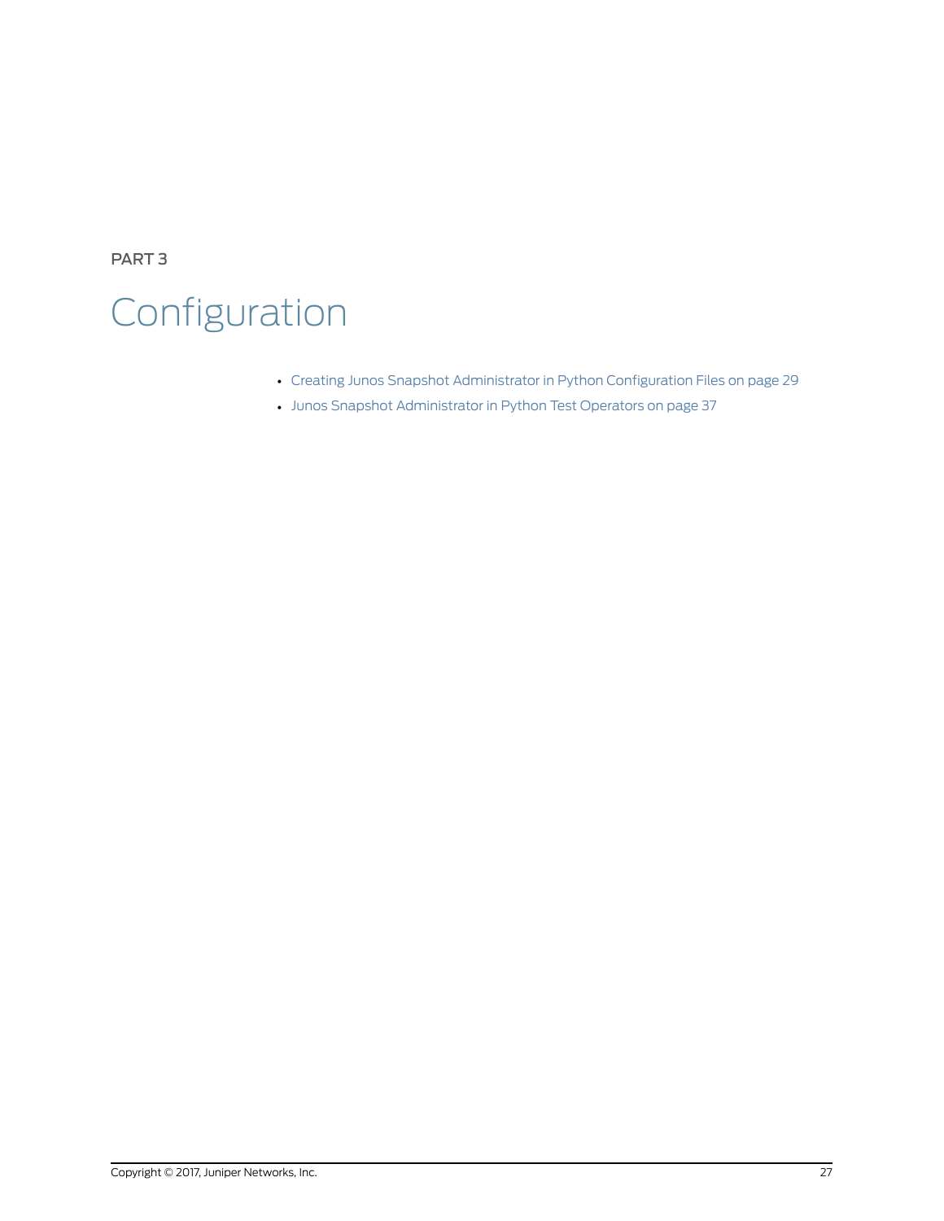PART 3

# Configuration

- Creating Junos Snapshot Administrator in Python Configuration Files on page 29
- Junos Snapshot Administrator in Python Test Operators on page 37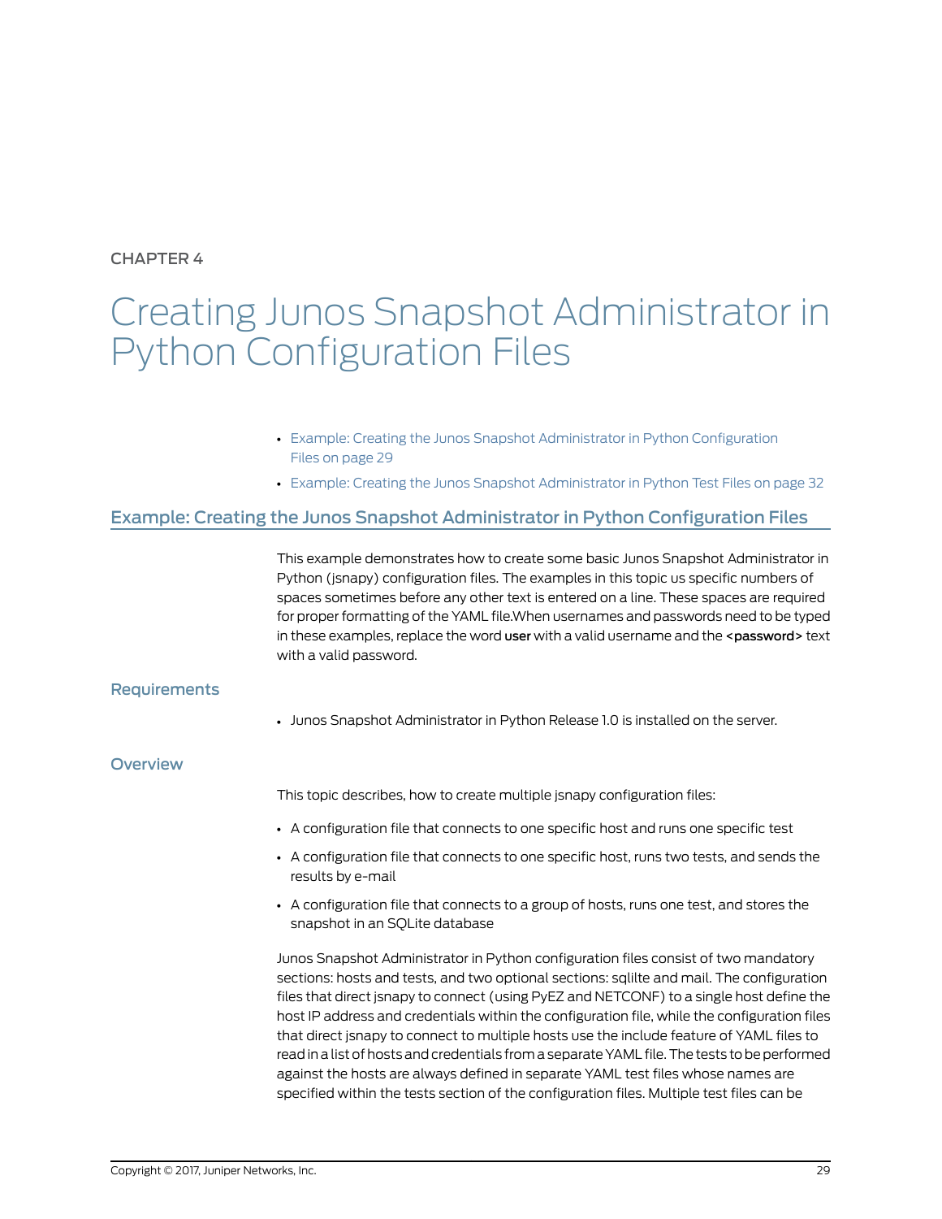CHAPTER 4

# Creating Junos Snapshot Administrator in Python Configuration Files

- Example: Creating the Junos Snapshot Administrator in Python Configuration Files on page 29
- Example: Creating the Junos Snapshot Administrator in Python Test Files on page 32

## Example: Creating the Junos Snapshot Administrator in Python Configuration Files

This example demonstrates how to create some basic Junos Snapshot Administrator in Python (jsnapy) configuration files. The examples in this topic us specific numbers of spaces sometimes before any other text is entered on a line. These spaces are required for proper formatting of the YAML file.When usernames and passwords need to be typed in these examples, replace the word **user** with a valid username and the **<password>** text with a valid password.

### Requirements

- Junos Snapshot Administrator in Python Release 1.0 is installed on the server.

### Overview

This topic describes, how to create multiple jsnapy configuration files:

- A configuration file that connects to one specific host and runs one specific test
- A configuration file that connects to one specific host, runs two tests, and sends the results by e-mail
- A configuration file that connects to a group of hosts, runs one test, and stores the snapshot in an SQLite database

Junos Snapshot Administrator in Python configuration files consist of two mandatory sections: hosts and tests, and two optional sections: sqlilte and mail. The configuration files that direct jsnapy to connect (using PyEZ and NETCONF) to a single host define the host IP address and credentials within the configuration file, while the configuration files that direct jsnapy to connect to multiple hosts use the include feature of YAML files to read in a list of hosts and credentials from a separate YAML file. The tests to be performed against the hosts are always defined in separate YAML test files whose names are specified within the tests section of the configuration files. Multiple test files can be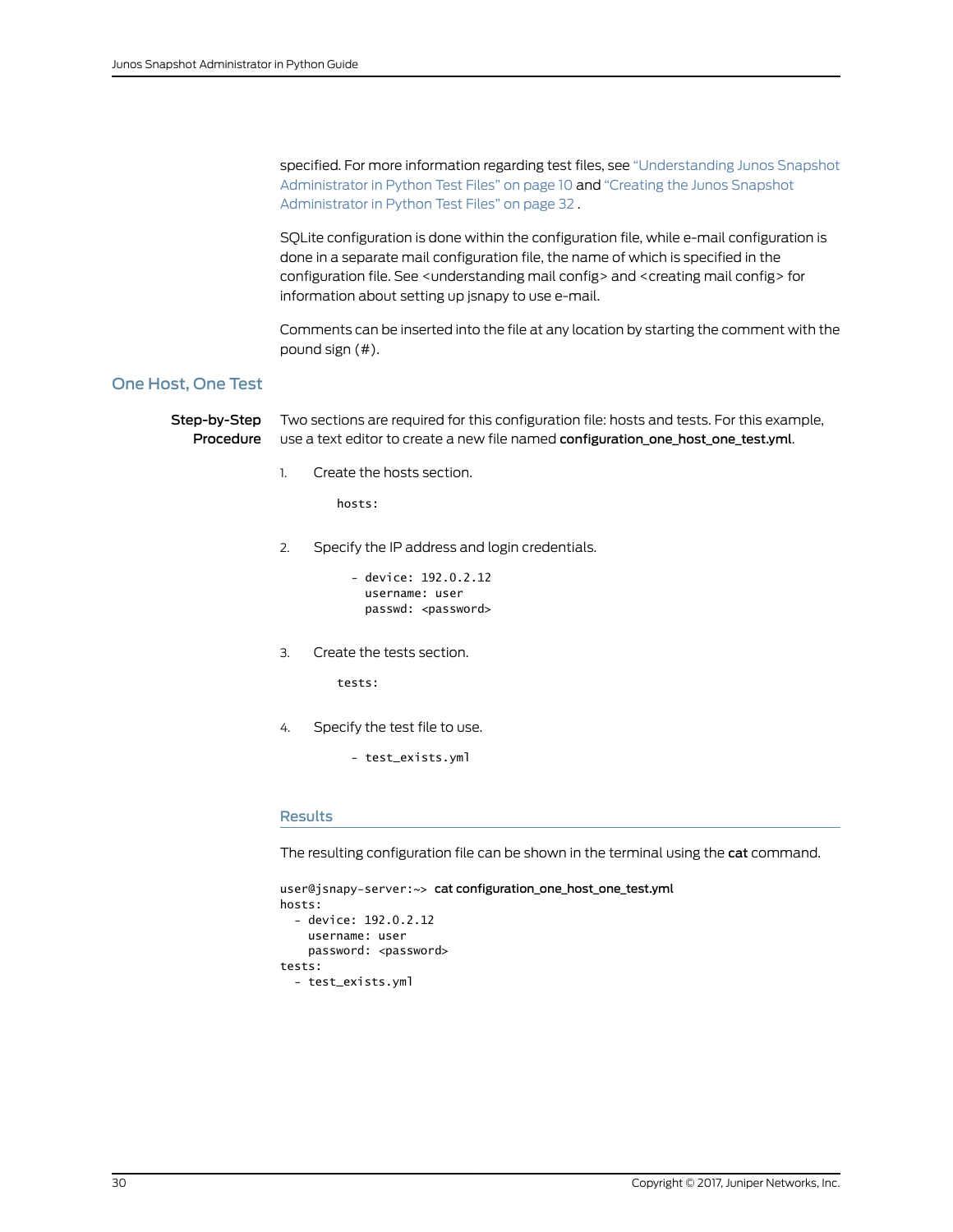specified. For more information regarding test files, see "Understanding Junos Snapshot Administrator in Python Test Files" on page 10 and "Creating the Junos Snapshot Administrator in Python Test Files" on page 32 .

SQLite configuration is done within the configuration file, while e-mail configuration is done in a separate mail configuration file, the name of which is specified in the configuration file. See <understanding mail config> and <creating mail config> for information about setting up jsnapy to use e-mail.

Comments can be inserted into the file at any location by starting the comment with the pound sign (#).

## One Host, One Test

**Step-by-Step Procedure**

Two sections are required for this configuration file: hosts and tests. For this example, use a text editor to create a new file named **configuration_one_host_one_test.yml**.

1. Create the hosts section.

   ```
   hosts:
   ```

2. Specify the IP address and login credentials.

   ```
     - device: 192.0.2.12
       username: user
       passwd: <password>
   ```

3. Create the tests section.

   ```
   tests:
   ```

4. Specify the test file to use.

   ```
     - test_exists.yml
   ```

### Results

The resulting configuration file can be shown in the terminal using the **cat** command.

```
user@jsnapy-server:~> cat configuration_one_host_one_test.yml
hosts:
  - device: 192.0.2.12
    username: user
    password: <password>
tests:
  - test_exists.yml
```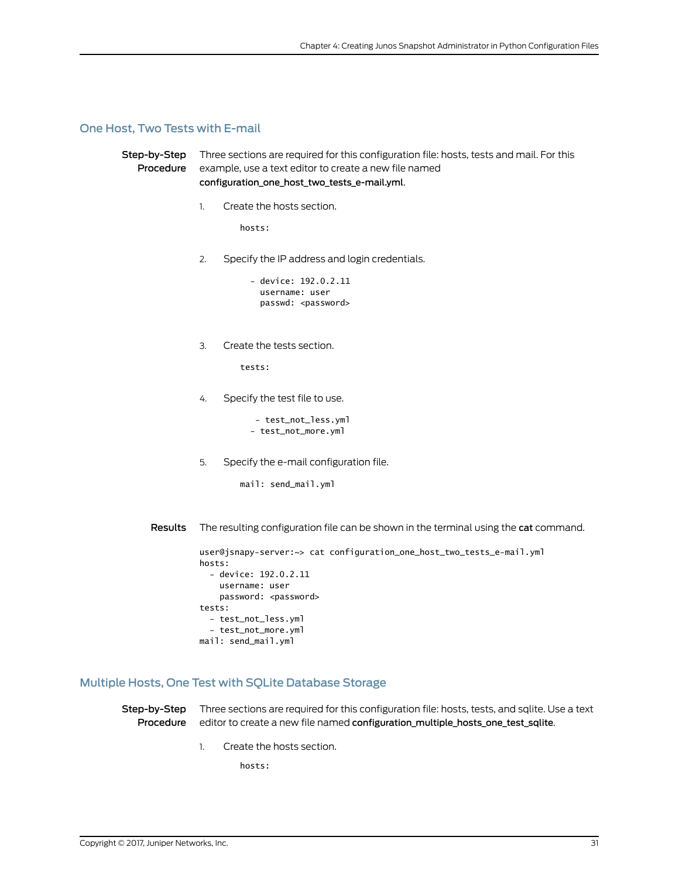## One Host, Two Tests with E-mail

**Step-by-Step Procedure**

Three sections are required for this configuration file: hosts, tests and mail. For this example, use a text editor to create a new file named **configuration_one_host_two_tests_e-mail.yml**.

1. Create the hosts section.

   ```
   hosts:
   ```

2. Specify the IP address and login credentials.

   ```
     - device: 192.0.2.11
       username: user
       passwd: <password>
   ```

3. Create the tests section.

   ```
   tests:
   ```

4. Specify the test file to use.

   ```
      - test_not_less.yml
     - test_not_more.yml
   ```

5. Specify the e-mail configuration file.

   ```
   mail: send_mail.yml
   ```

**Results**

The resulting configuration file can be shown in the terminal using the **cat** command.

```
user@jsnapy-server:~> cat configuration_one_host_two_tests_e-mail.yml
hosts:
  - device: 192.0.2.11
    username: user
    password: <password>
tests:
  - test_not_less.yml
  - test_not_more.yml
mail: send_mail.yml
```

## Multiple Hosts, One Test with SQLite Database Storage

**Step-by-Step Procedure**

Three sections are required for this configuration file: hosts, tests, and sqlite. Use a text editor to create a new file named **configuration_multiple_hosts_one_test_sqlite**.

1. Create the hosts section.

   ```
   hosts:
   ```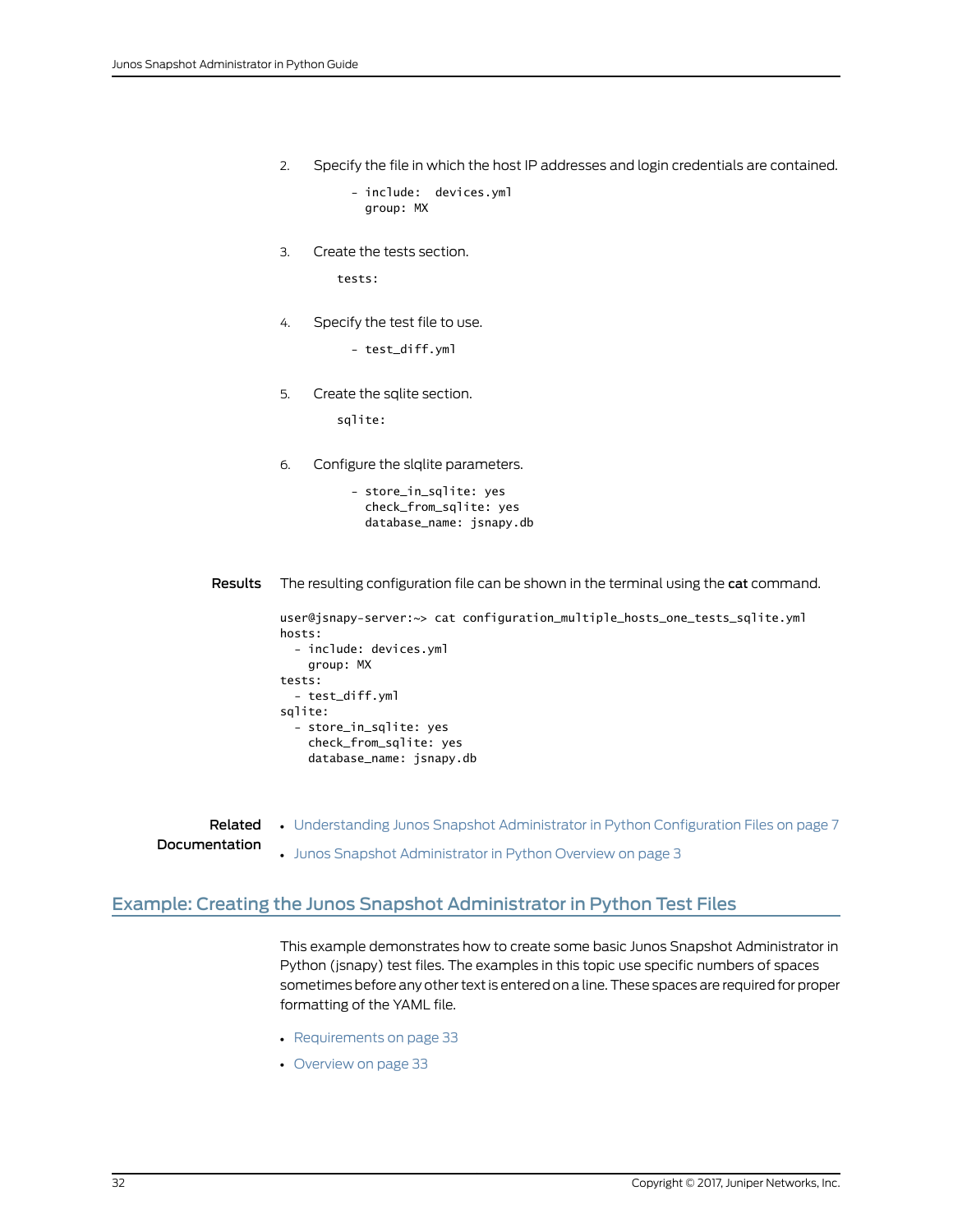2. Specify the file in which the host IP addresses and login credentials are contained.

```
- include:  devices.yml
  group: MX
```

3. Create the tests section.

```
tests:
```

4. Specify the test file to use.

```
- test_diff.yml
```

5. Create the sqlite section.

```
sqlite:
```

6. Configure the slqlite parameters.

```
- store_in_sqlite: yes
  check_from_sqlite: yes
  database_name: jsnapy.db
```

**Results** The resulting configuration file can be shown in the terminal using the **cat** command.

```
user@jsnapy-server:~> cat configuration_multiple_hosts_one_tests_sqlite.yml
hosts:
  - include: devices.yml
    group: MX
tests:
  - test_diff.yml
sqlite:
  - store_in_sqlite: yes
    check_from_sqlite: yes
    database_name: jsnapy.db
```

**Related Documentation**

- Understanding Junos Snapshot Administrator in Python Configuration Files on page 7
- Junos Snapshot Administrator in Python Overview on page 3

## Example: Creating the Junos Snapshot Administrator in Python Test Files

This example demonstrates how to create some basic Junos Snapshot Administrator in Python (jsnapy) test files. The examples in this topic use specific numbers of spaces sometimes before any other text is entered on a line. These spaces are required for proper formatting of the YAML file.

- Requirements on page 33
- Overview on page 33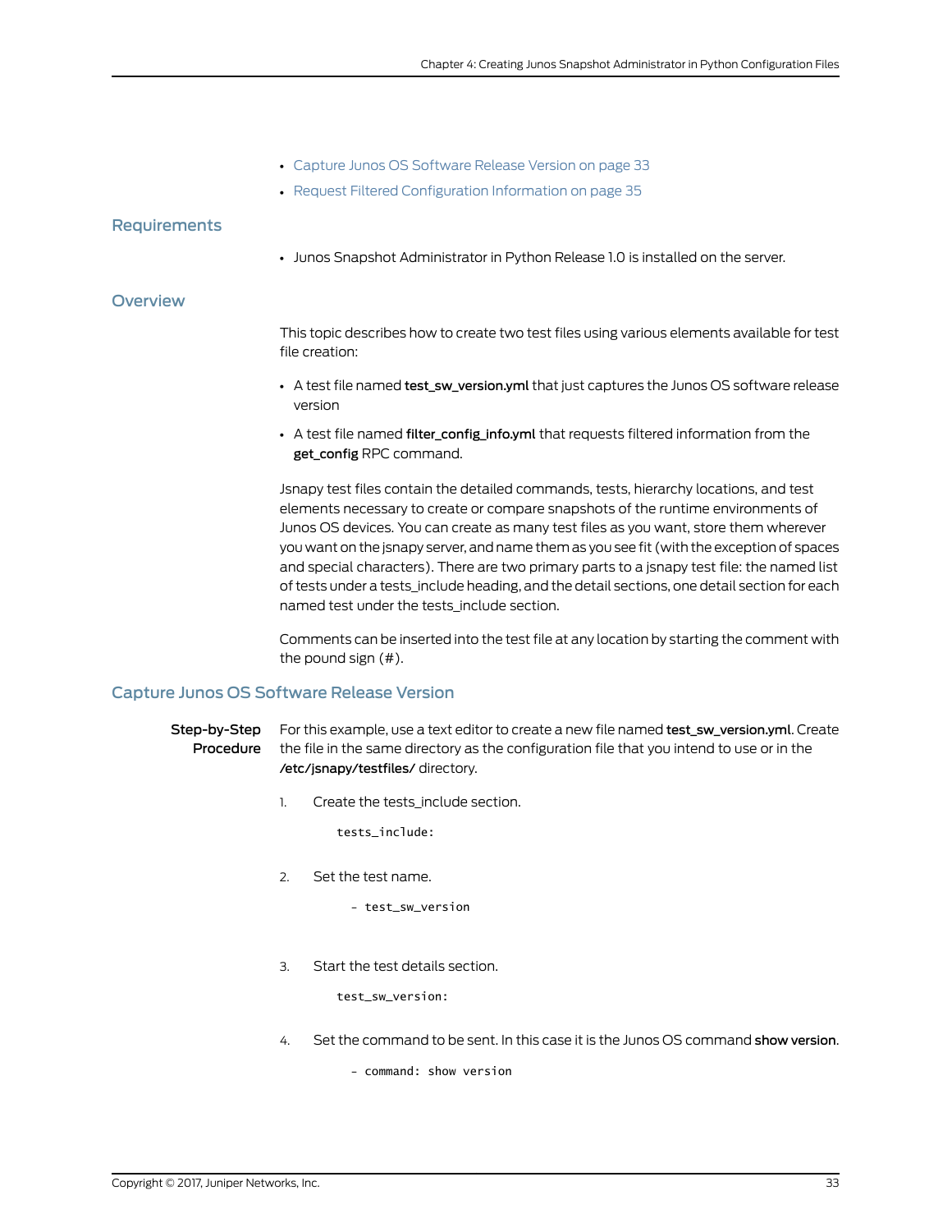- Capture Junos OS Software Release Version on page 33
- Request Filtered Configuration Information on page 35

## Requirements

- Junos Snapshot Administrator in Python Release 1.0 is installed on the server.

## Overview

This topic describes how to create two test files using various elements available for test file creation:

- A test file named **test_sw_version.yml** that just captures the Junos OS software release version
- A test file named **filter_config_info.yml** that requests filtered information from the **get_config** RPC command.

Jsnapy test files contain the detailed commands, tests, hierarchy locations, and test elements necessary to create or compare snapshots of the runtime environments of Junos OS devices. You can create as many test files as you want, store them wherever you want on the jsnapy server, and name them as you see fit (with the exception of spaces and special characters). There are two primary parts to a jsnapy test file: the named list of tests under a tests_include heading, and the detail sections, one detail section for each named test under the tests_include section.

Comments can be inserted into the test file at any location by starting the comment with the pound sign (#).

## Capture Junos OS Software Release Version

**Step-by-Step Procedure**

For this example, use a text editor to create a new file named **test_sw_version.yml**. Create the file in the same directory as the configuration file that you intend to use or in the **/etc/jsnapy/testfiles/** directory.

1. Create the tests_include section.

   ```
   tests_include:
   ```

2. Set the test name.

   ```
     - test_sw_version
   ```

3. Start the test details section.

   ```
   test_sw_version:
   ```

4. Set the command to be sent. In this case it is the Junos OS command **show version**.

   ```
     - command: show version
   ```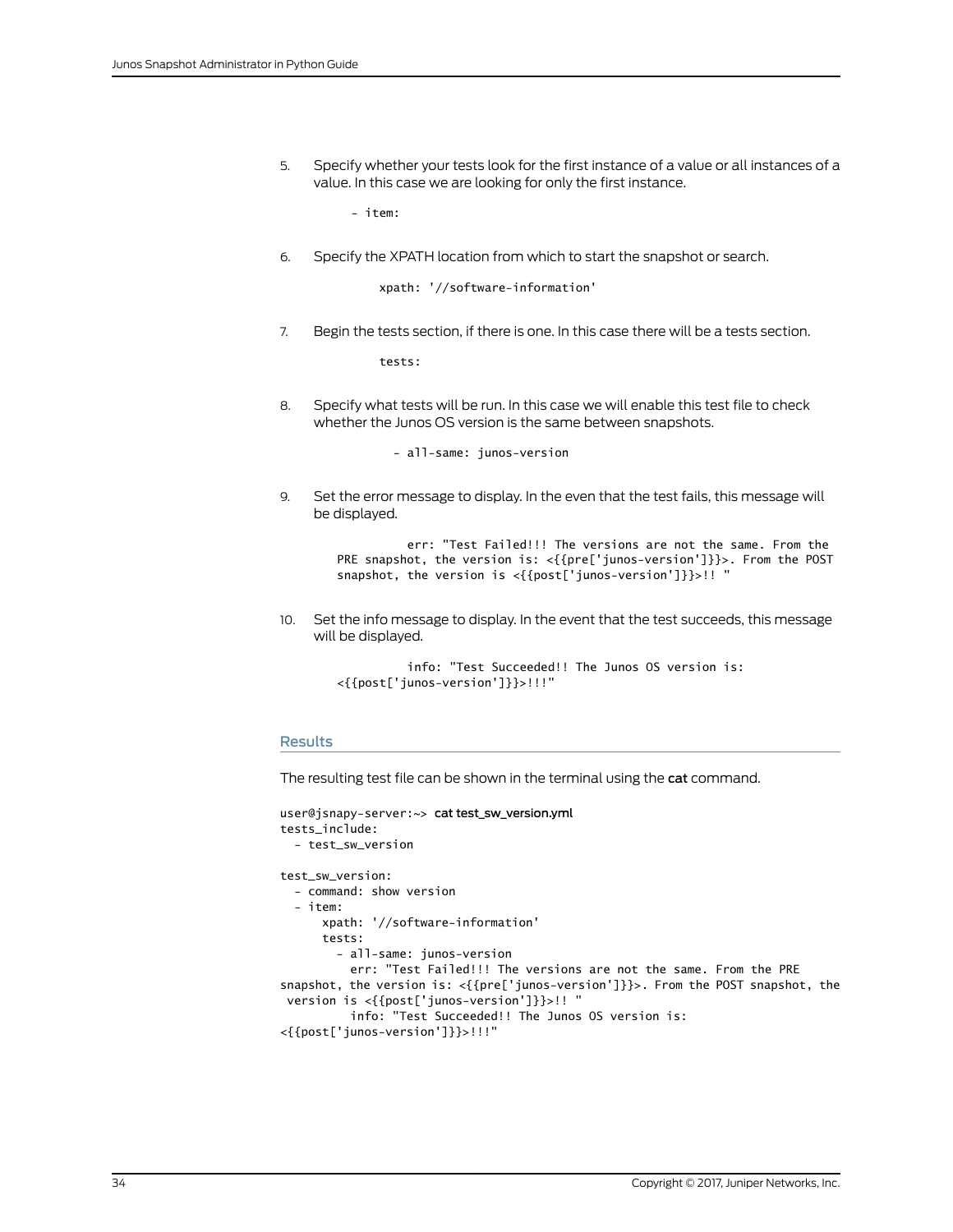5. Specify whether your tests look for the first instance of a value or all instances of a value. In this case we are looking for only the first instance.

   ```
   - item:
   ```

6. Specify the XPATH location from which to start the snapshot or search.

   ```
       xpath: '//software-information'
   ```

7. Begin the tests section, if there is one. In this case there will be a tests section.

   ```
       tests:
   ```

8. Specify what tests will be run. In this case we will enable this test file to check whether the Junos OS version is the same between snapshots.

   ```
         - all-same: junos-version
   ```

9. Set the error message to display. In the even that the test fails, this message will be displayed.

   ```
             err: "Test Failed!!! The versions are not the same. From the
   PRE snapshot, the version is: <{{pre['junos-version']}}>. From the POST
   snapshot, the version is <{{post['junos-version']}}>!! "
   ```

10. Set the info message to display. In the event that the test succeeds, this message will be displayed.

    ```
              info: "Test Succeeded!! The Junos OS version is:
    <{{post['junos-version']}}>!!!"
    ```

## Results

The resulting test file can be shown in the terminal using the **cat** command.

```
user@jsnapy-server:~> cat test_sw_version.yml
tests_include:
  - test_sw_version

test_sw_version:
  - command: show version
  - item:
      xpath: '//software-information'
      tests:
        - all-same: junos-version
          err: "Test Failed!!! The versions are not the same. From the PRE
snapshot, the version is: <{{pre['junos-version']}}>. From the POST snapshot, the
 version is <{{post['junos-version']}}>!! "
          info: "Test Succeeded!! The Junos OS version is:
<{{post['junos-version']}}>!!!"
```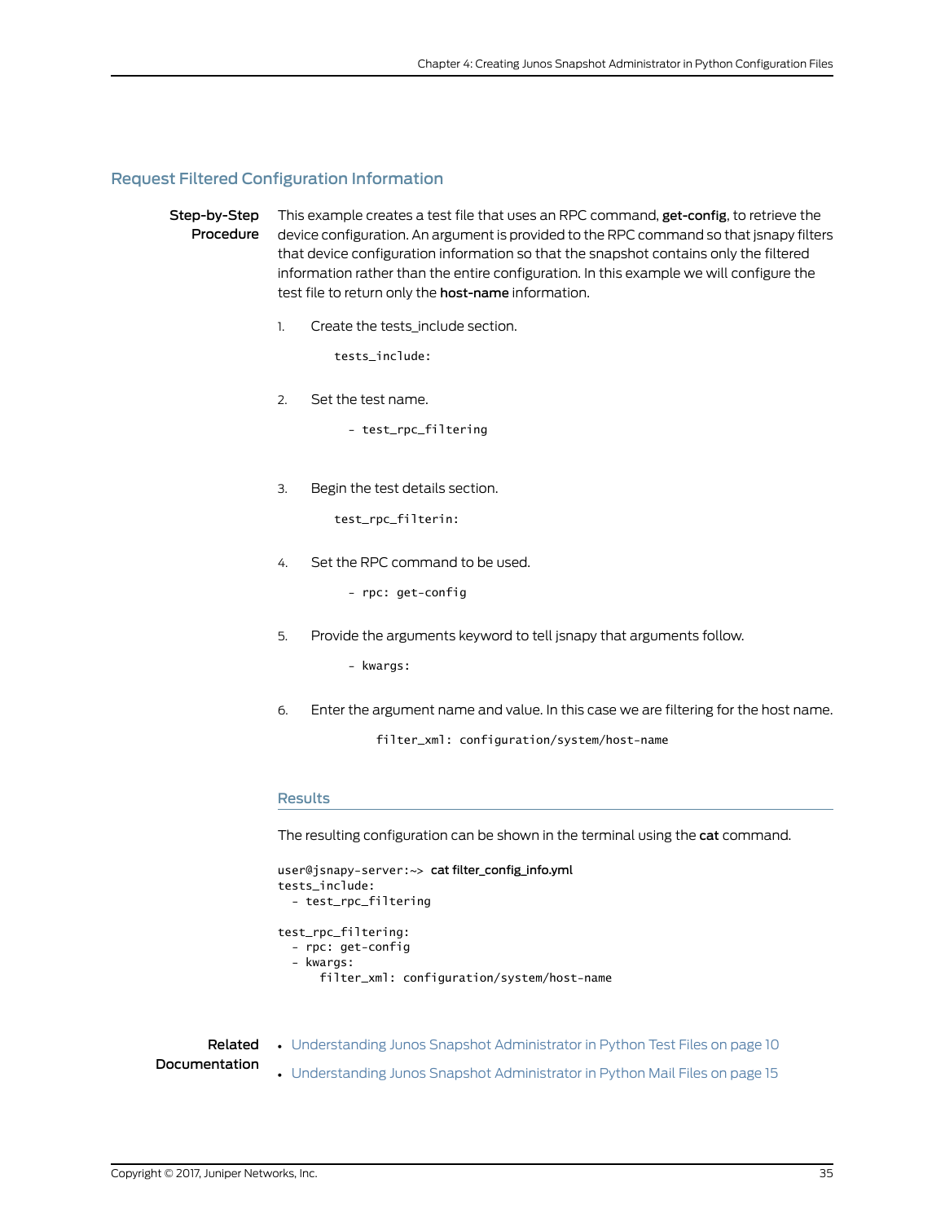## Request Filtered Configuration Information

**Step-by-Step Procedure**

This example creates a test file that uses an RPC command, **get-config**, to retrieve the device configuration. An argument is provided to the RPC command so that jsnapy filters that device configuration information so that the snapshot contains only the filtered information rather than the entire configuration. In this example we will configure the test file to return only the **host-name** information.

1. Create the tests_include section.

   ```
   tests_include:
   ```

2. Set the test name.

   ```
     - test_rpc_filtering
   ```

3. Begin the test details section.

   ```
   test_rpc_filterin:
   ```

4. Set the RPC command to be used.

   ```
     - rpc: get-config
   ```

5. Provide the arguments keyword to tell jsnapy that arguments follow.

   ```
     - kwargs:
   ```

6. Enter the argument name and value. In this case we are filtering for the host name.

   ```
         filter_xml: configuration/system/host-name
   ```

### Results

The resulting configuration can be shown in the terminal using the **cat** command.

```
user@jsnapy-server:~> cat filter_config_info.yml
tests_include:
  - test_rpc_filtering

test_rpc_filtering:
  - rpc: get-config
  - kwargs:
      filter_xml: configuration/system/host-name
```

**Related Documentation**

- Understanding Junos Snapshot Administrator in Python Test Files on page 10
- Understanding Junos Snapshot Administrator in Python Mail Files on page 15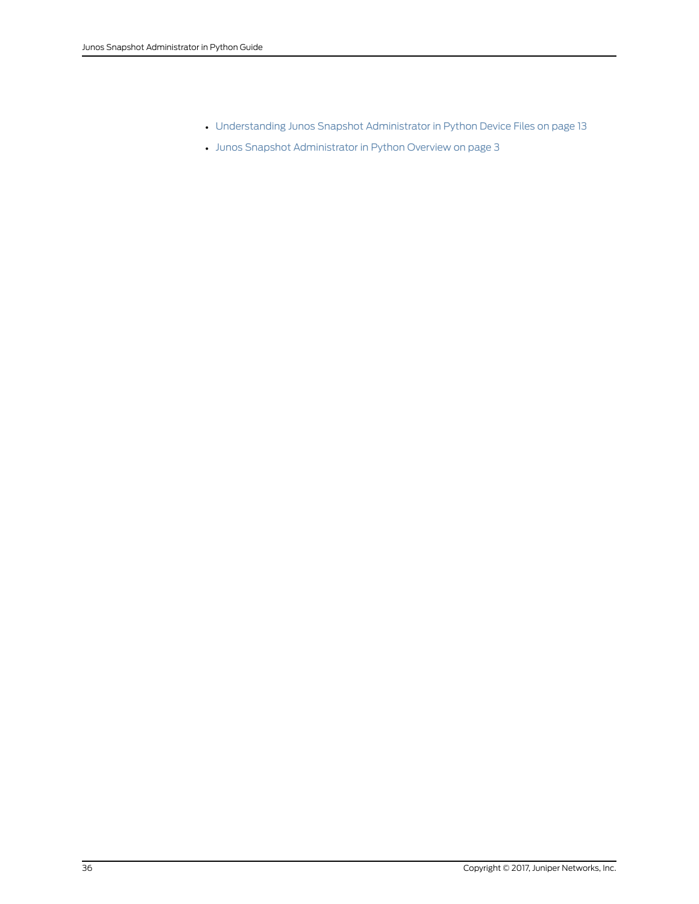- Understanding Junos Snapshot Administrator in Python Device Files on page 13
- Junos Snapshot Administrator in Python Overview on page 3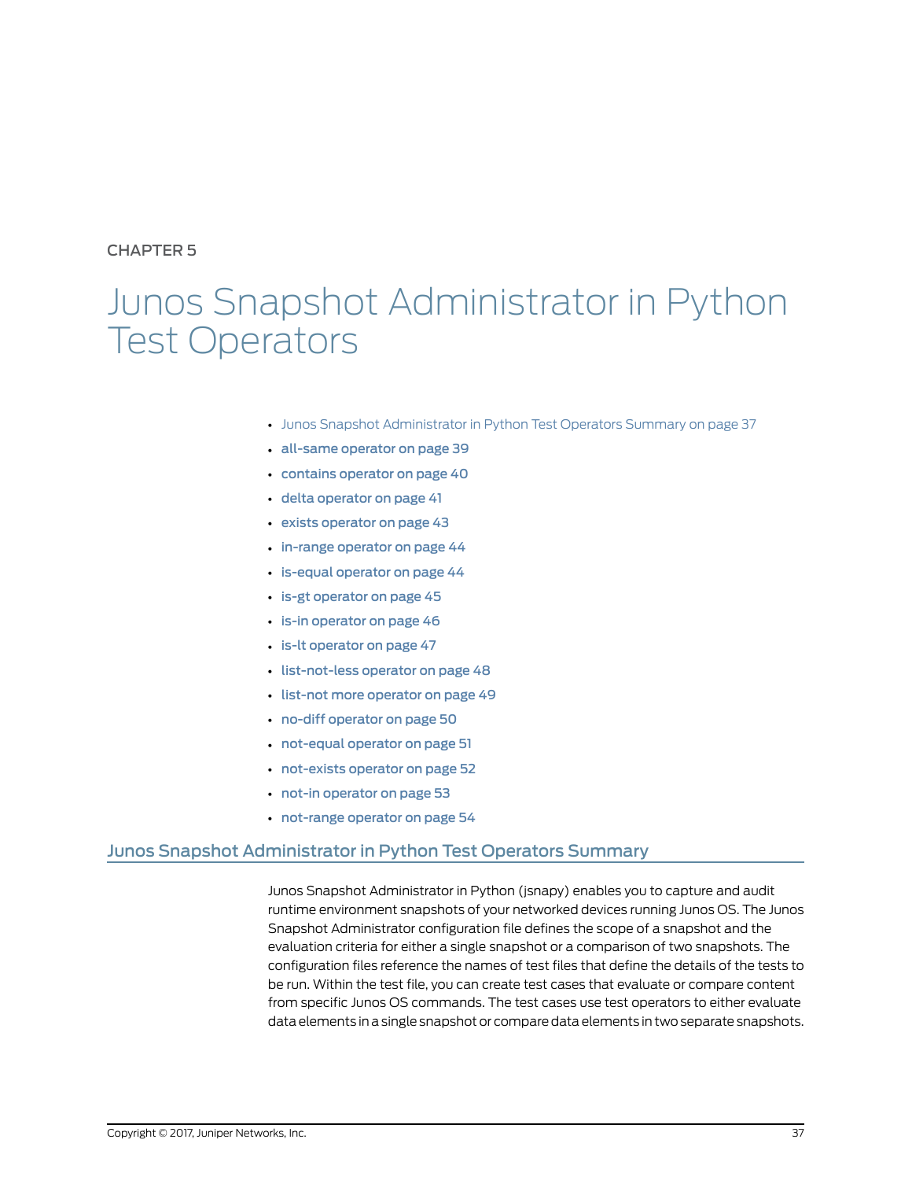CHAPTER 5

# Junos Snapshot Administrator in Python Test Operators

- Junos Snapshot Administrator in Python Test Operators Summary on page 37
- all-same operator on page 39
- contains operator on page 40
- delta operator on page 41
- exists operator on page 43
- in-range operator on page 44
- is-equal operator on page 44
- is-gt operator on page 45
- is-in operator on page 46
- is-lt operator on page 47
- list-not-less operator on page 48
- list-not more operator on page 49
- no-diff operator on page 50
- not-equal operator on page 51
- not-exists operator on page 52
- not-in operator on page 53
- not-range operator on page 54

## Junos Snapshot Administrator in Python Test Operators Summary

Junos Snapshot Administrator in Python (jsnapy) enables you to capture and audit runtime environment snapshots of your networked devices running Junos OS. The Junos Snapshot Administrator configuration file defines the scope of a snapshot and the evaluation criteria for either a single snapshot or a comparison of two snapshots. The configuration files reference the names of test files that define the details of the tests to be run. Within the test file, you can create test cases that evaluate or compare content from specific Junos OS commands. The test cases use test operators to either evaluate data elements in a single snapshot or compare data elements in two separate snapshots.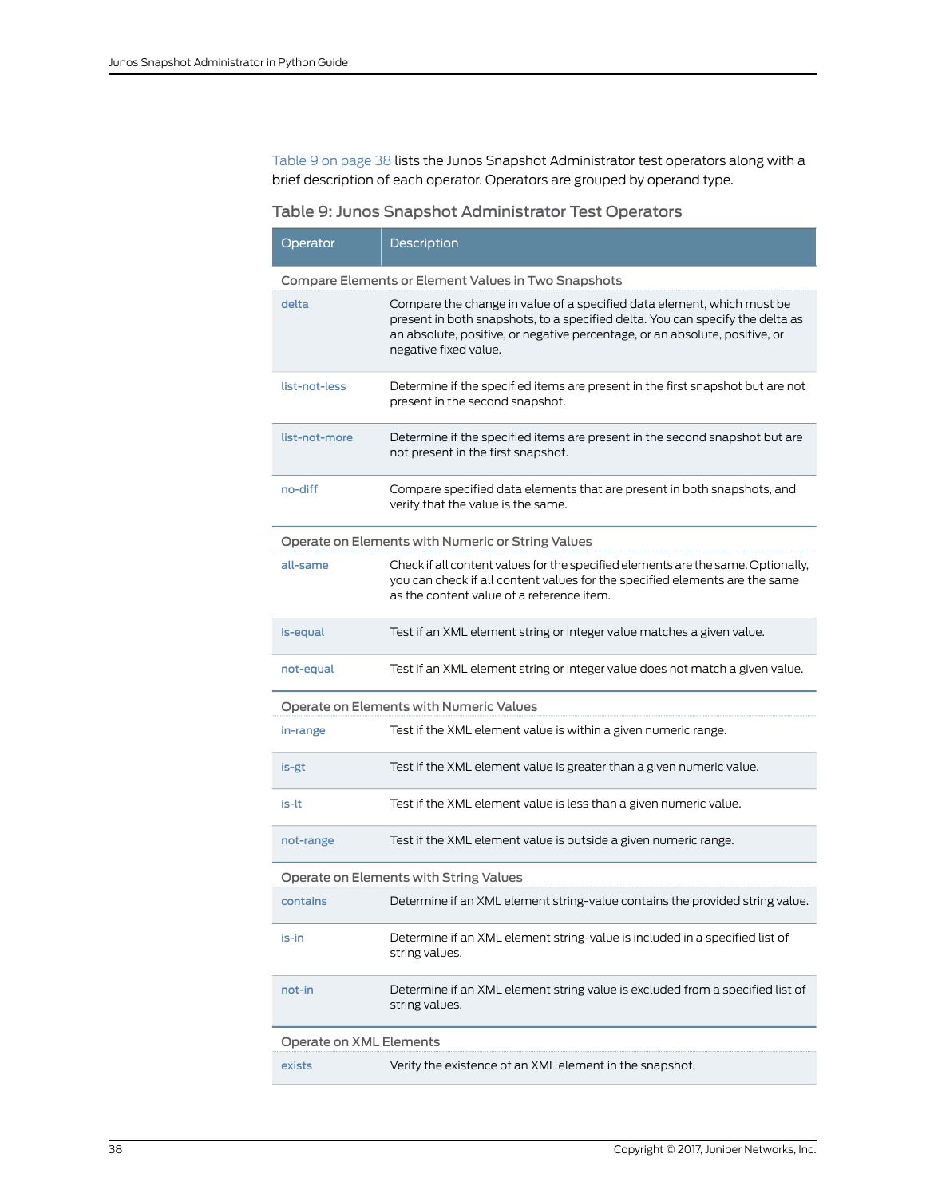Table 9 on page 38 lists the Junos Snapshot Administrator test operators along with a brief description of each operator. Operators are grouped by operand type.

### Table 9: Junos Snapshot Administrator Test Operators

| Operator | Description |
| --- | --- |
| **Compare Elements or Element Values in Two Snapshots** | |
| delta | Compare the change in value of a specified data element, which must be present in both snapshots, to a specified delta. You can specify the delta as an absolute, positive, or negative percentage, or an absolute, positive, or negative fixed value. |
| list-not-less | Determine if the specified items are present in the first snapshot but are not present in the second snapshot. |
| list-not-more | Determine if the specified items are present in the second snapshot but are not present in the first snapshot. |
| no-diff | Compare specified data elements that are present in both snapshots, and verify that the value is the same. |
| **Operate on Elements with Numeric or String Values** | |
| all-same | Check if all content values for the specified elements are the same. Optionally, you can check if all content values for the specified elements are the same as the content value of a reference item. |
| is-equal | Test if an XML element string or integer value matches a given value. |
| not-equal | Test if an XML element string or integer value does not match a given value. |
| **Operate on Elements with Numeric Values** | |
| in-range | Test if the XML element value is within a given numeric range. |
| is-gt | Test if the XML element value is greater than a given numeric value. |
| is-lt | Test if the XML element value is less than a given numeric value. |
| not-range | Test if the XML element value is outside a given numeric range. |
| **Operate on Elements with String Values** | |
| contains | Determine if an XML element string-value contains the provided string value. |
| is-in | Determine if an XML element string-value is included in a specified list of string values. |
| not-in | Determine if an XML element string value is excluded from a specified list of string values. |
| **Operate on XML Elements** | |
| exists | Verify the existence of an XML element in the snapshot. |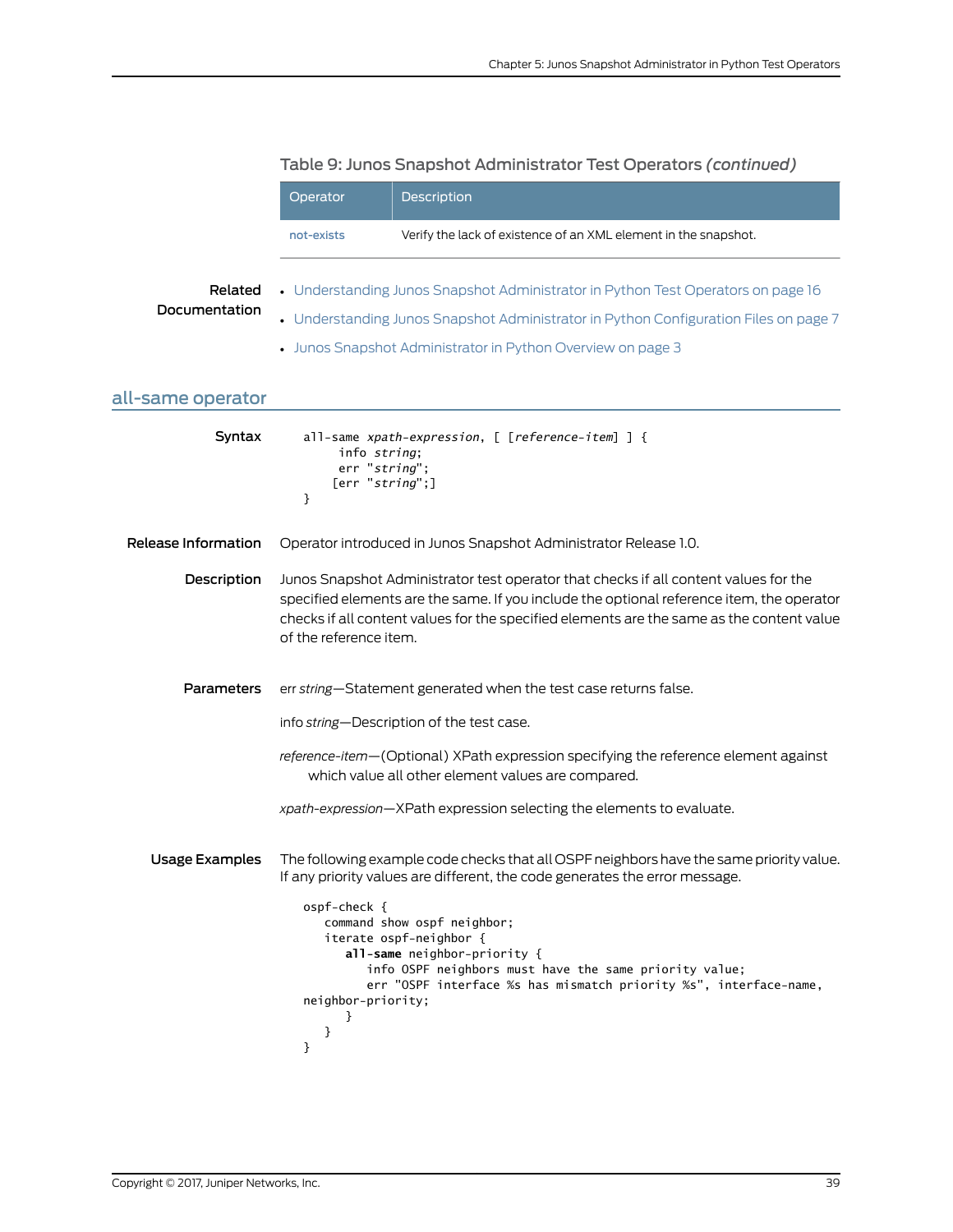Table 9: Junos Snapshot Administrator Test Operators *(continued)*

| Operator | Description |
| --- | --- |
| not-exists | Verify the lack of existence of an XML element in the snapshot. |

**Related Documentation**

- Understanding Junos Snapshot Administrator in Python Test Operators on page 16
- Understanding Junos Snapshot Administrator in Python Configuration Files on page 7
- Junos Snapshot Administrator in Python Overview on page 3

## all-same operator

**Syntax**

```
all-same xpath-expression, [ [reference-item] ] {
     info string;
     err "string";
    [err "string";]
}
```

**Release Information**

Operator introduced in Junos Snapshot Administrator Release 1.0.

**Description**

Junos Snapshot Administrator test operator that checks if all content values for the specified elements are the same. If you include the optional reference item, the operator checks if all content values for the specified elements are the same as the content value of the reference item.

**Parameters**

err *string*—Statement generated when the test case returns false.

info *string*—Description of the test case.

*reference-item*—(Optional) XPath expression specifying the reference element against which value all other element values are compared.

*xpath-expression*—XPath expression selecting the elements to evaluate.

**Usage Examples**

The following example code checks that all OSPF neighbors have the same priority value. If any priority values are different, the code generates the error message.

```
ospf-check {
   command show ospf neighbor;
   iterate ospf-neighbor {
      all-same neighbor-priority {
         info OSPF neighbors must have the same priority value;
         err "OSPF interface %s has mismatch priority %s", interface-name,
neighbor-priority;
      }
   }
}
```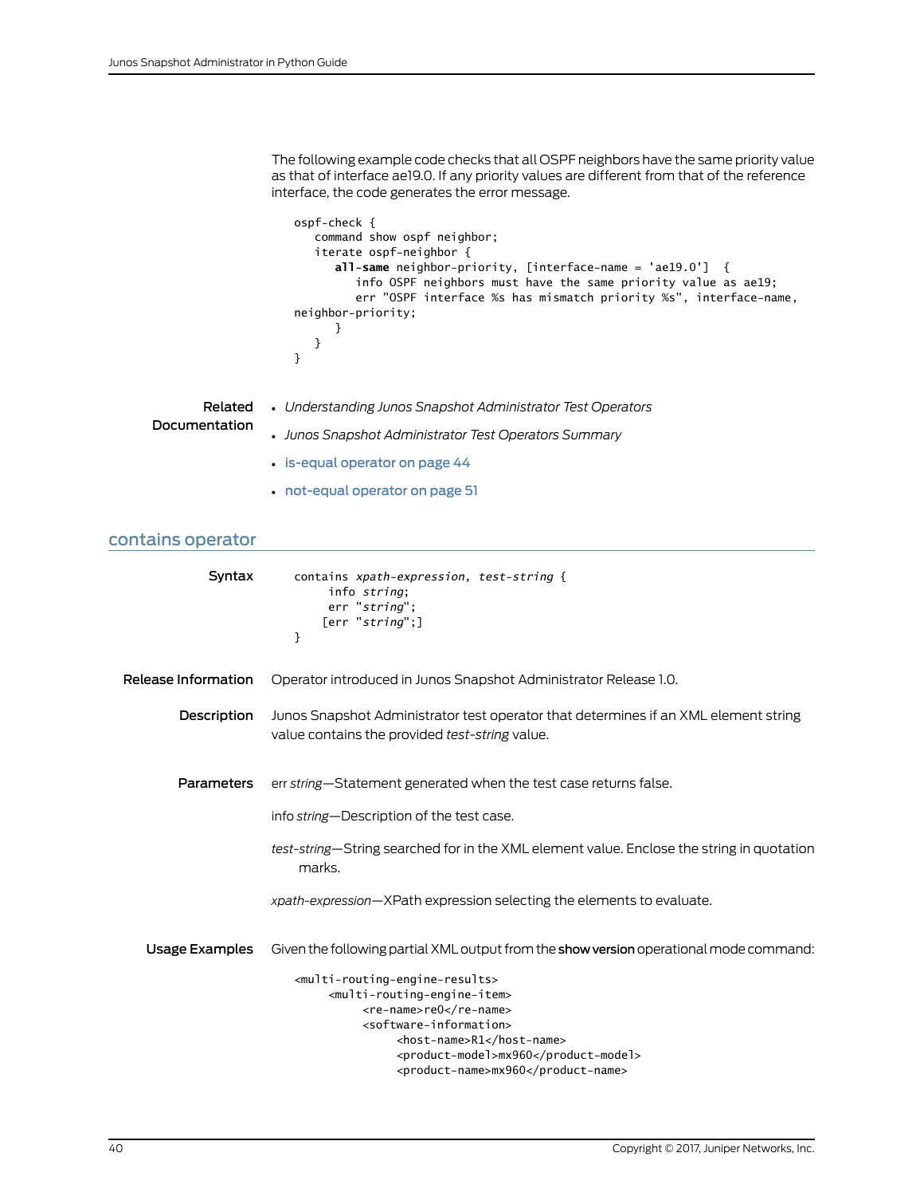The following example code checks that all OSPF neighbors have the same priority value as that of interface ae19.0. If any priority values are different from that of the reference interface, the code generates the error message.

```
ospf-check {
   command show ospf neighbor;
   iterate ospf-neighbor {
      all-same neighbor-priority, [interface-name = 'ae19.0']  {
         info OSPF neighbors must have the same priority value as ae19;
         err "OSPF interface %s has mismatch priority %s", interface-name,
neighbor-priority;
      }
   }
}
```

**Related Documentation**

- *Understanding Junos Snapshot Administrator Test Operators*
- *Junos Snapshot Administrator Test Operators Summary*
- is-equal operator on page 44
- not-equal operator on page 51

## contains operator

**Syntax**

```
contains xpath-expression, test-string {
     info string;
     err "string";
    [err "string";]
}
```

**Release Information**

Operator introduced in Junos Snapshot Administrator Release 1.0.

**Description**

Junos Snapshot Administrator test operator that determines if an XML element string value contains the provided *test-string* value.

**Parameters**

err *string*—Statement generated when the test case returns false.

info *string*—Description of the test case.

*test-string*—String searched for in the XML element value. Enclose the string in quotation marks.

*xpath-expression*—XPath expression selecting the elements to evaluate.

**Usage Examples**

Given the following partial XML output from the **show version** operational mode command:

```
<multi-routing-engine-results>
     <multi-routing-engine-item>
          <re-name>re0</re-name>
          <software-information>
               <host-name>R1</host-name>
               <product-model>mx960</product-model>
               <product-name>mx960</product-name>
```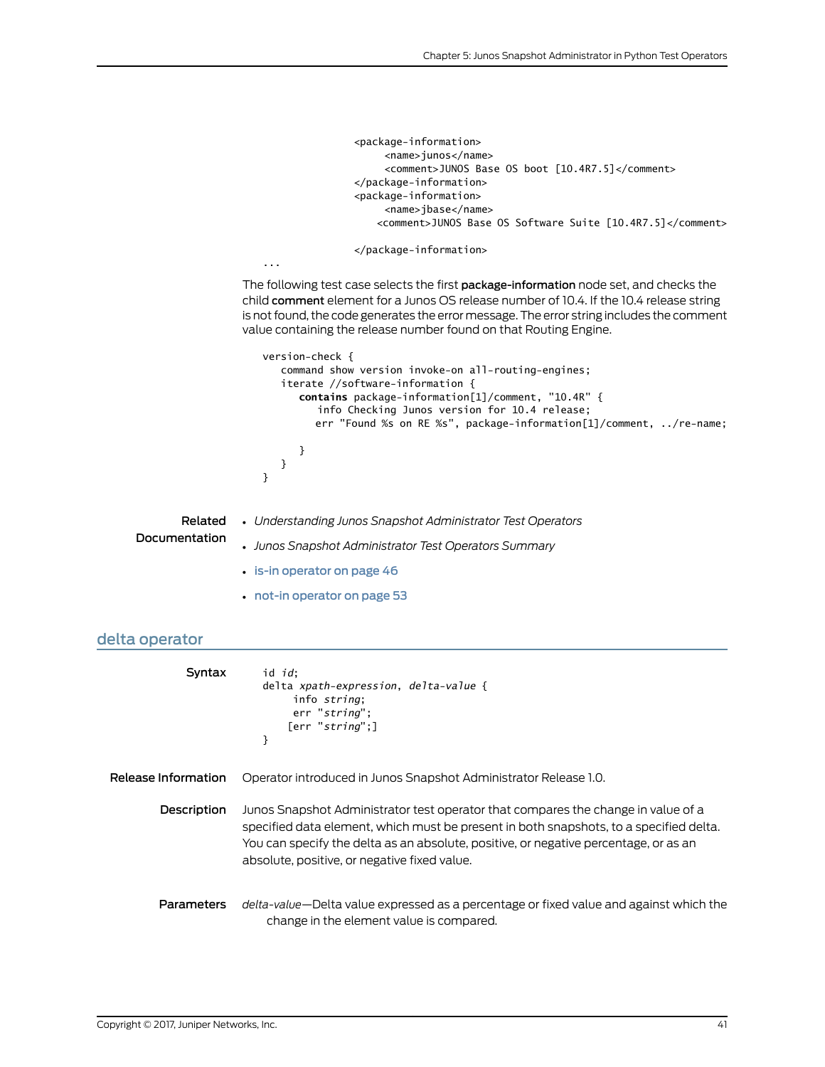```
            <package-information>
                <name>junos</name>
                <comment>JUNOS Base OS boot [10.4R7.5]</comment>
            </package-information>
            <package-information>
                <name>jbase</name>
              <comment>JUNOS Base OS Software Suite [10.4R7.5]</comment>

            </package-information>
...
```

The following test case selects the first **package-information** node set, and checks the child **comment** element for a Junos OS release number of 10.4. If the 10.4 release string is not found, the code generates the error message. The error string includes the comment value containing the release number found on that Routing Engine.

```
version-check {
   command show version invoke-on all-routing-engines;
   iterate //software-information {
      contains package-information[1]/comment, "10.4R" {
         info Checking Junos version for 10.4 release;
         err "Found %s on RE %s", package-information[1]/comment, ../re-name;

      }
   }
}
```

**Related Documentation**

- *Understanding Junos Snapshot Administrator Test Operators*
- *Junos Snapshot Administrator Test Operators Summary*
- is-in operator on page 46
- not-in operator on page 53

## delta operator

**Syntax**

```
id id;
delta xpath-expression, delta-value {
     info string;
     err "string";
    [err "string";]
}
```

**Release Information** Operator introduced in Junos Snapshot Administrator Release 1.0.

**Description** Junos Snapshot Administrator test operator that compares the change in value of a specified data element, which must be present in both snapshots, to a specified delta. You can specify the delta as an absolute, positive, or negative percentage, or as an absolute, positive, or negative fixed value.

**Parameters** *delta-value*—Delta value expressed as a percentage or fixed value and against which the change in the element value is compared.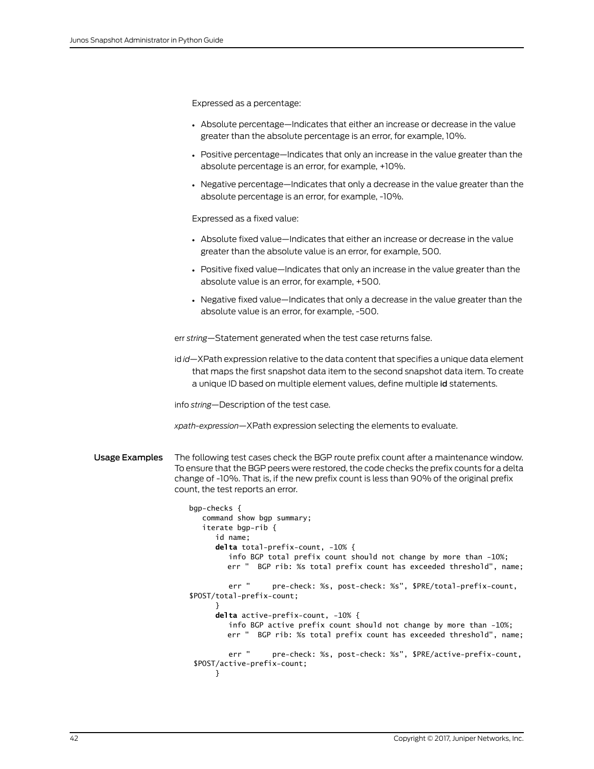Expressed as a percentage:

- Absolute percentage—Indicates that either an increase or decrease in the value greater than the absolute percentage is an error, for example, 10%.
- Positive percentage—Indicates that only an increase in the value greater than the absolute percentage is an error, for example, +10%.
- Negative percentage—Indicates that only a decrease in the value greater than the absolute percentage is an error, for example, -10%.

Expressed as a fixed value:

- Absolute fixed value—Indicates that either an increase or decrease in the value greater than the absolute value is an error, for example, 500.
- Positive fixed value—Indicates that only an increase in the value greater than the absolute value is an error, for example, +500.
- Negative fixed value—Indicates that only a decrease in the value greater than the absolute value is an error, for example, -500.

err *string*—Statement generated when the test case returns false.

id *id*—XPath expression relative to the data content that specifies a unique data element that maps the first snapshot data item to the second snapshot data item. To create a unique ID based on multiple element values, define multiple **id** statements.

info *string*—Description of the test case.

*xpath-expression*—XPath expression selecting the elements to evaluate.

## Usage Examples

The following test cases check the BGP route prefix count after a maintenance window. To ensure that the BGP peers were restored, the code checks the prefix counts for a delta change of -10%. That is, if the new prefix count is less than 90% of the original prefix count, the test reports an error.

```
bgp-checks {
   command show bgp summary;
   iterate bgp-rib {
      id name;
      delta total-prefix-count, -10% {
         info BGP total prefix count should not change by more than -10%;
         err "  BGP rib: %s total prefix count has exceeded threshold", name;

         err "     pre-check: %s, post-check: %s", $PRE/total-prefix-count,
$POST/total-prefix-count;
      }
      delta active-prefix-count, -10% {
         info BGP active prefix count should not change by more than -10%;
         err "  BGP rib: %s total prefix count has exceeded threshold", name;

         err "     pre-check: %s, post-check: %s", $PRE/active-prefix-count,
 $POST/active-prefix-count;
      }
```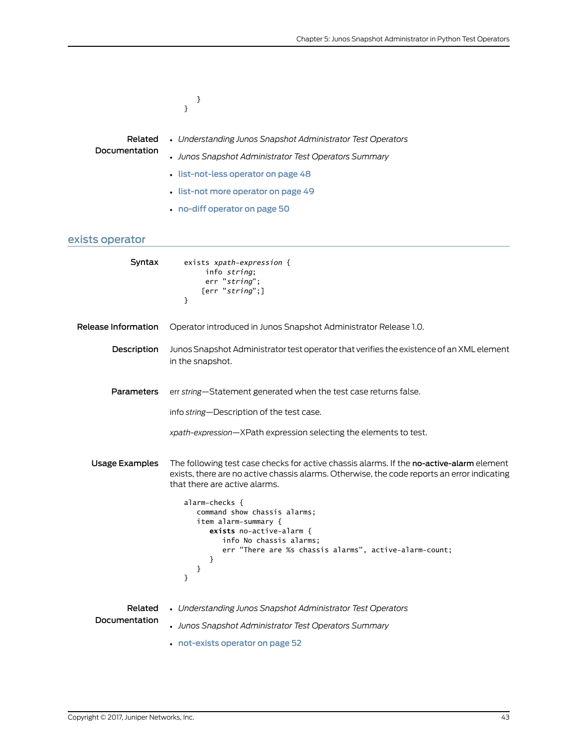```
    }
}
```

**Related Documentation**

- *Understanding Junos Snapshot Administrator Test Operators*
- *Junos Snapshot Administrator Test Operators Summary*
- list-not-less operator on page 48
- list-not more operator on page 49
- no-diff operator on page 50

## exists operator

**Syntax**

```
exists xpath-expression {
     info string;
     err "string";
    [err "string";]
}
```

**Release Information**

Operator introduced in Junos Snapshot Administrator Release 1.0.

**Description**

Junos Snapshot Administrator test operator that verifies the existence of an XML element in the snapshot.

**Parameters**

err *string*—Statement generated when the test case returns false.

info *string*—Description of the test case.

*xpath-expression*—XPath expression selecting the elements to test.

**Usage Examples**

The following test case checks for active chassis alarms. If the **no-active-alarm** element exists, there are no active chassis alarms. Otherwise, the code reports an error indicating that there are active alarms.

```
alarm-checks {
   command show chassis alarms;
   item alarm-summary {
      exists no-active-alarm {
         info No chassis alarms;
         err "There are %s chassis alarms", active-alarm-count;
      }
   }
}
```

**Related Documentation**

- *Understanding Junos Snapshot Administrator Test Operators*
- *Junos Snapshot Administrator Test Operators Summary*
- not-exists operator on page 52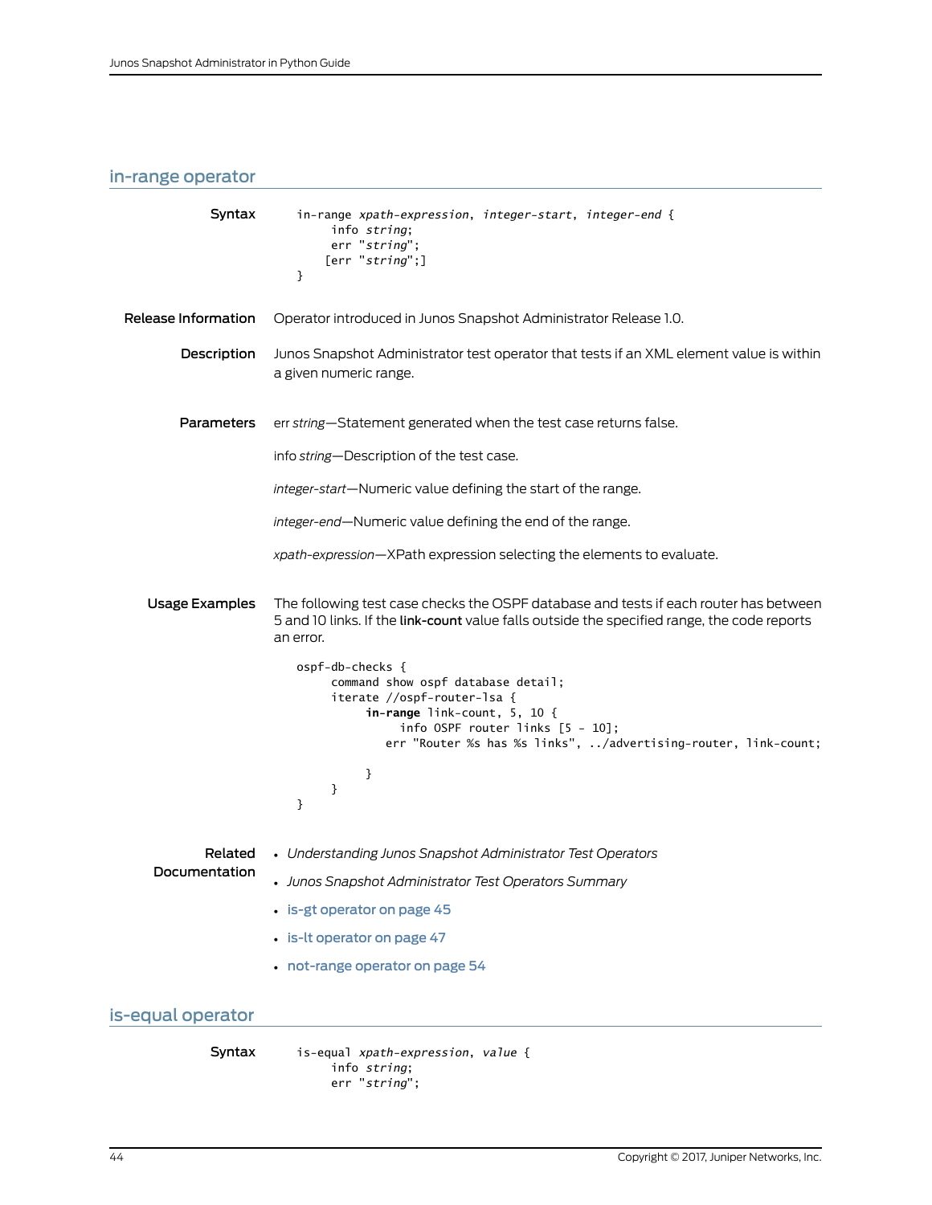## in-range operator

**Syntax**

```
in-range xpath-expression, integer-start, integer-end {
      info string;
      err "string";
     [err "string";]
}
```

**Release Information**

Operator introduced in Junos Snapshot Administrator Release 1.0.

**Description**

Junos Snapshot Administrator test operator that tests if an XML element value is within a given numeric range.

**Parameters**

err *string*—Statement generated when the test case returns false.

info *string*—Description of the test case.

*integer-start*—Numeric value defining the start of the range.

*integer-end*—Numeric value defining the end of the range.

*xpath-expression*—XPath expression selecting the elements to evaluate.

**Usage Examples**

The following test case checks the OSPF database and tests if each router has between 5 and 10 links. If the **link-count** value falls outside the specified range, the code reports an error.

```
ospf-db-checks {
      command show ospf database detail;
      iterate //ospf-router-lsa {
            in-range link-count, 5, 10 {
                  info OSPF router links [5 - 10];
               err "Router %s has %s links", ../advertising-router, link-count;

            }
      }
}
```

**Related Documentation**

- *Understanding Junos Snapshot Administrator Test Operators*
- *Junos Snapshot Administrator Test Operators Summary*
- is-gt operator on page 45
- is-lt operator on page 47
- not-range operator on page 54

## is-equal operator

**Syntax**

```
is-equal xpath-expression, value {
      info string;
      err "string";
```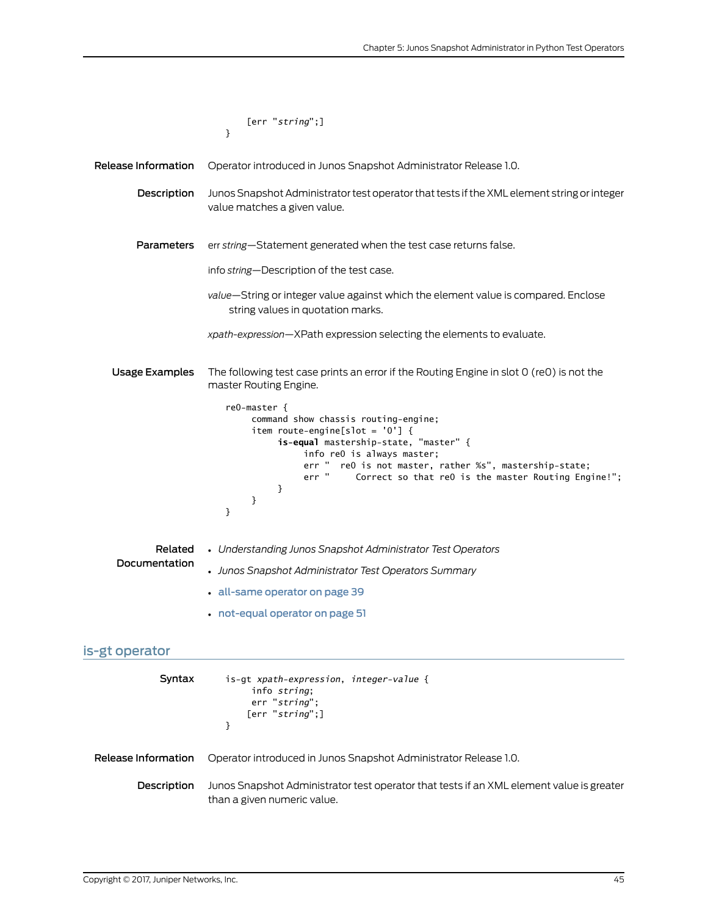```
    [err "string";]
}
```

**Release Information** Operator introduced in Junos Snapshot Administrator Release 1.0.

**Description** Junos Snapshot Administrator test operator that tests if the XML element string or integer value matches a given value.

**Parameters** err *string*—Statement generated when the test case returns false.

info *string*—Description of the test case.

*value*—String or integer value against which the element value is compared. Enclose string values in quotation marks.

*xpath-expression*—XPath expression selecting the elements to evaluate.

**Usage Examples** The following test case prints an error if the Routing Engine in slot 0 (re0) is not the master Routing Engine.

```
re0-master {
     command show chassis routing-engine;
     item route-engine[slot = '0'] {
          is-equal mastership-state, "master" {
               info re0 is always master;
               err "  re0 is not master, rather %s", mastership-state;
               err "     Correct so that re0 is the master Routing Engine!";
          }
     }
}
```

**Related Documentation**

- *Understanding Junos Snapshot Administrator Test Operators*
- *Junos Snapshot Administrator Test Operators Summary*
- all-same operator on page 39
- not-equal operator on page 51

## is-gt operator

**Syntax**

```
is-gt xpath-expression, integer-value {
     info string;
     err "string";
    [err "string";]
}
```

**Release Information** Operator introduced in Junos Snapshot Administrator Release 1.0.

**Description** Junos Snapshot Administrator test operator that tests if an XML element value is greater than a given numeric value.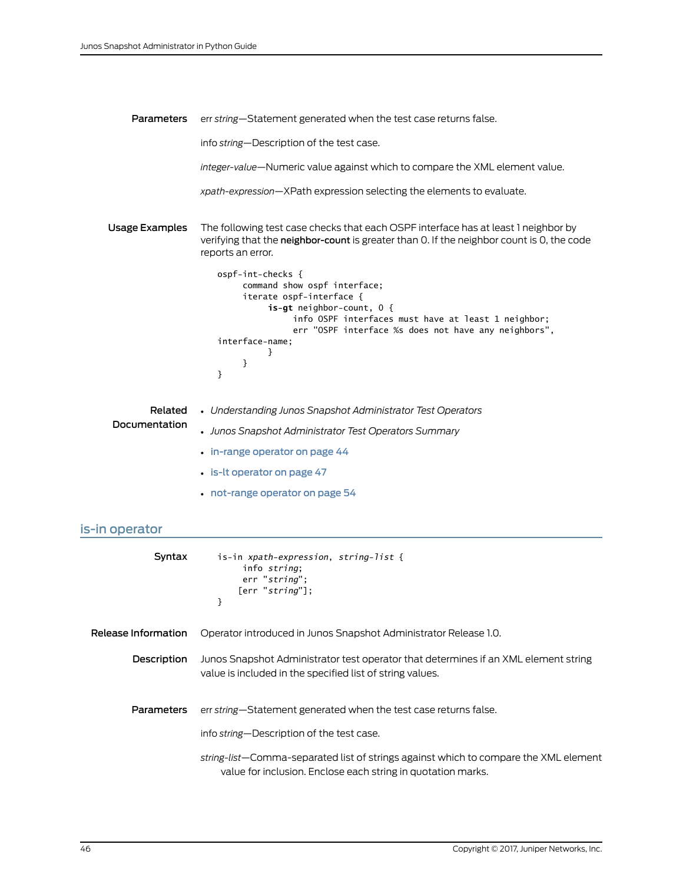**Parameters**

err *string*—Statement generated when the test case returns false.

info *string*—Description of the test case.

*integer-value*—Numeric value against which to compare the XML element value.

*xpath-expression*—XPath expression selecting the elements to evaluate.

**Usage Examples**

The following test case checks that each OSPF interface has at least 1 neighbor by verifying that the **neighbor-count** is greater than 0. If the neighbor count is 0, the code reports an error.

```
ospf-int-checks {
      command show ospf interface;
      iterate ospf-interface {
            is-gt neighbor-count, 0 {
                  info OSPF interfaces must have at least 1 neighbor;
                  err "OSPF interface %s does not have any neighbors",
interface-name;
            }
      }
}
```

**Related Documentation**

- *Understanding Junos Snapshot Administrator Test Operators*
- *Junos Snapshot Administrator Test Operators Summary*
- in-range operator on page 44
- is-lt operator on page 47
- not-range operator on page 54

## is-in operator

**Syntax**

```
is-in xpath-expression, string-list {
      info string;
      err "string";
     [err "string"];
}
```

**Release Information**

Operator introduced in Junos Snapshot Administrator Release 1.0.

**Description**

Junos Snapshot Administrator test operator that determines if an XML element string value is included in the specified list of string values.

**Parameters**

err *string*—Statement generated when the test case returns false.

info *string*—Description of the test case.

*string-list*—Comma-separated list of strings against which to compare the XML element value for inclusion. Enclose each string in quotation marks.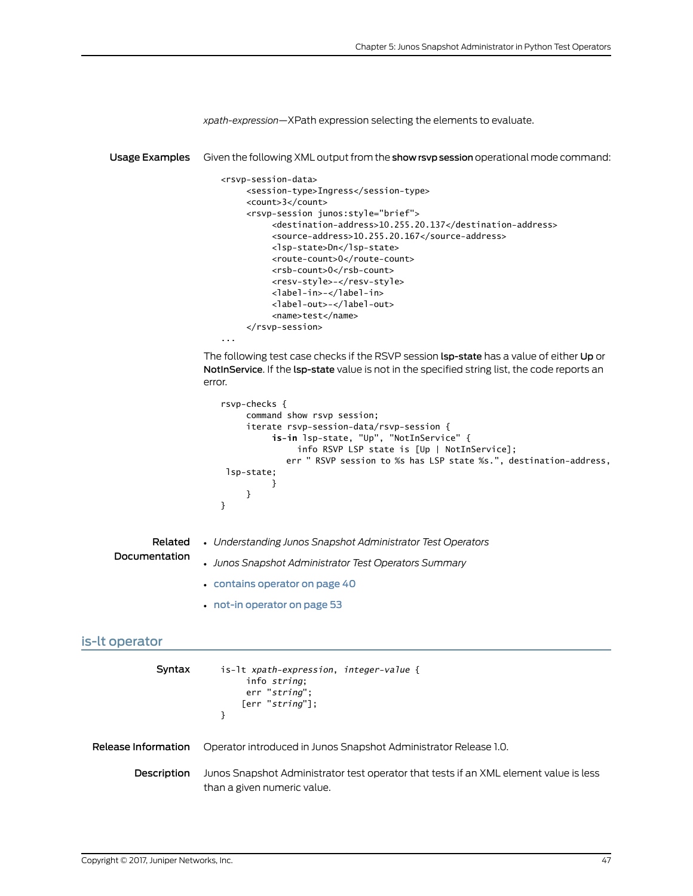*xpath-expression*—XPath expression selecting the elements to evaluate.

**Usage Examples**

Given the following XML output from the **show rsvp session** operational mode command:

```
<rsvp-session-data>
     <session-type>Ingress</session-type>
     <count>3</count>
     <rsvp-session junos:style="brief">
          <destination-address>10.255.20.137</destination-address>
          <source-address>10.255.20.167</source-address>
          <lsp-state>Dn</lsp-state>
          <route-count>0</route-count>
          <rsb-count>0</rsb-count>
          <resv-style>-</resv-style>
          <label-in>-</label-in>
          <label-out>-</label-out>
          <name>test</name>
     </rsvp-session>
...
```

The following test case checks if the RSVP session **lsp-state** has a value of either **Up** or **NotInService**. If the **lsp-state** value is not in the specified string list, the code reports an error.

```
rsvp-checks {
     command show rsvp session;
     iterate rsvp-session-data/rsvp-session {
          is-in lsp-state, "Up", "NotInService" {
               info RSVP LSP state is [Up | NotInService];
             err " RSVP session to %s has LSP state %s.", destination-address,
 lsp-state;
          }
     }
}
```

**Related Documentation**

- *Understanding Junos Snapshot Administrator Test Operators*
- *Junos Snapshot Administrator Test Operators Summary*
- contains operator on page 40
- not-in operator on page 53

## is-lt operator

**Syntax**

```
is-lt xpath-expression, integer-value {
     info string;
     err "string";
    [err "string"];
}
```

**Release Information**

Operator introduced in Junos Snapshot Administrator Release 1.0.

**Description**

Junos Snapshot Administrator test operator that tests if an XML element value is less than a given numeric value.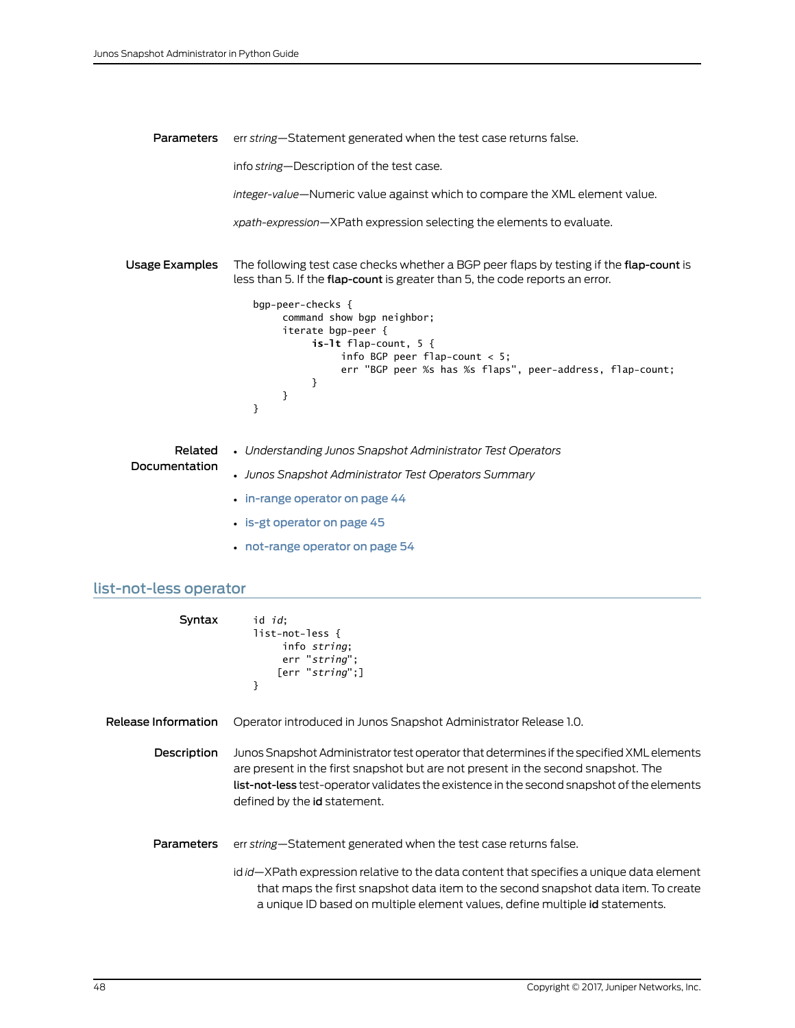**Parameters**

err *string*—Statement generated when the test case returns false.

info *string*—Description of the test case.

*integer-value*—Numeric value against which to compare the XML element value.

*xpath-expression*—XPath expression selecting the elements to evaluate.

**Usage Examples**

The following test case checks whether a BGP peer flaps by testing if the **flap-count** is less than 5. If the **flap-count** is greater than 5, the code reports an error.

```
bgp-peer-checks {
     command show bgp neighbor;
     iterate bgp-peer {
          is-lt flap-count, 5 {
               info BGP peer flap-count < 5;
               err "BGP peer %s has %s flaps", peer-address, flap-count;
          }
     }
}
```

**Related Documentation**

- *Understanding Junos Snapshot Administrator Test Operators*
- *Junos Snapshot Administrator Test Operators Summary*
- in-range operator on page 44
- is-gt operator on page 45
- not-range operator on page 54

## list-not-less operator

**Syntax**

```
id id;
list-not-less {
     info string;
     err "string";
    [err "string";]
}
```

**Release Information**

Operator introduced in Junos Snapshot Administrator Release 1.0.

**Description**

Junos Snapshot Administrator test operator that determines if the specified XML elements are present in the first snapshot but are not present in the second snapshot. The **list-not-less** test-operator validates the existence in the second snapshot of the elements defined by the **id** statement.

**Parameters**

err *string*—Statement generated when the test case returns false.

id *id*—XPath expression relative to the data content that specifies a unique data element that maps the first snapshot data item to the second snapshot data item. To create a unique ID based on multiple element values, define multiple **id** statements.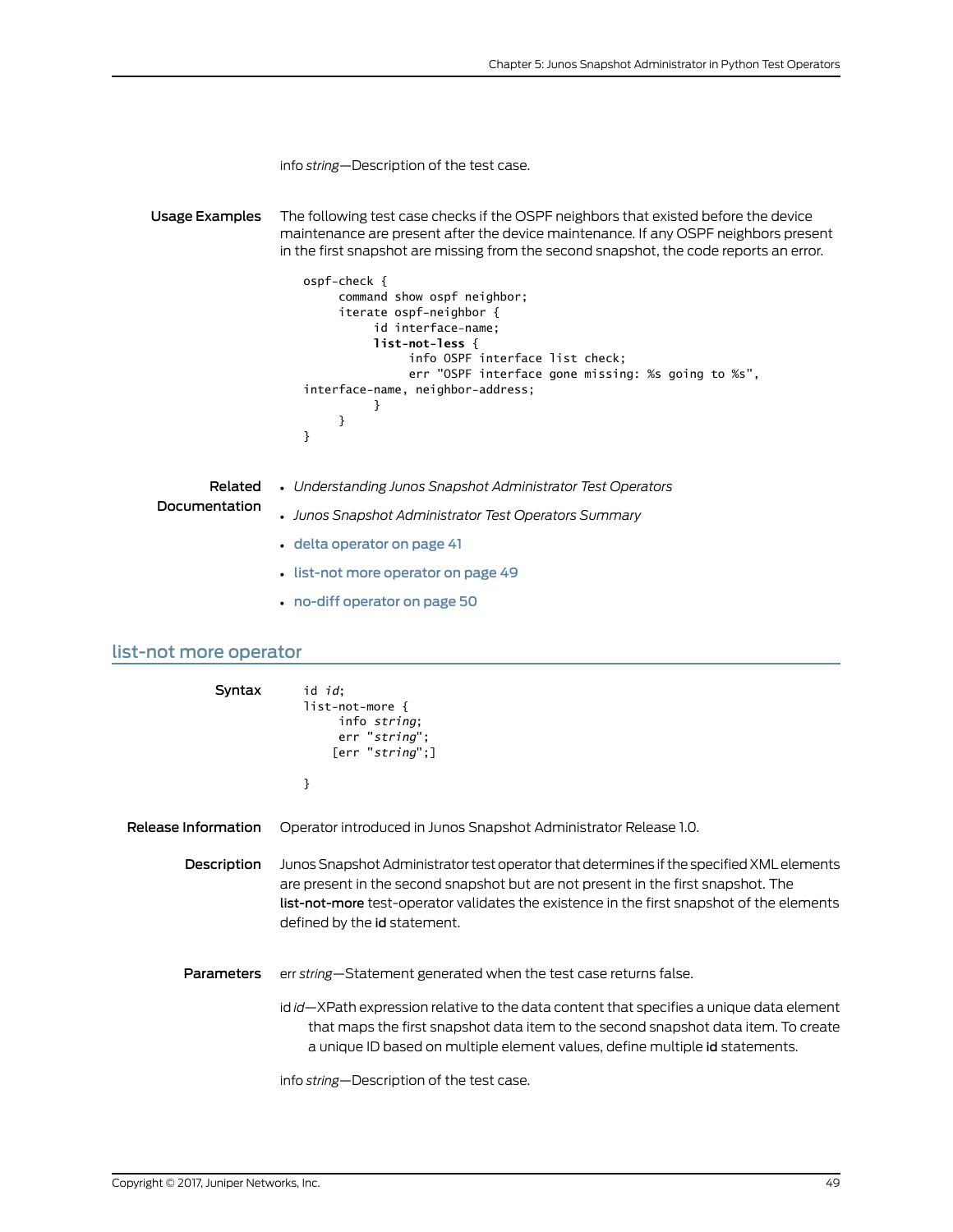info *string*—Description of the test case.

**Usage Examples** The following test case checks if the OSPF neighbors that existed before the device maintenance are present after the device maintenance. If any OSPF neighbors present in the first snapshot are missing from the second snapshot, the code reports an error.

```
ospf-check {
     command show ospf neighbor;
     iterate ospf-neighbor {
          id interface-name;
          list-not-less {
               info OSPF interface list check;
               err "OSPF interface gone missing: %s going to %s",
interface-name, neighbor-address;
          }
     }
}
```

**Related Documentation**

- *Understanding Junos Snapshot Administrator Test Operators*
- *Junos Snapshot Administrator Test Operators Summary*
- delta operator on page 41
- list-not more operator on page 49
- no-diff operator on page 50

## list-not more operator

**Syntax**

```
id id;
list-not-more {
     info string;
     err "string";
    [err "string";]

}
```

**Release Information** Operator introduced in Junos Snapshot Administrator Release 1.0.

**Description** Junos Snapshot Administrator test operator that determines if the specified XML elements are present in the second snapshot but are not present in the first snapshot. The **list-not-more** test-operator validates the existence in the first snapshot of the elements defined by the **id** statement.

**Parameters** err *string*—Statement generated when the test case returns false.

id *id*—XPath expression relative to the data content that specifies a unique data element that maps the first snapshot data item to the second snapshot data item. To create a unique ID based on multiple element values, define multiple **id** statements.

info *string*—Description of the test case.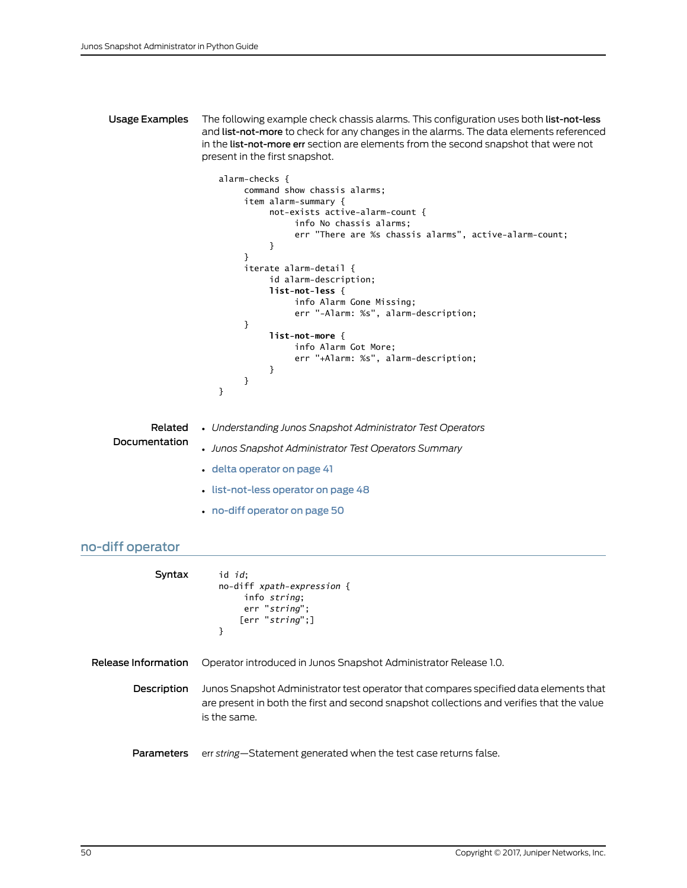**Usage Examples** The following example check chassis alarms. This configuration uses both **list-not-less** and **list-not-more** to check for any changes in the alarms. The data elements referenced in the **list-not-more err** section are elements from the second snapshot that were not present in the first snapshot.

```
alarm-checks {
     command show chassis alarms;
     item alarm-summary {
          not-exists active-alarm-count {
               info No chassis alarms;
               err "There are %s chassis alarms", active-alarm-count;
          }
     }
     iterate alarm-detail {
          id alarm-description;
          list-not-less {
               info Alarm Gone Missing;
               err "-Alarm: %s", alarm-description;
     }
          list-not-more {
               info Alarm Got More;
               err "+Alarm: %s", alarm-description;
          }
     }
}
```

**Related Documentation**

- *Understanding Junos Snapshot Administrator Test Operators*
- *Junos Snapshot Administrator Test Operators Summary*
- delta operator on page 41
- list-not-less operator on page 48
- no-diff operator on page 50

## no-diff operator

**Syntax**

```
id id;
no-diff xpath-expression {
     info string;
     err "string";
    [err "string";]
}
```

**Release Information** Operator introduced in Junos Snapshot Administrator Release 1.0.

**Description** Junos Snapshot Administrator test operator that compares specified data elements that are present in both the first and second snapshot collections and verifies that the value is the same.

**Parameters** err *string*—Statement generated when the test case returns false.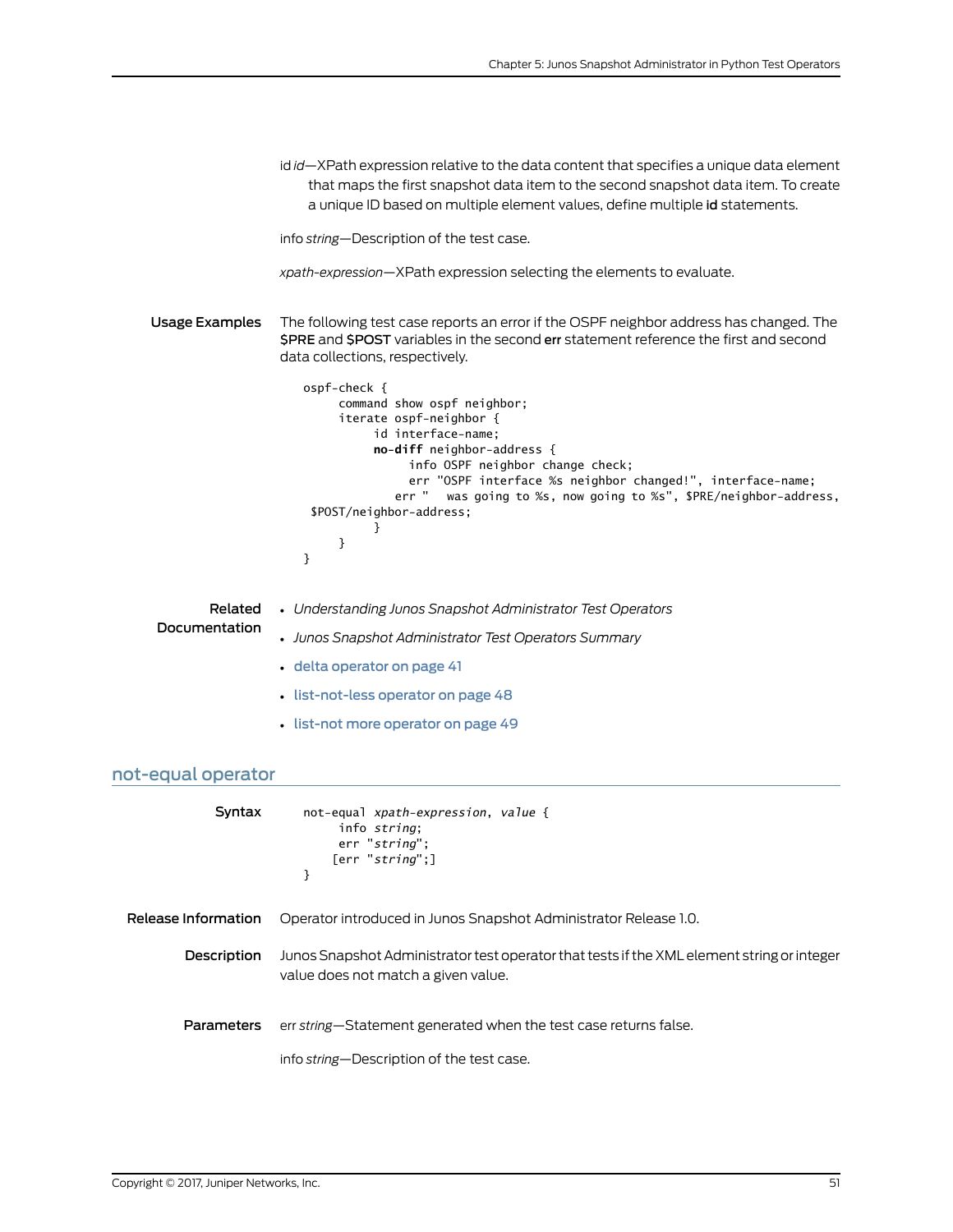id *id*—XPath expression relative to the data content that specifies a unique data element that maps the first snapshot data item to the second snapshot data item. To create a unique ID based on multiple element values, define multiple **id** statements.

info *string*—Description of the test case.

*xpath-expression*—XPath expression selecting the elements to evaluate.

**Usage Examples**

The following test case reports an error if the OSPF neighbor address has changed. The **$PRE** and **$POST** variables in the second **err** statement reference the first and second data collections, respectively.

```
ospf-check {
     command show ospf neighbor;
     iterate ospf-neighbor {
          id interface-name;
          no-diff neighbor-address {
               info OSPF neighbor change check;
               err "OSPF interface %s neighbor changed!", interface-name;
             err "   was going to %s, now going to %s", $PRE/neighbor-address,
 $POST/neighbor-address;
          }
     }
}
```

**Related Documentation**

- *Understanding Junos Snapshot Administrator Test Operators*
- *Junos Snapshot Administrator Test Operators Summary*
- delta operator on page 41
- list-not-less operator on page 48
- list-not more operator on page 49

## not-equal operator

**Syntax**

```
not-equal xpath-expression, value {
     info string;
     err "string";
    [err "string";]
}
```

**Release Information**

Operator introduced in Junos Snapshot Administrator Release 1.0.

**Description**

Junos Snapshot Administrator test operator that tests if the XML element string or integer value does not match a given value.

**Parameters**

err *string*—Statement generated when the test case returns false.

info *string*—Description of the test case.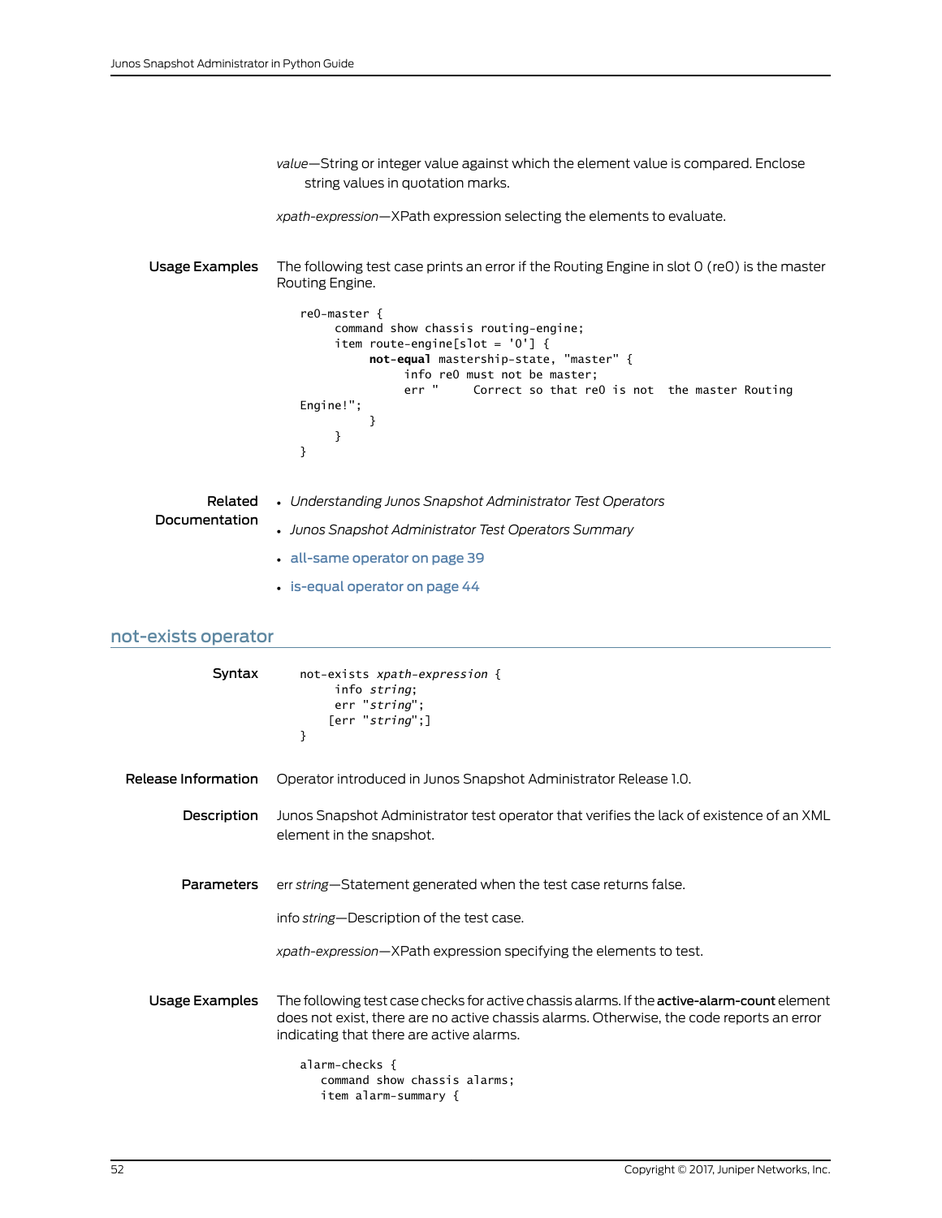*value*—String or integer value against which the element value is compared. Enclose string values in quotation marks.

*xpath-expression*—XPath expression selecting the elements to evaluate.

**Usage Examples**

The following test case prints an error if the Routing Engine in slot 0 (re0) is the master Routing Engine.

```
re0-master {
     command show chassis routing-engine;
     item route-engine[slot = '0'] {
          not-equal mastership-state, "master" {
               info re0 must not be master;
               err "     Correct so that re0 is not  the master Routing 
Engine!";
          }
     }
}
```

**Related Documentation**

- *Understanding Junos Snapshot Administrator Test Operators*
- *Junos Snapshot Administrator Test Operators Summary*
- all-same operator on page 39
- is-equal operator on page 44

## not-exists operator

**Syntax**

```
not-exists xpath-expression {
     info string;
     err "string";
    [err "string";]
}
```

**Release Information**

Operator introduced in Junos Snapshot Administrator Release 1.0.

**Description**

Junos Snapshot Administrator test operator that verifies the lack of existence of an XML element in the snapshot.

**Parameters**

err *string*—Statement generated when the test case returns false.

info *string*—Description of the test case.

*xpath-expression*—XPath expression specifying the elements to test.

**Usage Examples**

The following test case checks for active chassis alarms. If the **active-alarm-count** element does not exist, there are no active chassis alarms. Otherwise, the code reports an error indicating that there are active alarms.

```
alarm-checks {
   command show chassis alarms;
   item alarm-summary {
```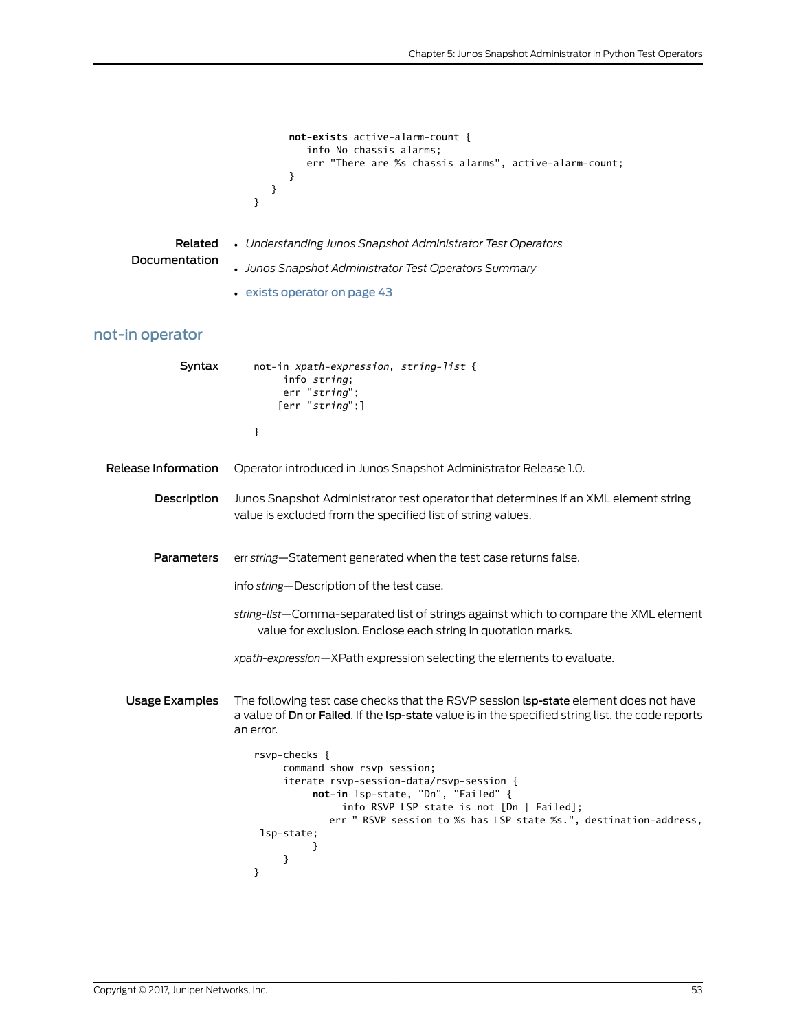```
        not-exists active-alarm-count {
            info No chassis alarms;
            err "There are %s chassis alarms", active-alarm-count;
        }
    }
}
```

**Related Documentation**

- *Understanding Junos Snapshot Administrator Test Operators*
- *Junos Snapshot Administrator Test Operators Summary*
- exists operator on page 43

## not-in operator

**Syntax**

```
not-in xpath-expression, string-list {
     info string;
     err "string";
    [err "string";]

}
```

**Release Information** Operator introduced in Junos Snapshot Administrator Release 1.0.

**Description** Junos Snapshot Administrator test operator that determines if an XML element string value is excluded from the specified list of string values.

**Parameters**

err *string*—Statement generated when the test case returns false.

info *string*—Description of the test case.

*string-list*—Comma-separated list of strings against which to compare the XML element value for exclusion. Enclose each string in quotation marks.

*xpath-expression*—XPath expression selecting the elements to evaluate.

**Usage Examples** The following test case checks that the RSVP session **lsp-state** element does not have a value of **Dn** or **Failed**. If the **lsp-state** value is in the specified string list, the code reports an error.

```
rsvp-checks {
     command show rsvp session;
     iterate rsvp-session-data/rsvp-session {
          not-in lsp-state, "Dn", "Failed" {
               info RSVP LSP state is not [Dn | Failed];
             err " RSVP session to %s has LSP state %s.", destination-address,
 lsp-state;
          }
     }
}
```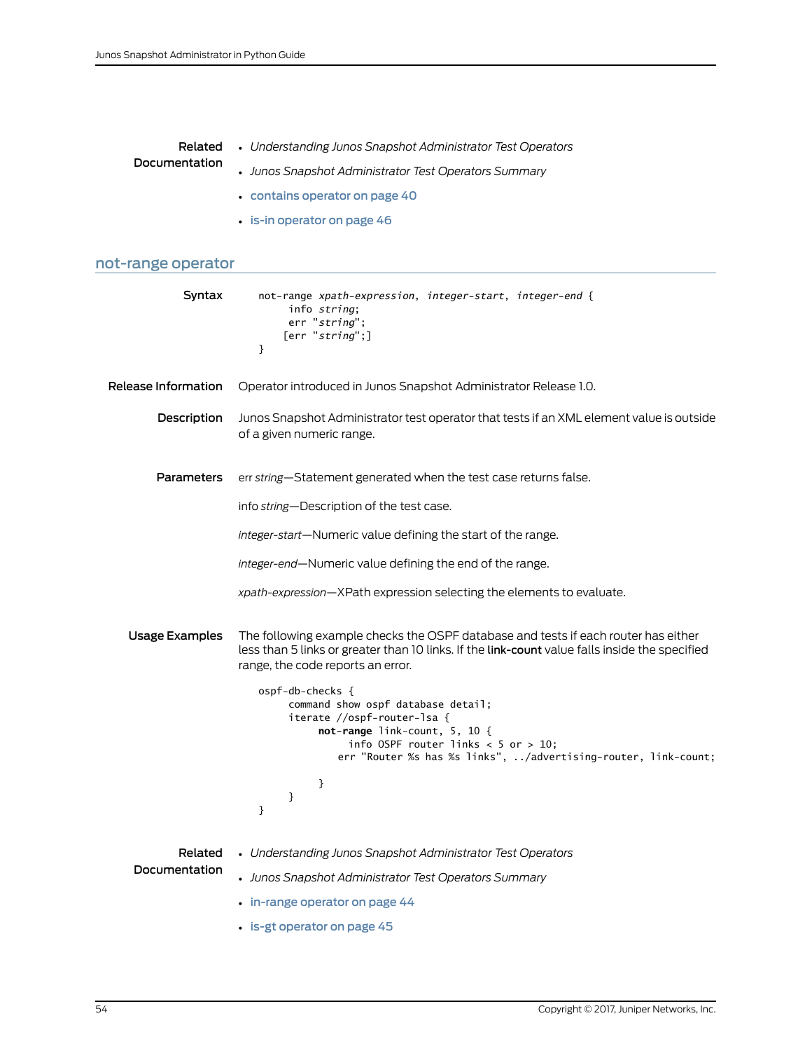**Related Documentation**

- *Understanding Junos Snapshot Administrator Test Operators*
- *Junos Snapshot Administrator Test Operators Summary*
- contains operator on page 40
- is-in operator on page 46

## not-range operator

**Syntax**

```
not-range xpath-expression, integer-start, integer-end {
     info string;
     err "string";
    [err "string";]
}
```

**Release Information**

Operator introduced in Junos Snapshot Administrator Release 1.0.

**Description**

Junos Snapshot Administrator test operator that tests if an XML element value is outside of a given numeric range.

**Parameters**

err *string*—Statement generated when the test case returns false.

info *string*—Description of the test case.

*integer-start*—Numeric value defining the start of the range.

*integer-end*—Numeric value defining the end of the range.

*xpath-expression*—XPath expression selecting the elements to evaluate.

**Usage Examples**

The following example checks the OSPF database and tests if each router has either less than 5 links or greater than 10 links. If the **link-count** value falls inside the specified range, the code reports an error.

```
ospf-db-checks {
     command show ospf database detail;
     iterate //ospf-router-lsa {
          not-range link-count, 5, 10 {
               info OSPF router links < 5 or > 10;
             err "Router %s has %s links", ../advertising-router, link-count;

          }
     }
}
```

**Related Documentation**

- *Understanding Junos Snapshot Administrator Test Operators*
- *Junos Snapshot Administrator Test Operators Summary*
- in-range operator on page 44
- is-gt operator on page 45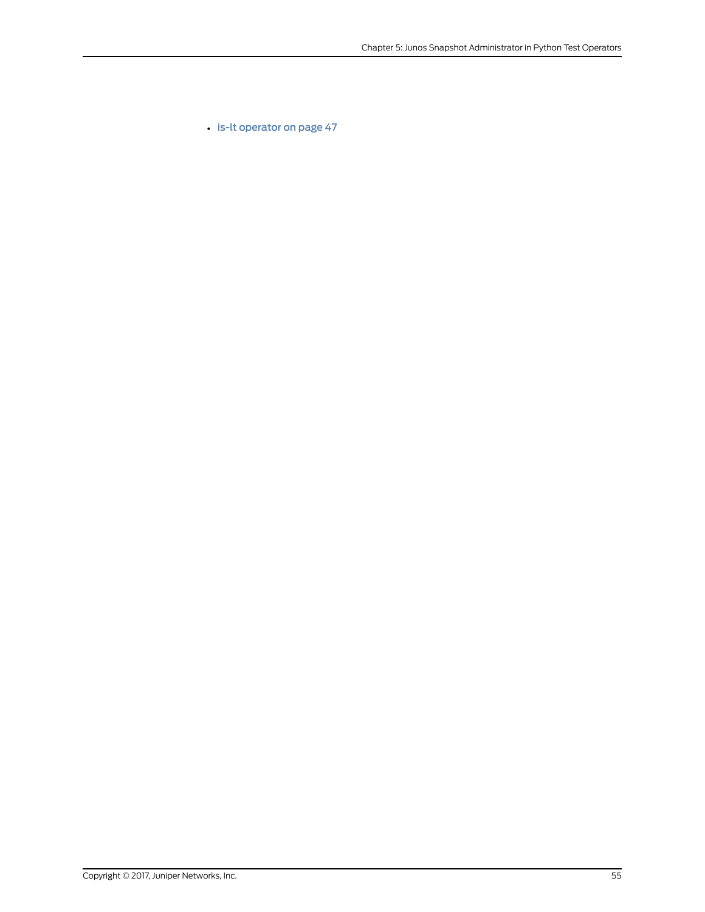- is-lt operator on page 47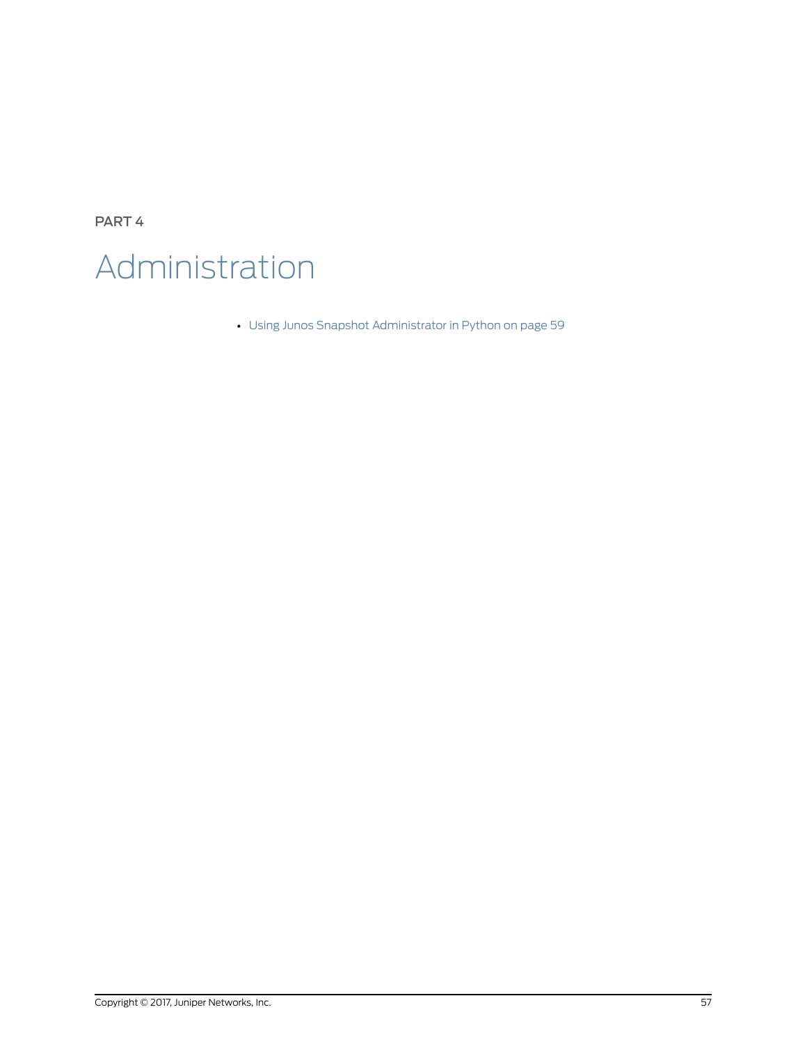PART 4

# Administration

- Using Junos Snapshot Administrator in Python on page 59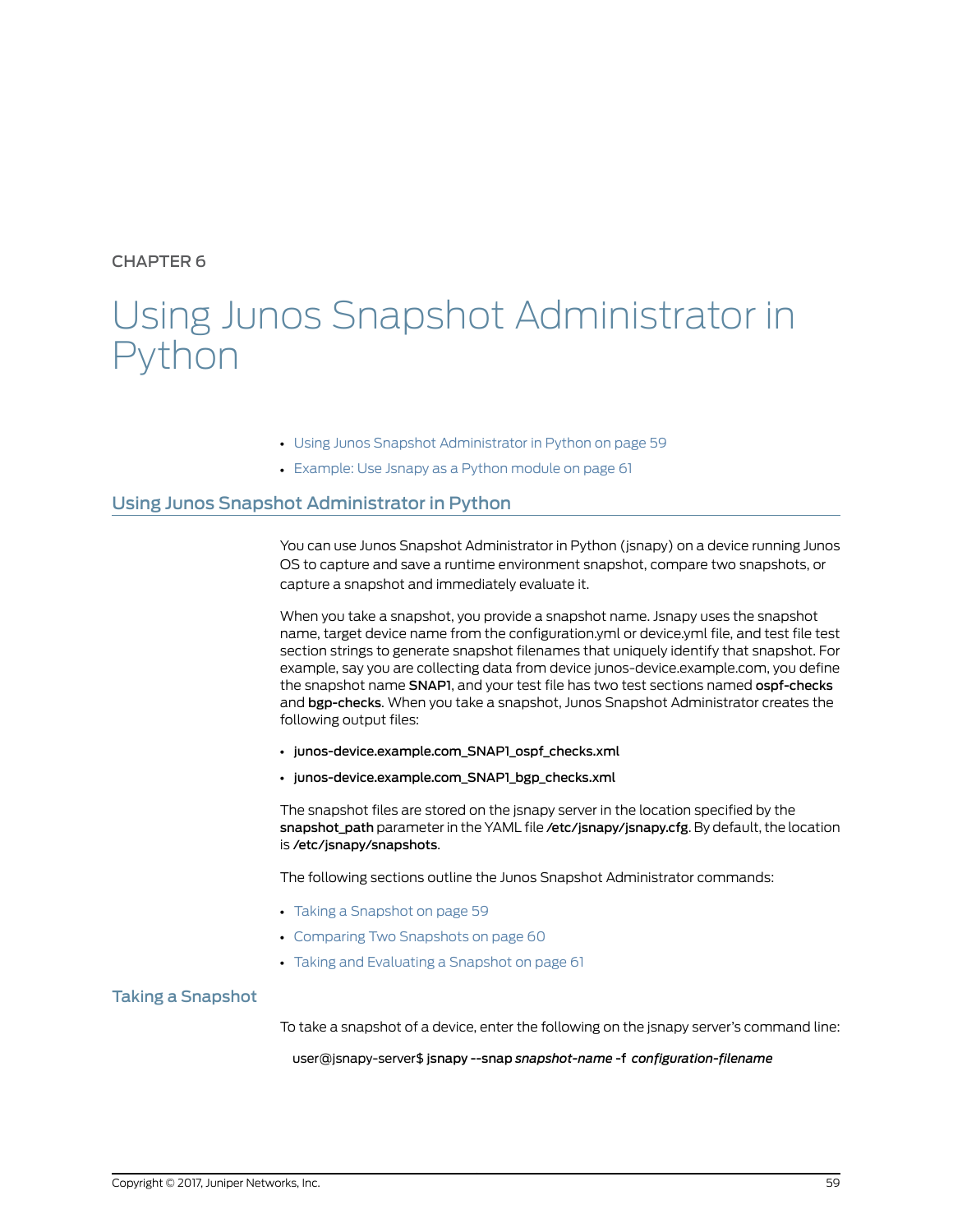CHAPTER 6

# Using Junos Snapshot Administrator in Python

- Using Junos Snapshot Administrator in Python on page 59
- Example: Use Jsnapy as a Python module on page 61

## Using Junos Snapshot Administrator in Python

You can use Junos Snapshot Administrator in Python (jsnapy) on a device running Junos OS to capture and save a runtime environment snapshot, compare two snapshots, or capture a snapshot and immediately evaluate it.

When you take a snapshot, you provide a snapshot name. Jsnapy uses the snapshot name, target device name from the configuration.yml or device.yml file, and test file test section strings to generate snapshot filenames that uniquely identify that snapshot. For example, say you are collecting data from device junos-device.example.com, you define the snapshot name **SNAP1**, and your test file has two test sections named **ospf-checks** and **bgp-checks**. When you take a snapshot, Junos Snapshot Administrator creates the following output files:

- **junos-device.example.com_SNAP1_ospf_checks.xml**
- **junos-device.example.com_SNAP1_bgp_checks.xml**

The snapshot files are stored on the jsnapy server in the location specified by the **snapshot_path** parameter in the YAML file **/etc/jsnapy/jsnapy.cfg**. By default, the location is **/etc/jsnapy/snapshots**.

The following sections outline the Junos Snapshot Administrator commands:

- Taking a Snapshot on page 59
- Comparing Two Snapshots on page 60
- Taking and Evaluating a Snapshot on page 61

### Taking a Snapshot

To take a snapshot of a device, enter the following on the jsnapy server's command line:

```
user@jsnapy-server$ jsnapy --snap snapshot-name -f configuration-filename
```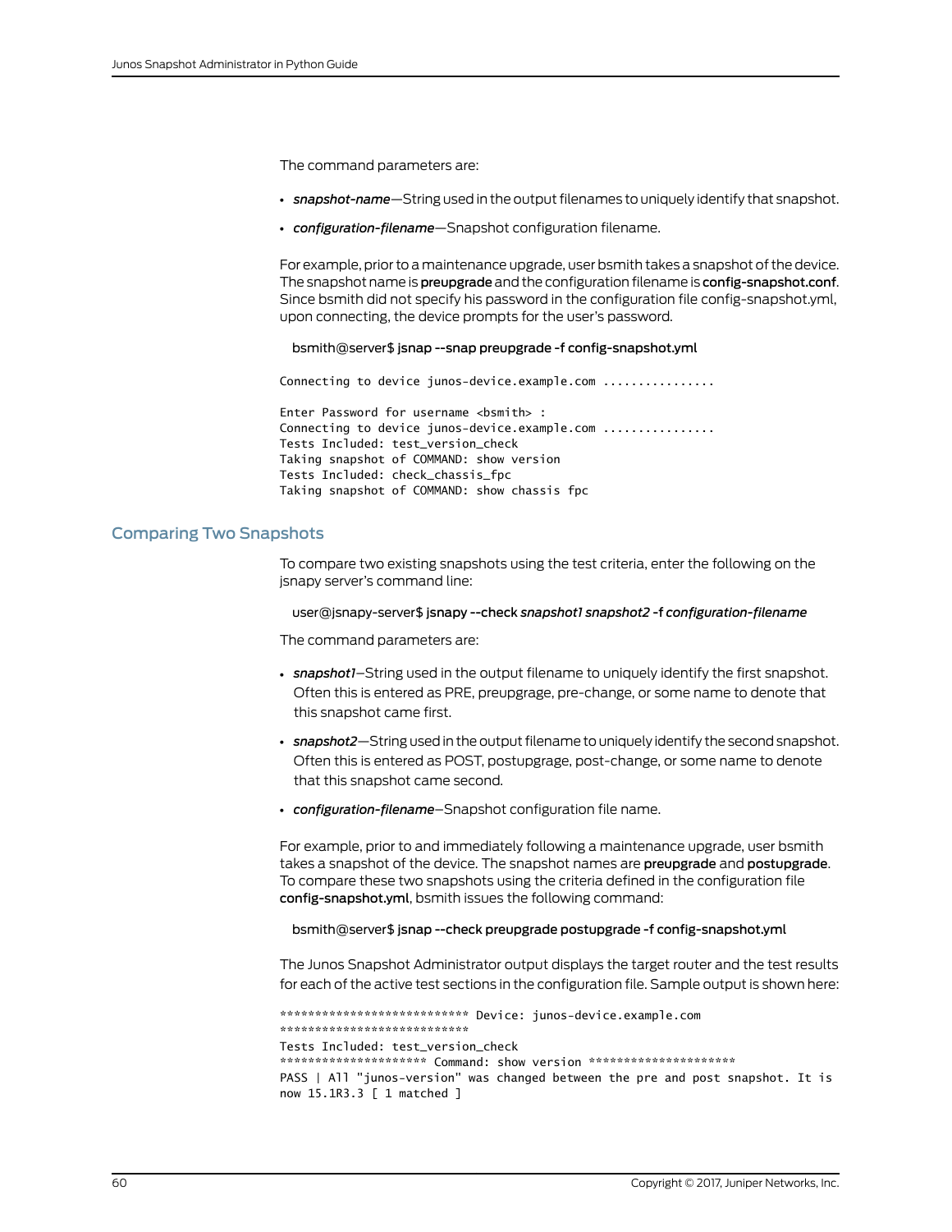The command parameters are:

- *snapshot-name*—String used in the output filenames to uniquely identify that snapshot.
- *configuration-filename*—Snapshot configuration filename.

For example, prior to a maintenance upgrade, user bsmith takes a snapshot of the device. The snapshot name is **preupgrade** and the configuration filename is **config-snapshot.conf**. Since bsmith did not specify his password in the configuration file config-snapshot.yml, upon connecting, the device prompts for the user's password.

bsmith@server$ **jsnap --snap preupgrade -f config-snapshot.yml**

```
Connecting to device junos-device.example.com ................

Enter Password for username <bsmith> :
Connecting to device junos-device.example.com ................
Tests Included: test_version_check
Taking snapshot of COMMAND: show version
Tests Included: check_chassis_fpc
Taking snapshot of COMMAND: show chassis fpc
```

## Comparing Two Snapshots

To compare two existing snapshots using the test criteria, enter the following on the jsnapy server's command line:

user@jsnapy-server$ **jsnapy --check** ***snapshot1 snapshot2*** **-f** ***configuration-filename***

The command parameters are:

- *snapshot1*—String used in the output filename to uniquely identify the first snapshot. Often this is entered as PRE, preupgrage, pre-change, or some name to denote that this snapshot came first.
- *snapshot2*—String used in the output filename to uniquely identify the second snapshot. Often this is entered as POST, postupgrage, post-change, or some name to denote that this snapshot came second.
- *configuration-filename*—Snapshot configuration file name.

For example, prior to and immediately following a maintenance upgrade, user bsmith takes a snapshot of the device. The snapshot names are **preupgrade** and **postupgrade**. To compare these two snapshots using the criteria defined in the configuration file **config-snapshot.yml**, bsmith issues the following command:

bsmith@server$ **jsnap --check preupgrade postupgrade -f config-snapshot.yml**

The Junos Snapshot Administrator output displays the target router and the test results for each of the active test sections in the configuration file. Sample output is shown here:

```
**************************** Device: junos-device.example.com
****************************
Tests Included: test_version_check
********************* Command: show version *********************
PASS | All "junos-version" was changed between the pre and post snapshot. It is
now 15.1R3.3 [ 1 matched ]
```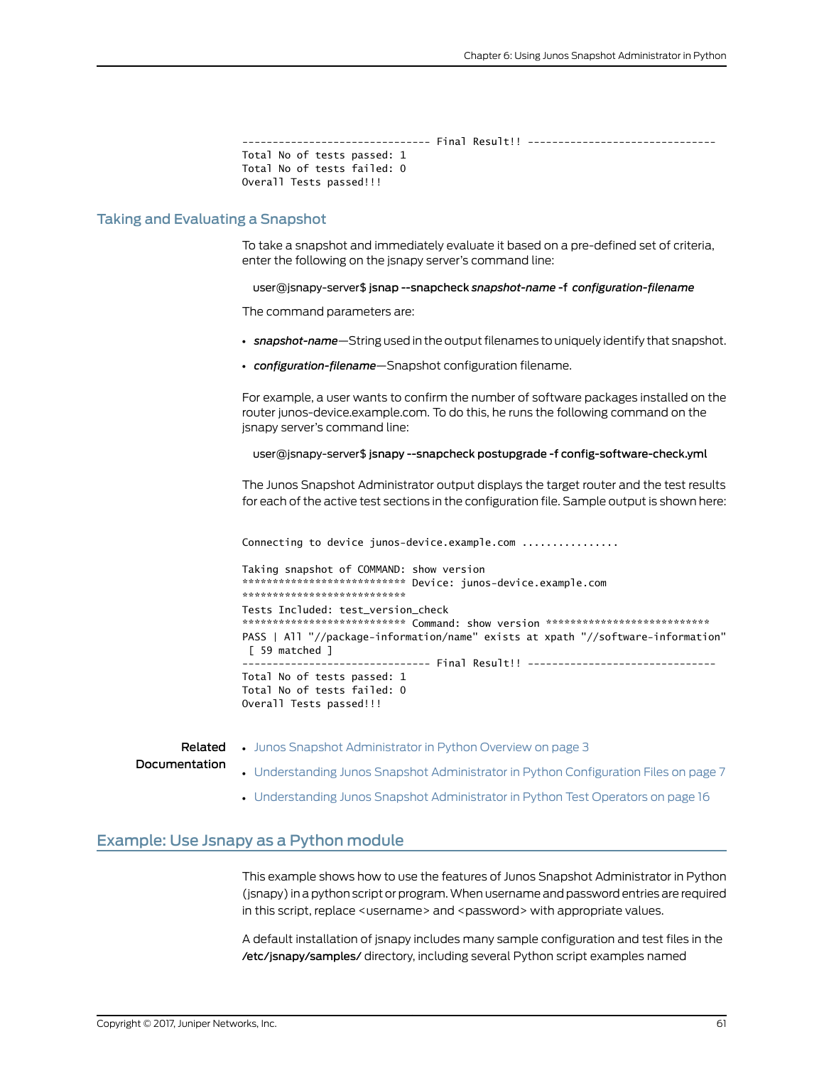```
------------------------------ Final Result!! ------------------------------
Total No of tests passed: 1
Total No of tests failed: 0
Overall Tests passed!!!
```

## Taking and Evaluating a Snapshot

To take a snapshot and immediately evaluate it based on a pre-defined set of criteria, enter the following on the jsnapy server's command line:

user@jsnapy-server$ **jsnap --snapcheck** ***snapshot-name*** **-f** ***configuration-filename***

The command parameters are:

- ***snapshot-name***—String used in the output filenames to uniquely identify that snapshot.
- ***configuration-filename***—Snapshot configuration filename.

For example, a user wants to confirm the number of software packages installed on the router junos-device.example.com. To do this, he runs the following command on the jsnapy server's command line:

user@jsnapy-server$ **jsnapy --snapcheck postupgrade -f config-software-check.yml**

The Junos Snapshot Administrator output displays the target router and the test results for each of the active test sections in the configuration file. Sample output is shown here:

```
Connecting to device junos-device.example.com ................

Taking snapshot of COMMAND: show version
*************************** Device: junos-device.example.com
***************************
Tests Included: test_version_check
*************************** Command: show version ***************************
PASS | All "//package-information/name" exists at xpath "//software-information"
 [ 59 matched ]
------------------------------ Final Result!! ------------------------------
Total No of tests passed: 1
Total No of tests failed: 0
Overall Tests passed!!!
```

**Related Documentation**

- Junos Snapshot Administrator in Python Overview on page 3
- Understanding Junos Snapshot Administrator in Python Configuration Files on page 7
- Understanding Junos Snapshot Administrator in Python Test Operators on page 16

## Example: Use Jsnapy as a Python module

This example shows how to use the features of Junos Snapshot Administrator in Python (jsnapy) in a python script or program. When username and password entries are required in this script, replace <username> and <password> with appropriate values.

A default installation of jsnapy includes many sample configuration and test files in the **/etc/jsnapy/samples/** directory, including several Python script examples named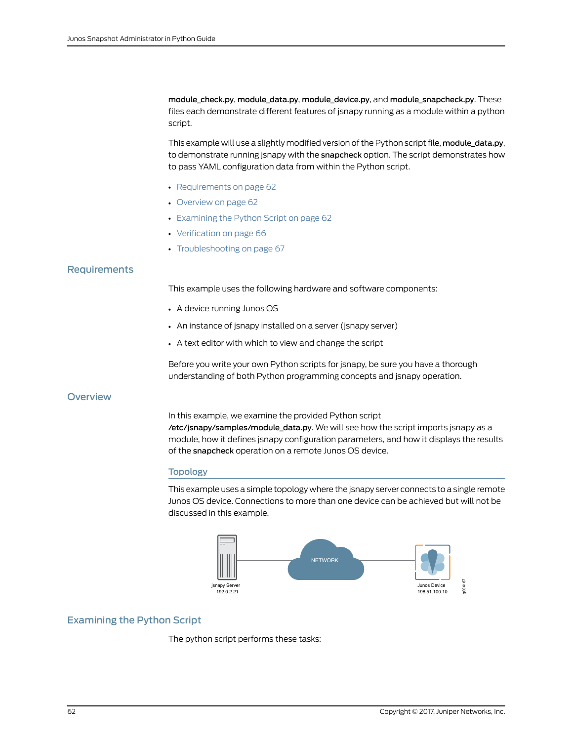**module_check.py**, **module_data.py**, **module_device.py**, and **module_snapcheck.py**. These files each demonstrate different features of jsnapy running as a module within a python script.

This example will use a slightly modified version of the Python script file, **module_data.py**, to demonstrate running jsnapy with the **snapcheck** option. The script demonstrates how to pass YAML configuration data from within the Python script.

- Requirements on page 62
- Overview on page 62
- Examining the Python Script on page 62
- Verification on page 66
- Troubleshooting on page 67

## Requirements

This example uses the following hardware and software components:

- A device running Junos OS
- An instance of jsnapy installed on a server (jsnapy server)
- A text editor with which to view and change the script

Before you write your own Python scripts for jsnapy, be sure you have a thorough understanding of both Python programming concepts and jsnapy operation.

## Overview

In this example, we examine the provided Python script **/etc/jsnapy/samples/module_data.py**. We will see how the script imports jsnapy as a module, how it defines jsnapy configuration parameters, and how it displays the results of the **snapcheck** operation on a remote Junos OS device.

### Topology

This example uses a simple topology where the jsnapy server connects to a single remote Junos OS device. Connections to more than one device can be achieved but will not be discussed in this example.

jsnapy Server 192.0.2.21 — NETWORK — Junos Device 198.51.100.10

g004167

## Examining the Python Script

The python script performs these tasks: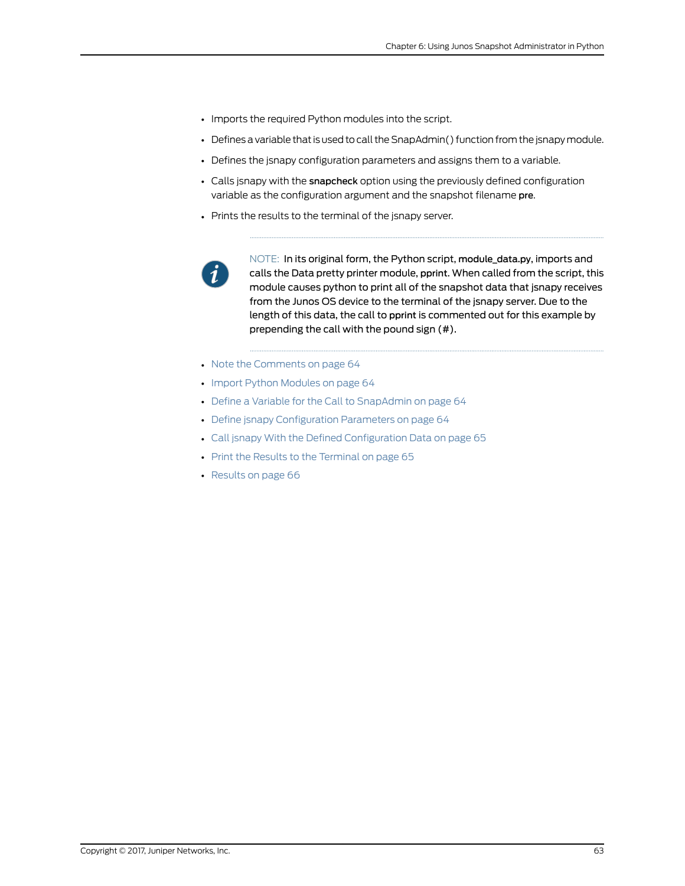- Imports the required Python modules into the script.
- Defines a variable that is used to call the SnapAdmin() function from the jsnapy module.
- Defines the jsnapy configuration parameters and assigns them to a variable.
- Calls jsnapy with the **snapcheck** option using the previously defined configuration variable as the configuration argument and the snapshot filename **pre**.
- Prints the results to the terminal of the jsnapy server.

---

NOTE: In its original form, the Python script, **module_data.py**, imports and calls the Data pretty printer module, **pprint**. When called from the script, this module causes python to print all of the snapshot data that jsnapy receives from the Junos OS device to the terminal of the jsnapy server. Due to the length of this data, the call to **pprint** is commented out for this example by prepending the call with the pound sign (#).

---

- Note the Comments on page 64
- Import Python Modules on page 64
- Define a Variable for the Call to SnapAdmin on page 64
- Define jsnapy Configuration Parameters on page 64
- Call jsnapy With the Defined Configuration Data on page 65
- Print the Results to the Terminal on page 65
- Results on page 66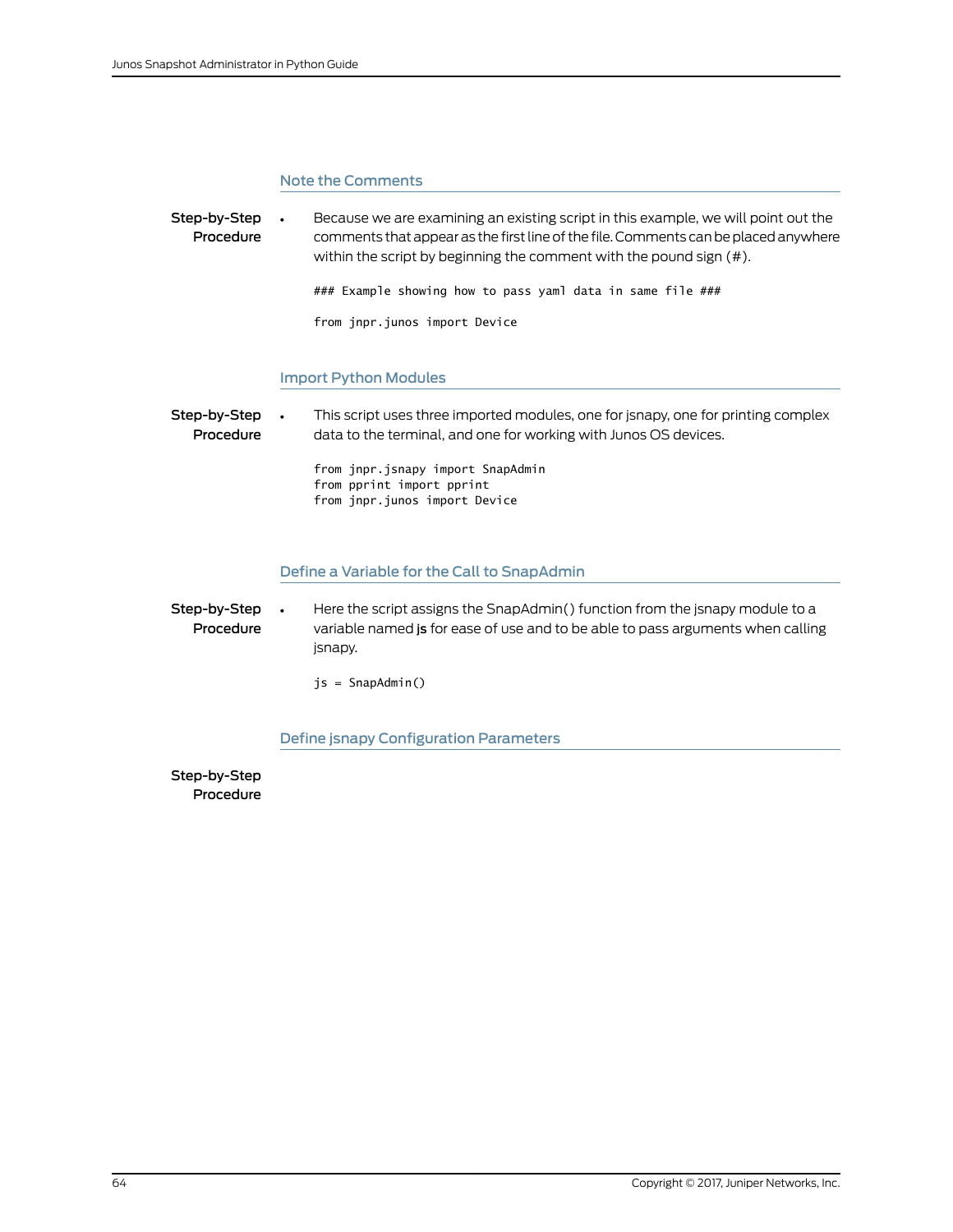## Note the Comments

**Step-by-Step Procedure**

- Because we are examining an existing script in this example, we will point out the comments that appear as the first line of the file. Comments can be placed anywhere within the script by beginning the comment with the pound sign (#).

```
### Example showing how to pass yaml data in same file ###

from jnpr.junos import Device
```

## Import Python Modules

**Step-by-Step Procedure**

- This script uses three imported modules, one for jsnapy, one for printing complex data to the terminal, and one for working with Junos OS devices.

```
from jnpr.jsnapy import SnapAdmin
from pprint import pprint
from jnpr.junos import Device
```

## Define a Variable for the Call to SnapAdmin

**Step-by-Step Procedure**

- Here the script assigns the SnapAdmin() function from the jsnapy module to a variable named **js** for ease of use and to be able to pass arguments when calling jsnapy.

```
js = SnapAdmin()
```

## Define jsnapy Configuration Parameters

**Step-by-Step Procedure**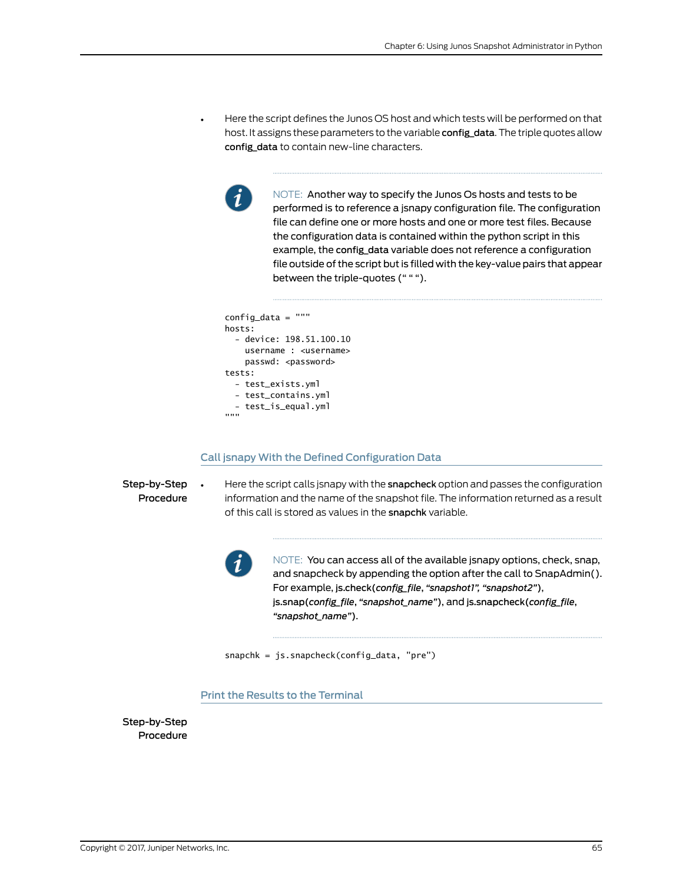- Here the script defines the Junos OS host and which tests will be performed on that host. It assigns these parameters to the variable **config_data**. The triple quotes allow **config_data** to contain new-line characters.

> NOTE: Another way to specify the Junos Os hosts and tests to be performed is to reference a jsnapy configuration file. The configuration file can define one or more hosts and one or more test files. Because the configuration data is contained within the python script in this example, the **config_data** variable does not reference a configuration file outside of the script but is filled with the key-value pairs that appear between the triple-quotes (" " ").

```
config_data = """
hosts:
  - device: 198.51.100.10
    username : <username>
    passwd: <password>
tests:
  - test_exists.yml
  - test_contains.yml
  - test_is_equal.yml
"""
```

## Call jsnapy With the Defined Configuration Data

**Step-by-Step Procedure**

- Here the script calls jsnapy with the **snapcheck** option and passes the configuration information and the name of the snapshot file. The information returned as a result of this call is stored as values in the **snapchk** variable.

> NOTE: You can access all of the available jsnapy options, check, snap, and snapcheck by appending the option after the call to SnapAdmin(). For example, js.check(*config_file*, *"snapshot1", "snapshot2"*), js.snap(*config_file*, *"snapshot_name"*), and js.snapcheck(*config_file*, *"snapshot_name"*).

```
snapchk = js.snapcheck(config_data, "pre")
```

## Print the Results to the Terminal

**Step-by-Step Procedure**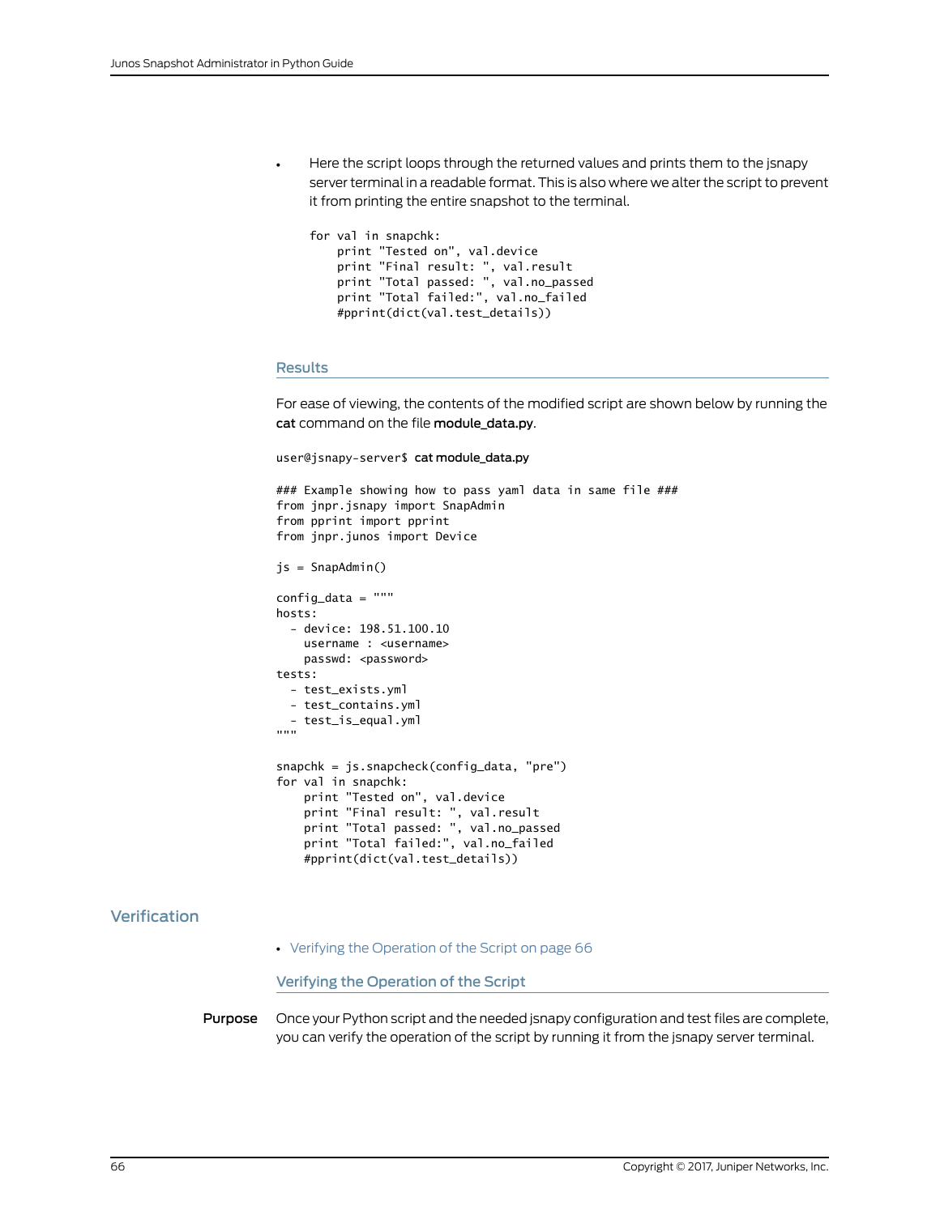- Here the script loops through the returned values and prints them to the jsnapy server terminal in a readable format. This is also where we alter the script to prevent it from printing the entire snapshot to the terminal.

```
for val in snapchk:
    print "Tested on", val.device
    print "Final result: ", val.result
    print "Total passed: ", val.no_passed
    print "Total failed:", val.no_failed
    #pprint(dict(val.test_details))
```

### Results

For ease of viewing, the contents of the modified script are shown below by running the **cat** command on the file **module_data.py**.

```
user@jsnapy-server$ cat module_data.py

### Example showing how to pass yaml data in same file ###
from jnpr.jsnapy import SnapAdmin
from pprint import pprint
from jnpr.junos import Device

js = SnapAdmin()

config_data = """
hosts:
  - device: 198.51.100.10
    username : <username>
    passwd: <password>
tests:
  - test_exists.yml
  - test_contains.yml
  - test_is_equal.yml
"""

snapchk = js.snapcheck(config_data, "pre")
for val in snapchk:
    print "Tested on", val.device
    print "Final result: ", val.result
    print "Total passed: ", val.no_passed
    print "Total failed:", val.no_failed
    #pprint(dict(val.test_details))
```

## Verification

- Verifying the Operation of the Script on page 66

### Verifying the Operation of the Script

**Purpose** Once your Python script and the needed jsnapy configuration and test files are complete, you can verify the operation of the script by running it from the jsnapy server terminal.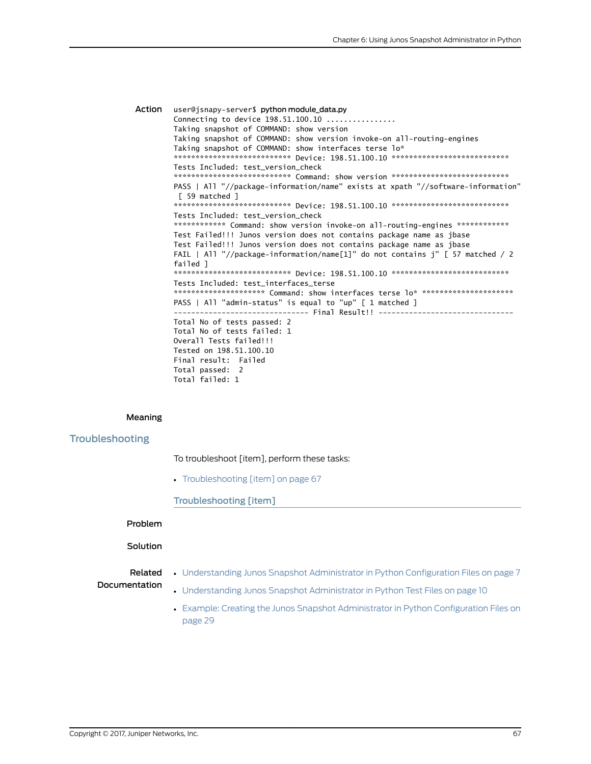**Action**

```
user@jsnapy-server$ python module_data.py
Connecting to device 198.51.100.10 ................
Taking snapshot of COMMAND: show version
Taking snapshot of COMMAND: show version invoke-on all-routing-engines
Taking snapshot of COMMAND: show interfaces terse lo*
*************************** Device: 198.51.100.10 ***************************
Tests Included: test_version_check
*************************** Command: show version ***************************
PASS | All "//package-information/name" exists at xpath "//software-information"
 [ 59 matched ]
*************************** Device: 198.51.100.10 ***************************
Tests Included: test_version_check
************ Command: show version invoke-on all-routing-engines ************
Test Failed!!! Junos version does not contains package name as jbase
Test Failed!!! Junos version does not contains package name as jbase
FAIL | All "//package-information/name[1]" do not contains j" [ 57 matched / 2
failed ]
*************************** Device: 198.51.100.10 ***************************
Tests Included: test_interfaces_terse
********************* Command: show interfaces terse lo* *********************
PASS | All "admin-status" is equal to "up" [ 1 matched ]
------------------------------- Final Result!! -------------------------------
Total No of tests passed: 2
Total No of tests failed: 1
Overall Tests failed!!!
Tested on 198.51.100.10
Final result:  Failed
Total passed:  2
Total failed: 1
```

**Meaning**

## Troubleshooting

To troubleshoot [item], perform these tasks:

- Troubleshooting [item] on page 67

### Troubleshooting [item]

**Problem**

**Solution**

**Related Documentation**

- Understanding Junos Snapshot Administrator in Python Configuration Files on page 7
- Understanding Junos Snapshot Administrator in Python Test Files on page 10
- Example: Creating the Junos Snapshot Administrator in Python Configuration Files on page 29